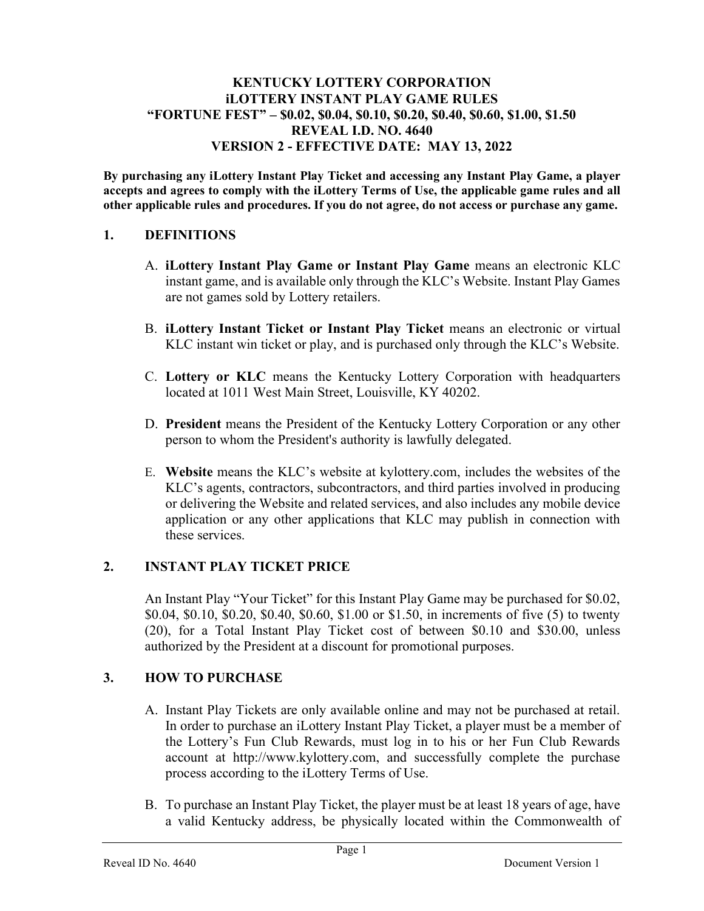# KENTUCKY LOTTERY CORPORATION
# iLOTTERY INSTANT PLAY GAME RULES
# "FORTUNE FEST" – $0.02, $0.04, $0.10, $0.20, $0.40, $0.60, $1.00, $1.50
# REVEAL I.D. NO. 4640
# VERSION 2 - EFFECTIVE DATE: MAY 13, 2022

**By purchasing any iLottery Instant Play Ticket and accessing any Instant Play Game, a player accepts and agrees to comply with the iLottery Terms of Use, the applicable game rules and all other applicable rules and procedures. If you do not agree, do not access or purchase any game.**

## 1. DEFINITIONS

A. **iLottery Instant Play Game or Instant Play Game** means an electronic KLC instant game, and is available only through the KLC's Website. Instant Play Games are not games sold by Lottery retailers.

B. **iLottery Instant Ticket or Instant Play Ticket** means an electronic or virtual KLC instant win ticket or play, and is purchased only through the KLC's Website.

C. **Lottery or KLC** means the Kentucky Lottery Corporation with headquarters located at 1011 West Main Street, Louisville, KY 40202.

D. **President** means the President of the Kentucky Lottery Corporation or any other person to whom the President's authority is lawfully delegated.

E. **Website** means the KLC's website at kylottery.com, includes the websites of the KLC's agents, contractors, subcontractors, and third parties involved in producing or delivering the Website and related services, and also includes any mobile device application or any other applications that KLC may publish in connection with these services.

## 2. INSTANT PLAY TICKET PRICE

An Instant Play "Your Ticket" for this Instant Play Game may be purchased for $0.02, $0.04, $0.10, $0.20, $0.40, $0.60, $1.00 or $1.50, in increments of five (5) to twenty (20), for a Total Instant Play Ticket cost of between $0.10 and $30.00, unless authorized by the President at a discount for promotional purposes.

## 3. HOW TO PURCHASE

A. Instant Play Tickets are only available online and may not be purchased at retail. In order to purchase an iLottery Instant Play Ticket, a player must be a member of the Lottery's Fun Club Rewards, must log in to his or her Fun Club Rewards account at http://www.kylottery.com, and successfully complete the purchase process according to the iLottery Terms of Use.

B. To purchase an Instant Play Ticket, the player must be at least 18 years of age, have a valid Kentucky address, be physically located within the Commonwealth of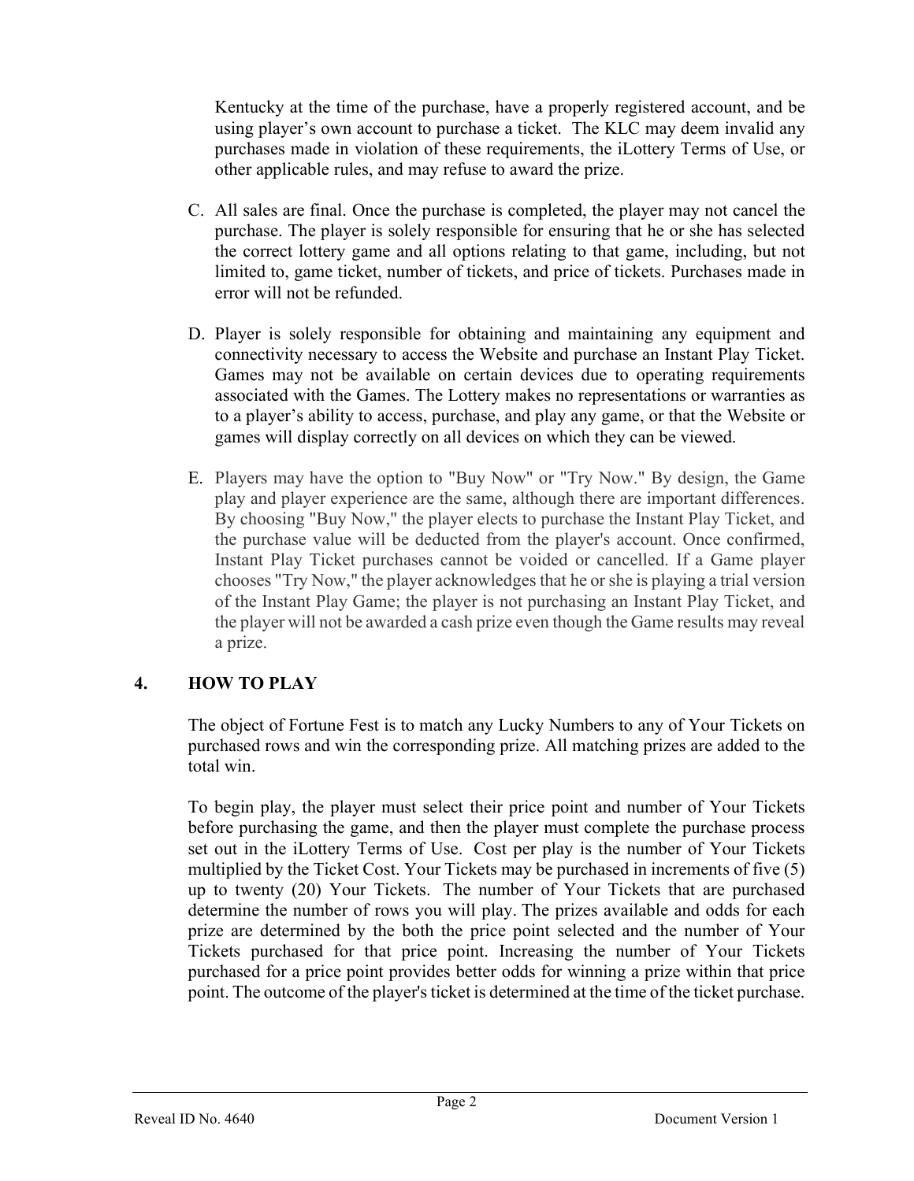Kentucky at the time of the purchase, have a properly registered account, and be using player's own account to purchase a ticket. The KLC may deem invalid any purchases made in violation of these requirements, the iLottery Terms of Use, or other applicable rules, and may refuse to award the prize.

C. All sales are final. Once the purchase is completed, the player may not cancel the purchase. The player is solely responsible for ensuring that he or she has selected the correct lottery game and all options relating to that game, including, but not limited to, game ticket, number of tickets, and price of tickets. Purchases made in error will not be refunded.

D. Player is solely responsible for obtaining and maintaining any equipment and connectivity necessary to access the Website and purchase an Instant Play Ticket. Games may not be available on certain devices due to operating requirements associated with the Games. The Lottery makes no representations or warranties as to a player's ability to access, purchase, and play any game, or that the Website or games will display correctly on all devices on which they can be viewed.

E. Players may have the option to "Buy Now" or "Try Now." By design, the Game play and player experience are the same, although there are important differences. By choosing "Buy Now," the player elects to purchase the Instant Play Ticket, and the purchase value will be deducted from the player's account. Once confirmed, Instant Play Ticket purchases cannot be voided or cancelled. If a Game player chooses "Try Now," the player acknowledges that he or she is playing a trial version of the Instant Play Game; the player is not purchasing an Instant Play Ticket, and the player will not be awarded a cash prize even though the Game results may reveal a prize.

## 4. HOW TO PLAY

The object of Fortune Fest is to match any Lucky Numbers to any of Your Tickets on purchased rows and win the corresponding prize. All matching prizes are added to the total win.

To begin play, the player must select their price point and number of Your Tickets before purchasing the game, and then the player must complete the purchase process set out in the iLottery Terms of Use. Cost per play is the number of Your Tickets multiplied by the Ticket Cost. Your Tickets may be purchased in increments of five (5) up to twenty (20) Your Tickets. The number of Your Tickets that are purchased determine the number of rows you will play. The prizes available and odds for each prize are determined by the both the price point selected and the number of Your Tickets purchased for that price point. Increasing the number of Your Tickets purchased for a price point provides better odds for winning a prize within that price point. The outcome of the player's ticket is determined at the time of the ticket purchase.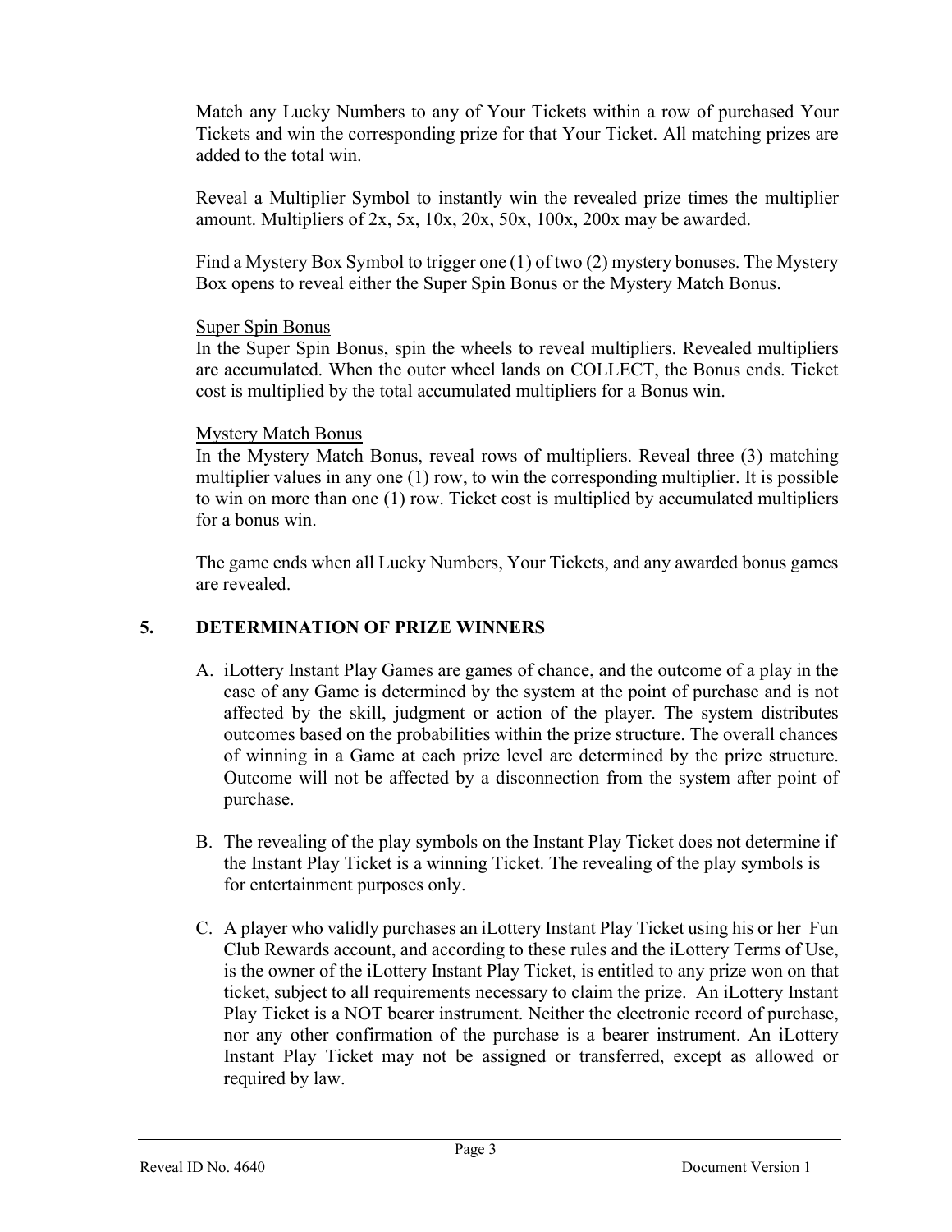Match any Lucky Numbers to any of Your Tickets within a row of purchased Your Tickets and win the corresponding prize for that Your Ticket. All matching prizes are added to the total win.

Reveal a Multiplier Symbol to instantly win the revealed prize times the multiplier amount. Multipliers of 2x, 5x, 10x, 20x, 50x, 100x, 200x may be awarded.

Find a Mystery Box Symbol to trigger one (1) of two (2) mystery bonuses. The Mystery Box opens to reveal either the Super Spin Bonus or the Mystery Match Bonus.

<u>Super Spin Bonus</u>
In the Super Spin Bonus, spin the wheels to reveal multipliers. Revealed multipliers are accumulated. When the outer wheel lands on COLLECT, the Bonus ends. Ticket cost is multiplied by the total accumulated multipliers for a Bonus win.

<u>Mystery Match Bonus</u>
In the Mystery Match Bonus, reveal rows of multipliers. Reveal three (3) matching multiplier values in any one (1) row, to win the corresponding multiplier. It is possible to win on more than one (1) row. Ticket cost is multiplied by accumulated multipliers for a bonus win.

The game ends when all Lucky Numbers, Your Tickets, and any awarded bonus games are revealed.

## 5. DETERMINATION OF PRIZE WINNERS

A. iLottery Instant Play Games are games of chance, and the outcome of a play in the case of any Game is determined by the system at the point of purchase and is not affected by the skill, judgment or action of the player. The system distributes outcomes based on the probabilities within the prize structure. The overall chances of winning in a Game at each prize level are determined by the prize structure. Outcome will not be affected by a disconnection from the system after point of purchase.

B. The revealing of the play symbols on the Instant Play Ticket does not determine if the Instant Play Ticket is a winning Ticket. The revealing of the play symbols is for entertainment purposes only.

C. A player who validly purchases an iLottery Instant Play Ticket using his or her Fun Club Rewards account, and according to these rules and the iLottery Terms of Use, is the owner of the iLottery Instant Play Ticket, is entitled to any prize won on that ticket, subject to all requirements necessary to claim the prize. An iLottery Instant Play Ticket is a NOT bearer instrument. Neither the electronic record of purchase, nor any other confirmation of the purchase is a bearer instrument. An iLottery Instant Play Ticket may not be assigned or transferred, except as allowed or required by law.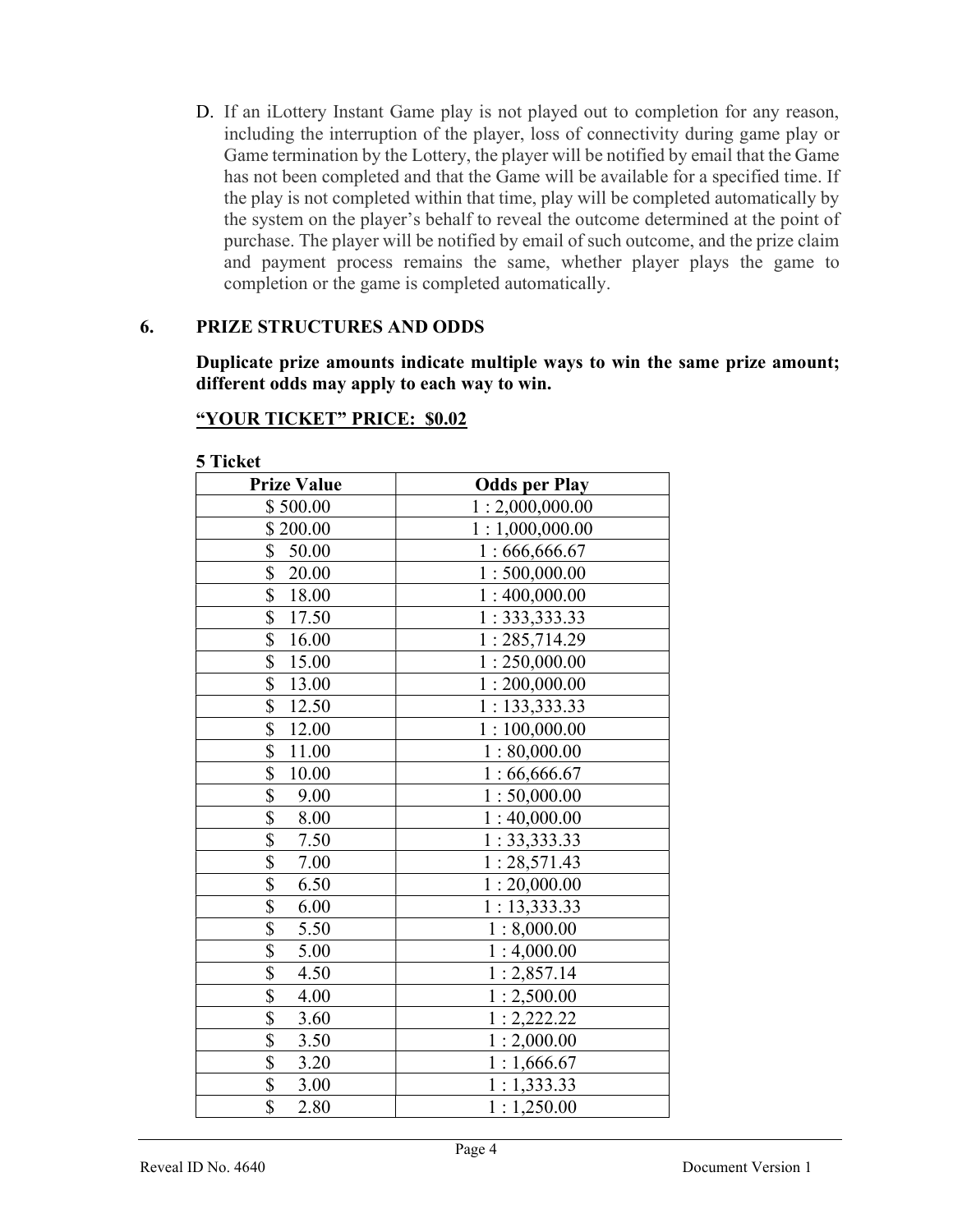D. If an iLottery Instant Game play is not played out to completion for any reason, including the interruption of the player, loss of connectivity during game play or Game termination by the Lottery, the player will be notified by email that the Game has not been completed and that the Game will be available for a specified time. If the play is not completed within that time, play will be completed automatically by the system on the player's behalf to reveal the outcome determined at the point of purchase. The player will be notified by email of such outcome, and the prize claim and payment process remains the same, whether player plays the game to completion or the game is completed automatically.

## 6. PRIZE STRUCTURES AND ODDS

**Duplicate prize amounts indicate multiple ways to win the same prize amount; different odds may apply to each way to win.**

**<u>"YOUR TICKET" PRICE: $0.02</u>**

**5 Ticket**

| Prize Value | Odds per Play |
|---|---|
| $ 500.00 | 1 : 2,000,000.00 |
| $ 200.00 | 1 : 1,000,000.00 |
| $ 50.00 | 1 : 666,666.67 |
| $ 20.00 | 1 : 500,000.00 |
| $ 18.00 | 1 : 400,000.00 |
| $ 17.50 | 1 : 333,333.33 |
| $ 16.00 | 1 : 285,714.29 |
| $ 15.00 | 1 : 250,000.00 |
| $ 13.00 | 1 : 200,000.00 |
| $ 12.50 | 1 : 133,333.33 |
| $ 12.00 | 1 : 100,000.00 |
| $ 11.00 | 1 : 80,000.00 |
| $ 10.00 | 1 : 66,666.67 |
| $ 9.00 | 1 : 50,000.00 |
| $ 8.00 | 1 : 40,000.00 |
| $ 7.50 | 1 : 33,333.33 |
| $ 7.00 | 1 : 28,571.43 |
| $ 6.50 | 1 : 20,000.00 |
| $ 6.00 | 1 : 13,333.33 |
| $ 5.50 | 1 : 8,000.00 |
| $ 5.00 | 1 : 4,000.00 |
| $ 4.50 | 1 : 2,857.14 |
| $ 4.00 | 1 : 2,500.00 |
| $ 3.60 | 1 : 2,222.22 |
| $ 3.50 | 1 : 2,000.00 |
| $ 3.20 | 1 : 1,666.67 |
| $ 3.00 | 1 : 1,333.33 |
| $ 2.80 | 1 : 1,250.00 |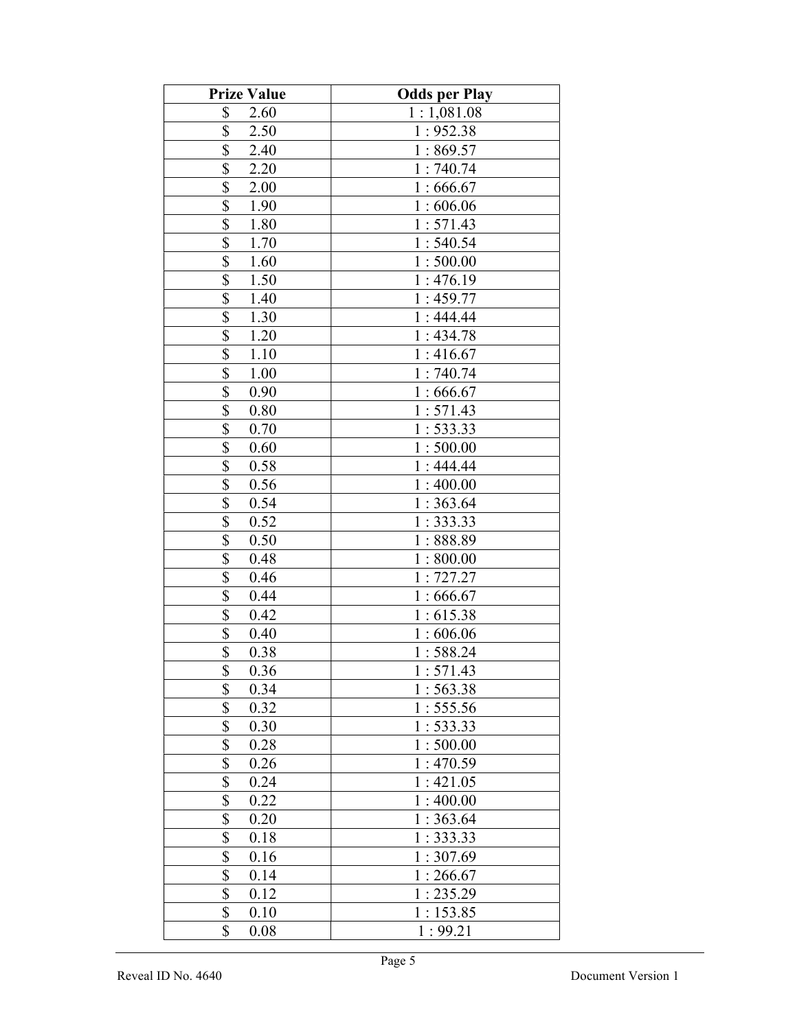| Prize Value | Odds per Play |
|---|---|
| $ 2.60 | 1 : 1,081.08 |
| $ 2.50 | 1 : 952.38 |
| $ 2.40 | 1 : 869.57 |
| $ 2.20 | 1 : 740.74 |
| $ 2.00 | 1 : 666.67 |
| $ 1.90 | 1 : 606.06 |
| $ 1.80 | 1 : 571.43 |
| $ 1.70 | 1 : 540.54 |
| $ 1.60 | 1 : 500.00 |
| $ 1.50 | 1 : 476.19 |
| $ 1.40 | 1 : 459.77 |
| $ 1.30 | 1 : 444.44 |
| $ 1.20 | 1 : 434.78 |
| $ 1.10 | 1 : 416.67 |
| $ 1.00 | 1 : 740.74 |
| $ 0.90 | 1 : 666.67 |
| $ 0.80 | 1 : 571.43 |
| $ 0.70 | 1 : 533.33 |
| $ 0.60 | 1 : 500.00 |
| $ 0.58 | 1 : 444.44 |
| $ 0.56 | 1 : 400.00 |
| $ 0.54 | 1 : 363.64 |
| $ 0.52 | 1 : 333.33 |
| $ 0.50 | 1 : 888.89 |
| $ 0.48 | 1 : 800.00 |
| $ 0.46 | 1 : 727.27 |
| $ 0.44 | 1 : 666.67 |
| $ 0.42 | 1 : 615.38 |
| $ 0.40 | 1 : 606.06 |
| $ 0.38 | 1 : 588.24 |
| $ 0.36 | 1 : 571.43 |
| $ 0.34 | 1 : 563.38 |
| $ 0.32 | 1 : 555.56 |
| $ 0.30 | 1 : 533.33 |
| $ 0.28 | 1 : 500.00 |
| $ 0.26 | 1 : 470.59 |
| $ 0.24 | 1 : 421.05 |
| $ 0.22 | 1 : 400.00 |
| $ 0.20 | 1 : 363.64 |
| $ 0.18 | 1 : 333.33 |
| $ 0.16 | 1 : 307.69 |
| $ 0.14 | 1 : 266.67 |
| $ 0.12 | 1 : 235.29 |
| $ 0.10 | 1 : 153.85 |
| $ 0.08 | 1 : 99.21 |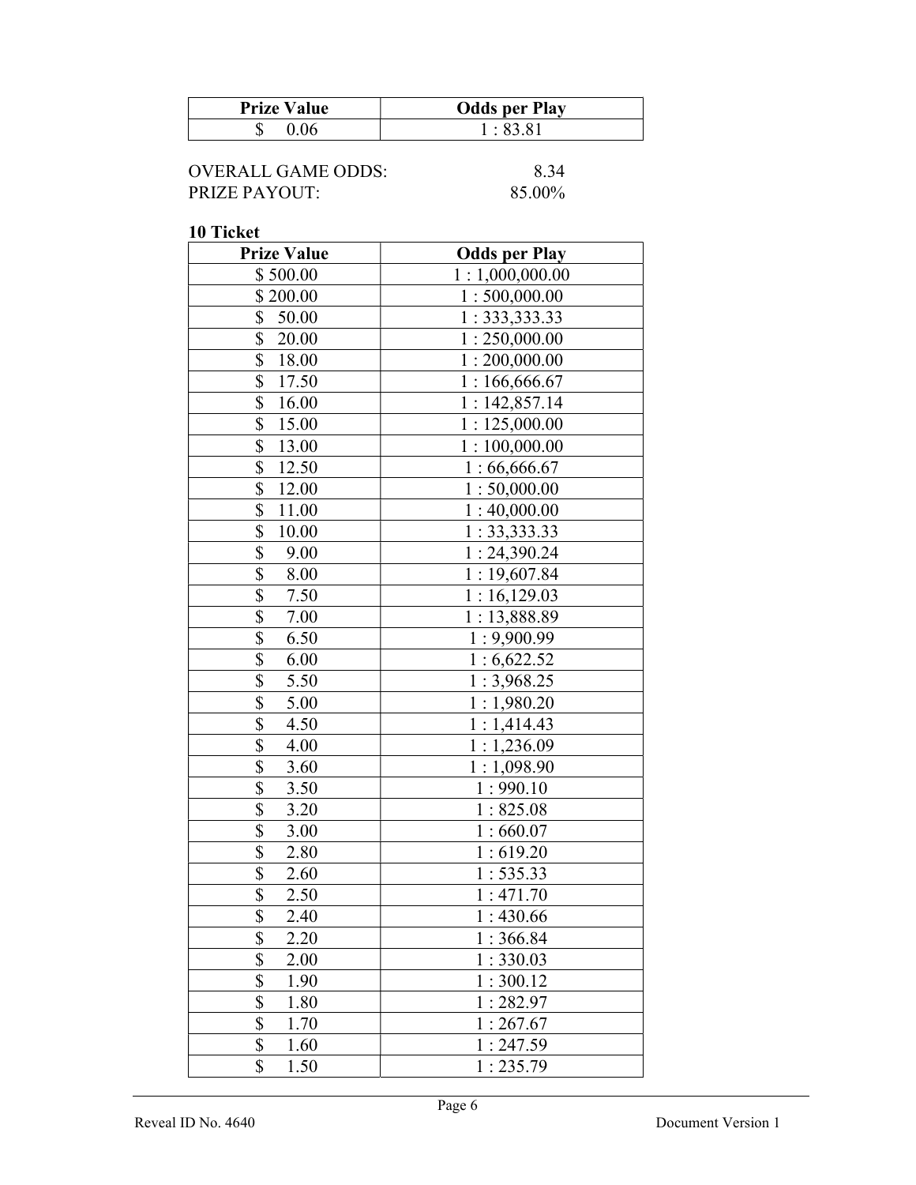| Prize Value | Odds per Play |
|---|---|
| $ 0.06 | 1 : 83.81 |

OVERALL GAME ODDS: 8.34
PRIZE PAYOUT: 85.00%

**10 Ticket**

| Prize Value | Odds per Play |
|---|---|
| $ 500.00 | 1 : 1,000,000.00 |
| $ 200.00 | 1 : 500,000.00 |
| $ 50.00 | 1 : 333,333.33 |
| $ 20.00 | 1 : 250,000.00 |
| $ 18.00 | 1 : 200,000.00 |
| $ 17.50 | 1 : 166,666.67 |
| $ 16.00 | 1 : 142,857.14 |
| $ 15.00 | 1 : 125,000.00 |
| $ 13.00 | 1 : 100,000.00 |
| $ 12.50 | 1 : 66,666.67 |
| $ 12.00 | 1 : 50,000.00 |
| $ 11.00 | 1 : 40,000.00 |
| $ 10.00 | 1 : 33,333.33 |
| $ 9.00 | 1 : 24,390.24 |
| $ 8.00 | 1 : 19,607.84 |
| $ 7.50 | 1 : 16,129.03 |
| $ 7.00 | 1 : 13,888.89 |
| $ 6.50 | 1 : 9,900.99 |
| $ 6.00 | 1 : 6,622.52 |
| $ 5.50 | 1 : 3,968.25 |
| $ 5.00 | 1 : 1,980.20 |
| $ 4.50 | 1 : 1,414.43 |
| $ 4.00 | 1 : 1,236.09 |
| $ 3.60 | 1 : 1,098.90 |
| $ 3.50 | 1 : 990.10 |
| $ 3.20 | 1 : 825.08 |
| $ 3.00 | 1 : 660.07 |
| $ 2.80 | 1 : 619.20 |
| $ 2.60 | 1 : 535.33 |
| $ 2.50 | 1 : 471.70 |
| $ 2.40 | 1 : 430.66 |
| $ 2.20 | 1 : 366.84 |
| $ 2.00 | 1 : 330.03 |
| $ 1.90 | 1 : 300.12 |
| $ 1.80 | 1 : 282.97 |
| $ 1.70 | 1 : 267.67 |
| $ 1.60 | 1 : 247.59 |
| $ 1.50 | 1 : 235.79 |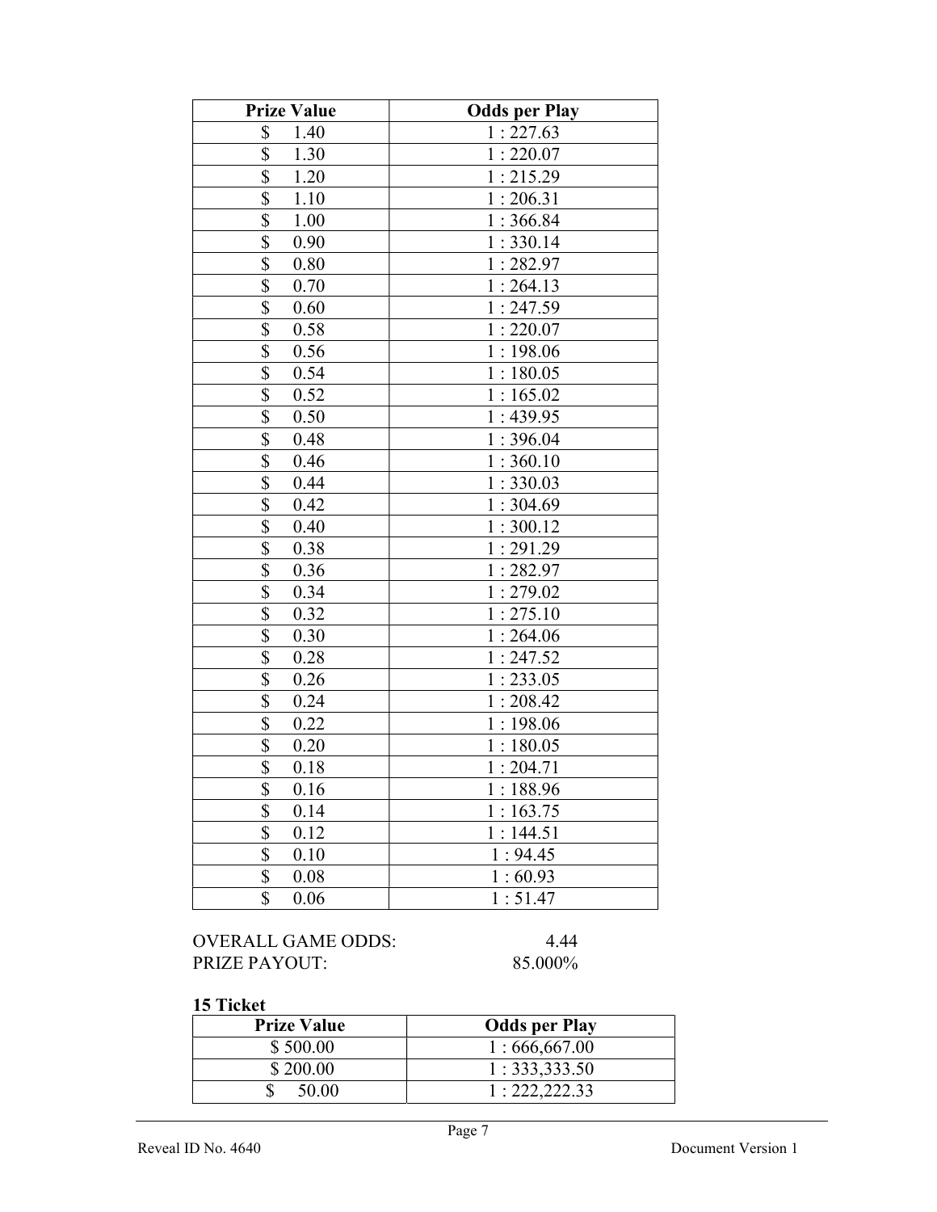| Prize Value | Odds per Play |
|---|---|
| $ 1.40 | 1 : 227.63 |
| $ 1.30 | 1 : 220.07 |
| $ 1.20 | 1 : 215.29 |
| $ 1.10 | 1 : 206.31 |
| $ 1.00 | 1 : 366.84 |
| $ 0.90 | 1 : 330.14 |
| $ 0.80 | 1 : 282.97 |
| $ 0.70 | 1 : 264.13 |
| $ 0.60 | 1 : 247.59 |
| $ 0.58 | 1 : 220.07 |
| $ 0.56 | 1 : 198.06 |
| $ 0.54 | 1 : 180.05 |
| $ 0.52 | 1 : 165.02 |
| $ 0.50 | 1 : 439.95 |
| $ 0.48 | 1 : 396.04 |
| $ 0.46 | 1 : 360.10 |
| $ 0.44 | 1 : 330.03 |
| $ 0.42 | 1 : 304.69 |
| $ 0.40 | 1 : 300.12 |
| $ 0.38 | 1 : 291.29 |
| $ 0.36 | 1 : 282.97 |
| $ 0.34 | 1 : 279.02 |
| $ 0.32 | 1 : 275.10 |
| $ 0.30 | 1 : 264.06 |
| $ 0.28 | 1 : 247.52 |
| $ 0.26 | 1 : 233.05 |
| $ 0.24 | 1 : 208.42 |
| $ 0.22 | 1 : 198.06 |
| $ 0.20 | 1 : 180.05 |
| $ 0.18 | 1 : 204.71 |
| $ 0.16 | 1 : 188.96 |
| $ 0.14 | 1 : 163.75 |
| $ 0.12 | 1 : 144.51 |
| $ 0.10 | 1 : 94.45 |
| $ 0.08 | 1 : 60.93 |
| $ 0.06 | 1 : 51.47 |

OVERALL GAME ODDS: 4.44
PRIZE PAYOUT: 85.000%

**15 Ticket**

| Prize Value | Odds per Play |
|---|---|
| $ 500.00 | 1 : 666,667.00 |
| $ 200.00 | 1 : 333,333.50 |
| $ 50.00 | 1 : 222,222.33 |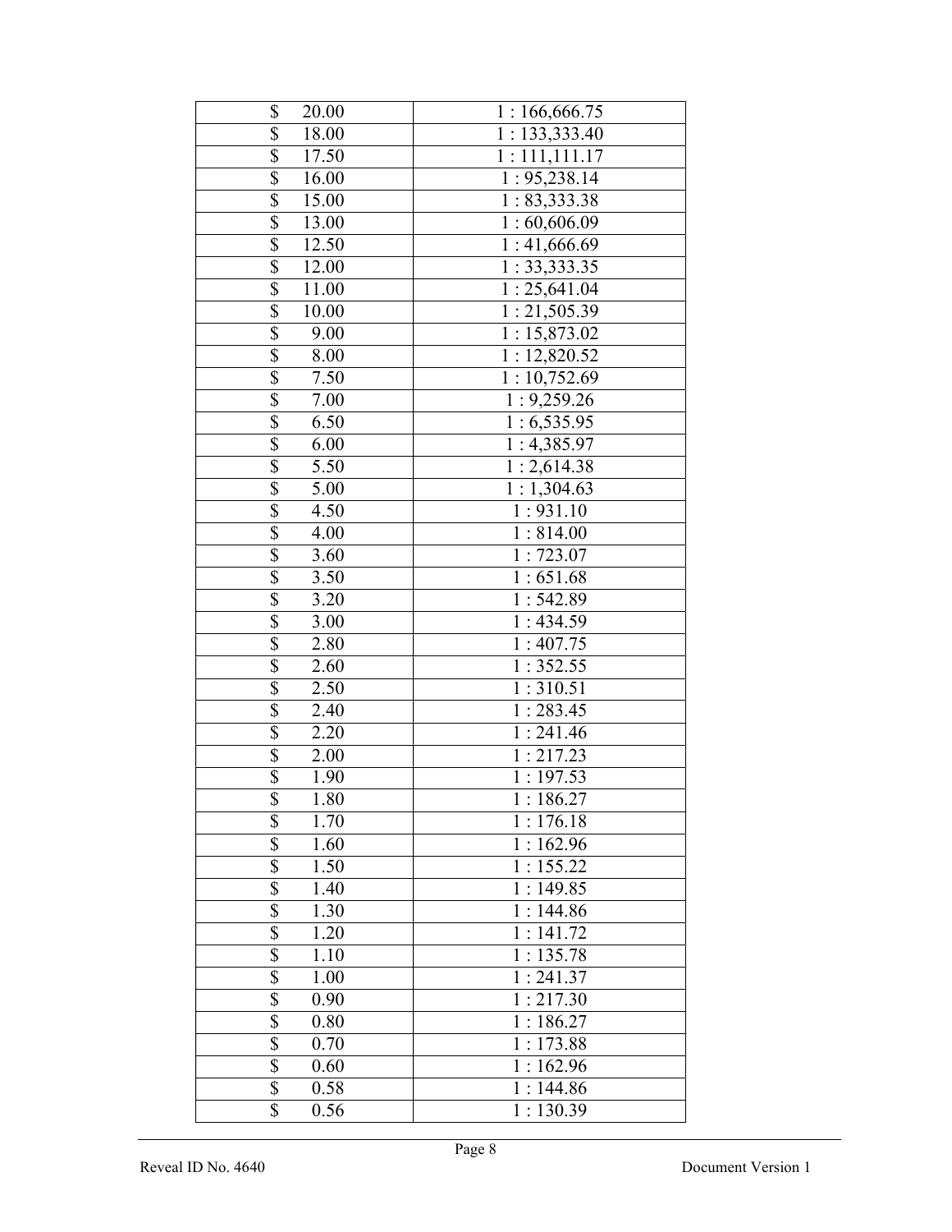| | |
|---|---|
| $ 20.00 | 1 : 166,666.75 |
| $ 18.00 | 1 : 133,333.40 |
| $ 17.50 | 1 : 111,111.17 |
| $ 16.00 | 1 : 95,238.14 |
| $ 15.00 | 1 : 83,333.38 |
| $ 13.00 | 1 : 60,606.09 |
| $ 12.50 | 1 : 41,666.69 |
| $ 12.00 | 1 : 33,333.35 |
| $ 11.00 | 1 : 25,641.04 |
| $ 10.00 | 1 : 21,505.39 |
| $ 9.00 | 1 : 15,873.02 |
| $ 8.00 | 1 : 12,820.52 |
| $ 7.50 | 1 : 10,752.69 |
| $ 7.00 | 1 : 9,259.26 |
| $ 6.50 | 1 : 6,535.95 |
| $ 6.00 | 1 : 4,385.97 |
| $ 5.50 | 1 : 2,614.38 |
| $ 5.00 | 1 : 1,304.63 |
| $ 4.50 | 1 : 931.10 |
| $ 4.00 | 1 : 814.00 |
| $ 3.60 | 1 : 723.07 |
| $ 3.50 | 1 : 651.68 |
| $ 3.20 | 1 : 542.89 |
| $ 3.00 | 1 : 434.59 |
| $ 2.80 | 1 : 407.75 |
| $ 2.60 | 1 : 352.55 |
| $ 2.50 | 1 : 310.51 |
| $ 2.40 | 1 : 283.45 |
| $ 2.20 | 1 : 241.46 |
| $ 2.00 | 1 : 217.23 |
| $ 1.90 | 1 : 197.53 |
| $ 1.80 | 1 : 186.27 |
| $ 1.70 | 1 : 176.18 |
| $ 1.60 | 1 : 162.96 |
| $ 1.50 | 1 : 155.22 |
| $ 1.40 | 1 : 149.85 |
| $ 1.30 | 1 : 144.86 |
| $ 1.20 | 1 : 141.72 |
| $ 1.10 | 1 : 135.78 |
| $ 1.00 | 1 : 241.37 |
| $ 0.90 | 1 : 217.30 |
| $ 0.80 | 1 : 186.27 |
| $ 0.70 | 1 : 173.88 |
| $ 0.60 | 1 : 162.96 |
| $ 0.58 | 1 : 144.86 |
| $ 0.56 | 1 : 130.39 |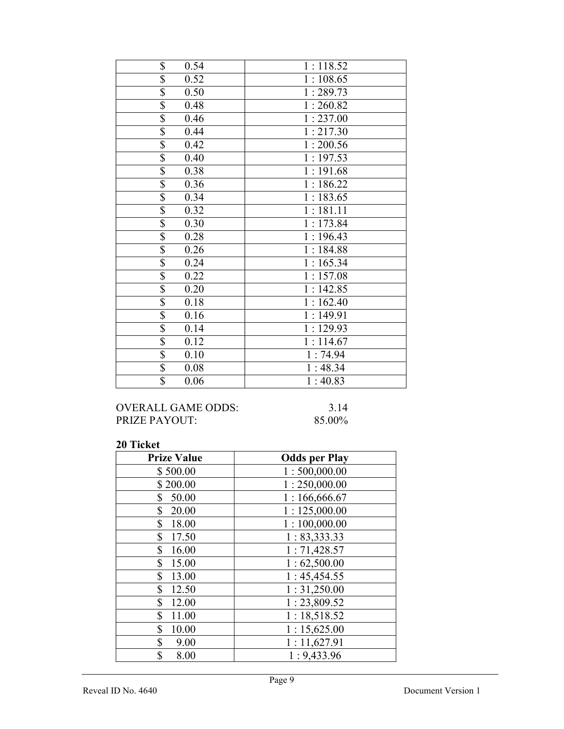| | |
|---|---|
| $ 0.54 | 1 : 118.52 |
| $ 0.52 | 1 : 108.65 |
| $ 0.50 | 1 : 289.73 |
| $ 0.48 | 1 : 260.82 |
| $ 0.46 | 1 : 237.00 |
| $ 0.44 | 1 : 217.30 |
| $ 0.42 | 1 : 200.56 |
| $ 0.40 | 1 : 197.53 |
| $ 0.38 | 1 : 191.68 |
| $ 0.36 | 1 : 186.22 |
| $ 0.34 | 1 : 183.65 |
| $ 0.32 | 1 : 181.11 |
| $ 0.30 | 1 : 173.84 |
| $ 0.28 | 1 : 196.43 |
| $ 0.26 | 1 : 184.88 |
| $ 0.24 | 1 : 165.34 |
| $ 0.22 | 1 : 157.08 |
| $ 0.20 | 1 : 142.85 |
| $ 0.18 | 1 : 162.40 |
| $ 0.16 | 1 : 149.91 |
| $ 0.14 | 1 : 129.93 |
| $ 0.12 | 1 : 114.67 |
| $ 0.10 | 1 : 74.94 |
| $ 0.08 | 1 : 48.34 |
| $ 0.06 | 1 : 40.83 |

OVERALL GAME ODDS: 3.14
PRIZE PAYOUT: 85.00%

**20 Ticket**

| Prize Value | Odds per Play |
|---|---|
| $ 500.00 | 1 : 500,000.00 |
| $ 200.00 | 1 : 250,000.00 |
| $ 50.00 | 1 : 166,666.67 |
| $ 20.00 | 1 : 125,000.00 |
| $ 18.00 | 1 : 100,000.00 |
| $ 17.50 | 1 : 83,333.33 |
| $ 16.00 | 1 : 71,428.57 |
| $ 15.00 | 1 : 62,500.00 |
| $ 13.00 | 1 : 45,454.55 |
| $ 12.50 | 1 : 31,250.00 |
| $ 12.00 | 1 : 23,809.52 |
| $ 11.00 | 1 : 18,518.52 |
| $ 10.00 | 1 : 15,625.00 |
| $ 9.00 | 1 : 11,627.91 |
| $ 8.00 | 1 : 9,433.96 |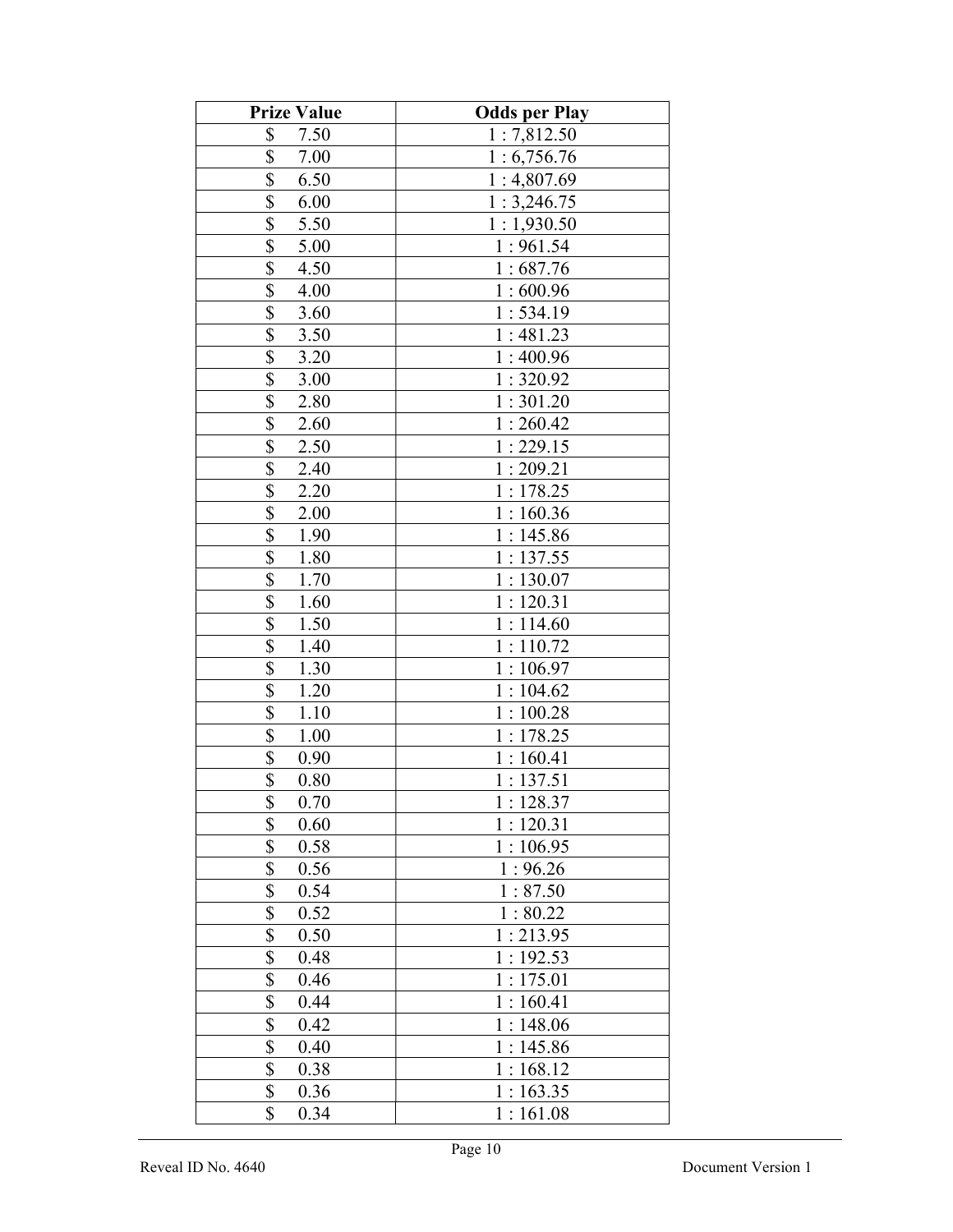| Prize Value | Odds per Play |
|---|---|
| $ 7.50 | 1 : 7,812.50 |
| $ 7.00 | 1 : 6,756.76 |
| $ 6.50 | 1 : 4,807.69 |
| $ 6.00 | 1 : 3,246.75 |
| $ 5.50 | 1 : 1,930.50 |
| $ 5.00 | 1 : 961.54 |
| $ 4.50 | 1 : 687.76 |
| $ 4.00 | 1 : 600.96 |
| $ 3.60 | 1 : 534.19 |
| $ 3.50 | 1 : 481.23 |
| $ 3.20 | 1 : 400.96 |
| $ 3.00 | 1 : 320.92 |
| $ 2.80 | 1 : 301.20 |
| $ 2.60 | 1 : 260.42 |
| $ 2.50 | 1 : 229.15 |
| $ 2.40 | 1 : 209.21 |
| $ 2.20 | 1 : 178.25 |
| $ 2.00 | 1 : 160.36 |
| $ 1.90 | 1 : 145.86 |
| $ 1.80 | 1 : 137.55 |
| $ 1.70 | 1 : 130.07 |
| $ 1.60 | 1 : 120.31 |
| $ 1.50 | 1 : 114.60 |
| $ 1.40 | 1 : 110.72 |
| $ 1.30 | 1 : 106.97 |
| $ 1.20 | 1 : 104.62 |
| $ 1.10 | 1 : 100.28 |
| $ 1.00 | 1 : 178.25 |
| $ 0.90 | 1 : 160.41 |
| $ 0.80 | 1 : 137.51 |
| $ 0.70 | 1 : 128.37 |
| $ 0.60 | 1 : 120.31 |
| $ 0.58 | 1 : 106.95 |
| $ 0.56 | 1 : 96.26 |
| $ 0.54 | 1 : 87.50 |
| $ 0.52 | 1 : 80.22 |
| $ 0.50 | 1 : 213.95 |
| $ 0.48 | 1 : 192.53 |
| $ 0.46 | 1 : 175.01 |
| $ 0.44 | 1 : 160.41 |
| $ 0.42 | 1 : 148.06 |
| $ 0.40 | 1 : 145.86 |
| $ 0.38 | 1 : 168.12 |
| $ 0.36 | 1 : 163.35 |
| $ 0.34 | 1 : 161.08 |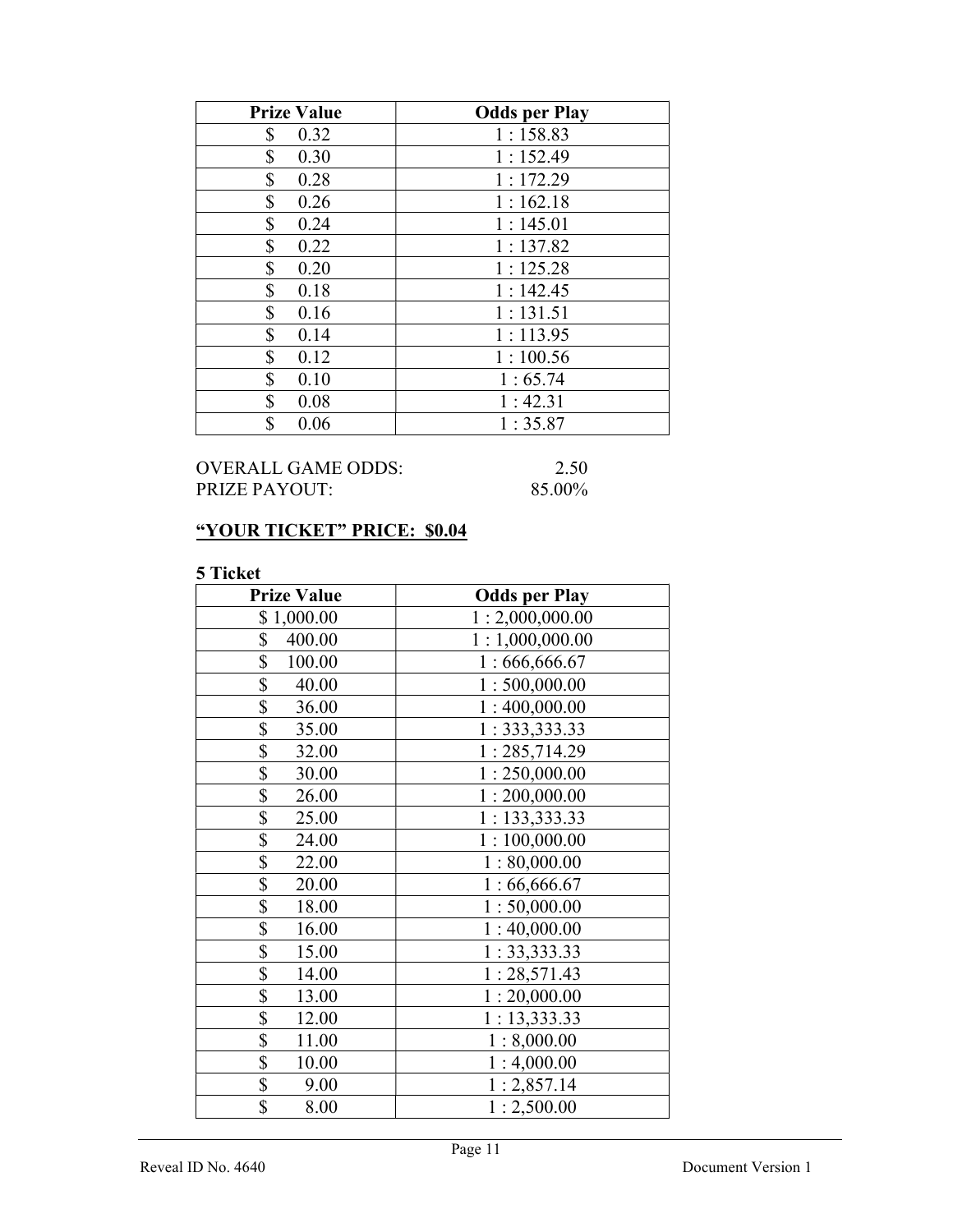| Prize Value | Odds per Play |
|---|---|
| $ 0.32 | 1 : 158.83 |
| $ 0.30 | 1 : 152.49 |
| $ 0.28 | 1 : 172.29 |
| $ 0.26 | 1 : 162.18 |
| $ 0.24 | 1 : 145.01 |
| $ 0.22 | 1 : 137.82 |
| $ 0.20 | 1 : 125.28 |
| $ 0.18 | 1 : 142.45 |
| $ 0.16 | 1 : 131.51 |
| $ 0.14 | 1 : 113.95 |
| $ 0.12 | 1 : 100.56 |
| $ 0.10 | 1 : 65.74 |
| $ 0.08 | 1 : 42.31 |
| $ 0.06 | 1 : 35.87 |

OVERALL GAME ODDS: 2.50
PRIZE PAYOUT: 85.00%

**"YOUR TICKET" PRICE: $0.04**

**5 Ticket**

| Prize Value | Odds per Play |
|---|---|
| $ 1,000.00 | 1 : 2,000,000.00 |
| $ 400.00 | 1 : 1,000,000.00 |
| $ 100.00 | 1 : 666,666.67 |
| $ 40.00 | 1 : 500,000.00 |
| $ 36.00 | 1 : 400,000.00 |
| $ 35.00 | 1 : 333,333.33 |
| $ 32.00 | 1 : 285,714.29 |
| $ 30.00 | 1 : 250,000.00 |
| $ 26.00 | 1 : 200,000.00 |
| $ 25.00 | 1 : 133,333.33 |
| $ 24.00 | 1 : 100,000.00 |
| $ 22.00 | 1 : 80,000.00 |
| $ 20.00 | 1 : 66,666.67 |
| $ 18.00 | 1 : 50,000.00 |
| $ 16.00 | 1 : 40,000.00 |
| $ 15.00 | 1 : 33,333.33 |
| $ 14.00 | 1 : 28,571.43 |
| $ 13.00 | 1 : 20,000.00 |
| $ 12.00 | 1 : 13,333.33 |
| $ 11.00 | 1 : 8,000.00 |
| $ 10.00 | 1 : 4,000.00 |
| $ 9.00 | 1 : 2,857.14 |
| $ 8.00 | 1 : 2,500.00 |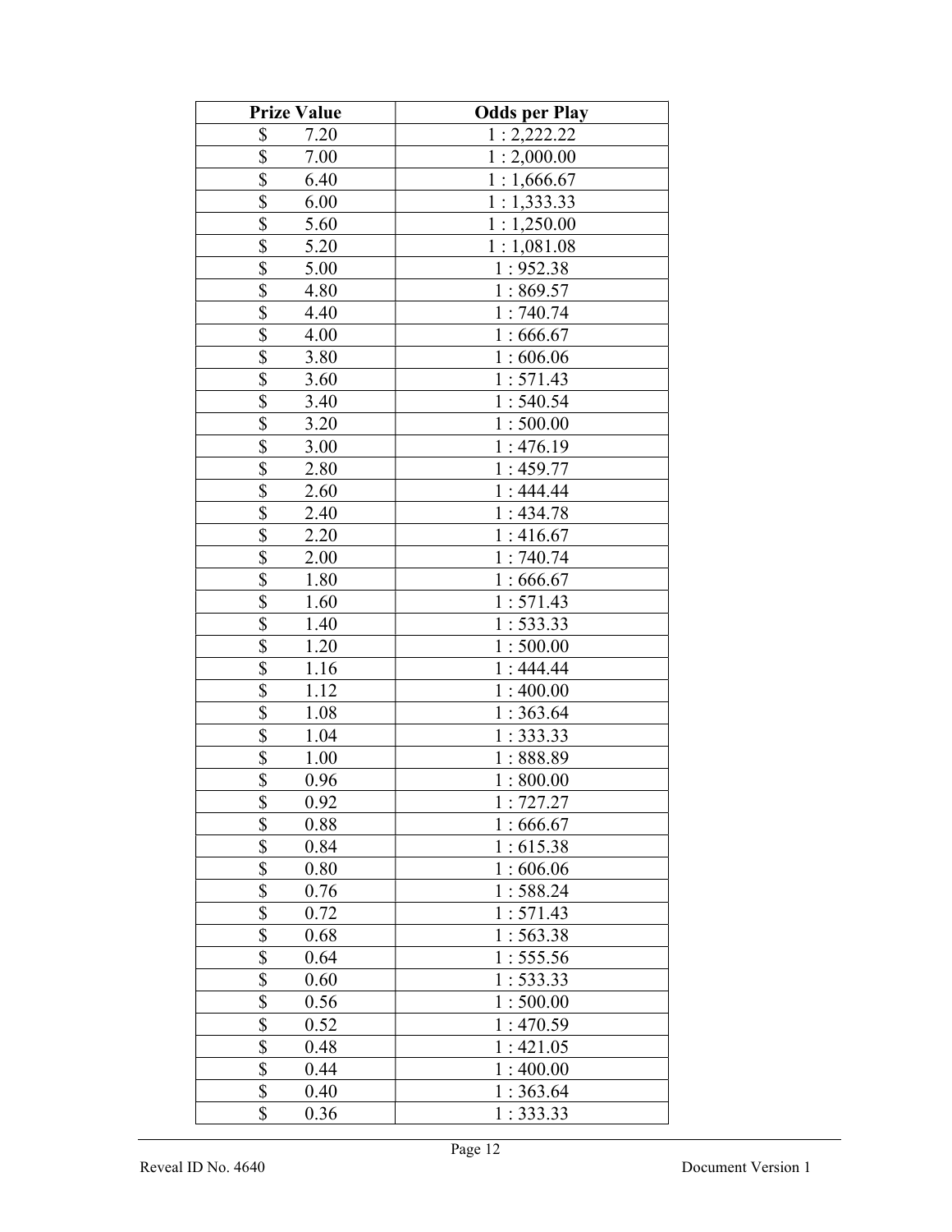| Prize Value | Odds per Play |
|---|---|
| $ 7.20 | 1 : 2,222.22 |
| $ 7.00 | 1 : 2,000.00 |
| $ 6.40 | 1 : 1,666.67 |
| $ 6.00 | 1 : 1,333.33 |
| $ 5.60 | 1 : 1,250.00 |
| $ 5.20 | 1 : 1,081.08 |
| $ 5.00 | 1 : 952.38 |
| $ 4.80 | 1 : 869.57 |
| $ 4.40 | 1 : 740.74 |
| $ 4.00 | 1 : 666.67 |
| $ 3.80 | 1 : 606.06 |
| $ 3.60 | 1 : 571.43 |
| $ 3.40 | 1 : 540.54 |
| $ 3.20 | 1 : 500.00 |
| $ 3.00 | 1 : 476.19 |
| $ 2.80 | 1 : 459.77 |
| $ 2.60 | 1 : 444.44 |
| $ 2.40 | 1 : 434.78 |
| $ 2.20 | 1 : 416.67 |
| $ 2.00 | 1 : 740.74 |
| $ 1.80 | 1 : 666.67 |
| $ 1.60 | 1 : 571.43 |
| $ 1.40 | 1 : 533.33 |
| $ 1.20 | 1 : 500.00 |
| $ 1.16 | 1 : 444.44 |
| $ 1.12 | 1 : 400.00 |
| $ 1.08 | 1 : 363.64 |
| $ 1.04 | 1 : 333.33 |
| $ 1.00 | 1 : 888.89 |
| $ 0.96 | 1 : 800.00 |
| $ 0.92 | 1 : 727.27 |
| $ 0.88 | 1 : 666.67 |
| $ 0.84 | 1 : 615.38 |
| $ 0.80 | 1 : 606.06 |
| $ 0.76 | 1 : 588.24 |
| $ 0.72 | 1 : 571.43 |
| $ 0.68 | 1 : 563.38 |
| $ 0.64 | 1 : 555.56 |
| $ 0.60 | 1 : 533.33 |
| $ 0.56 | 1 : 500.00 |
| $ 0.52 | 1 : 470.59 |
| $ 0.48 | 1 : 421.05 |
| $ 0.44 | 1 : 400.00 |
| $ 0.40 | 1 : 363.64 |
| $ 0.36 | 1 : 333.33 |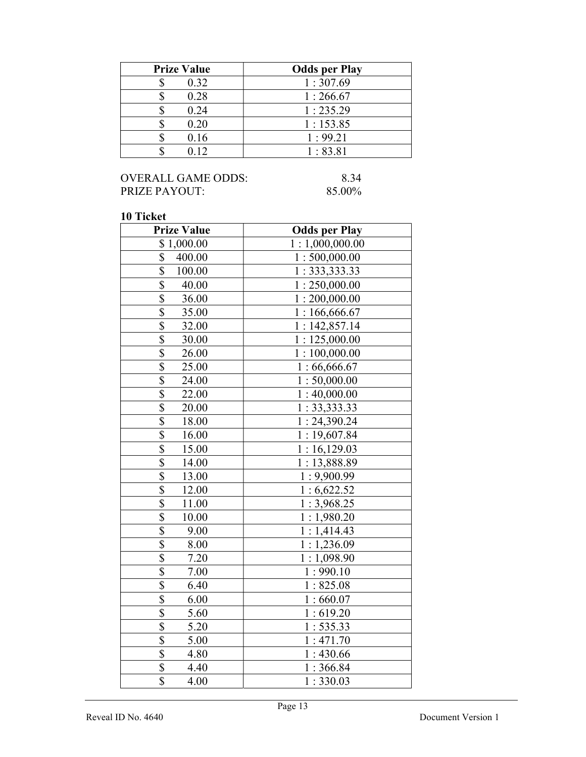| Prize Value | Odds per Play |
|---|---|
| $ 0.32 | 1 : 307.69 |
| $ 0.28 | 1 : 266.67 |
| $ 0.24 | 1 : 235.29 |
| $ 0.20 | 1 : 153.85 |
| $ 0.16 | 1 : 99.21 |
| $ 0.12 | 1 : 83.81 |

OVERALL GAME ODDS: 8.34
PRIZE PAYOUT: 85.00%

**10 Ticket**

| Prize Value | Odds per Play |
|---|---|
| $ 1,000.00 | 1 : 1,000,000.00 |
| $ 400.00 | 1 : 500,000.00 |
| $ 100.00 | 1 : 333,333.33 |
| $ 40.00 | 1 : 250,000.00 |
| $ 36.00 | 1 : 200,000.00 |
| $ 35.00 | 1 : 166,666.67 |
| $ 32.00 | 1 : 142,857.14 |
| $ 30.00 | 1 : 125,000.00 |
| $ 26.00 | 1 : 100,000.00 |
| $ 25.00 | 1 : 66,666.67 |
| $ 24.00 | 1 : 50,000.00 |
| $ 22.00 | 1 : 40,000.00 |
| $ 20.00 | 1 : 33,333.33 |
| $ 18.00 | 1 : 24,390.24 |
| $ 16.00 | 1 : 19,607.84 |
| $ 15.00 | 1 : 16,129.03 |
| $ 14.00 | 1 : 13,888.89 |
| $ 13.00 | 1 : 9,900.99 |
| $ 12.00 | 1 : 6,622.52 |
| $ 11.00 | 1 : 3,968.25 |
| $ 10.00 | 1 : 1,980.20 |
| $ 9.00 | 1 : 1,414.43 |
| $ 8.00 | 1 : 1,236.09 |
| $ 7.20 | 1 : 1,098.90 |
| $ 7.00 | 1 : 990.10 |
| $ 6.40 | 1 : 825.08 |
| $ 6.00 | 1 : 660.07 |
| $ 5.60 | 1 : 619.20 |
| $ 5.20 | 1 : 535.33 |
| $ 5.00 | 1 : 471.70 |
| $ 4.80 | 1 : 430.66 |
| $ 4.40 | 1 : 366.84 |
| $ 4.00 | 1 : 330.03 |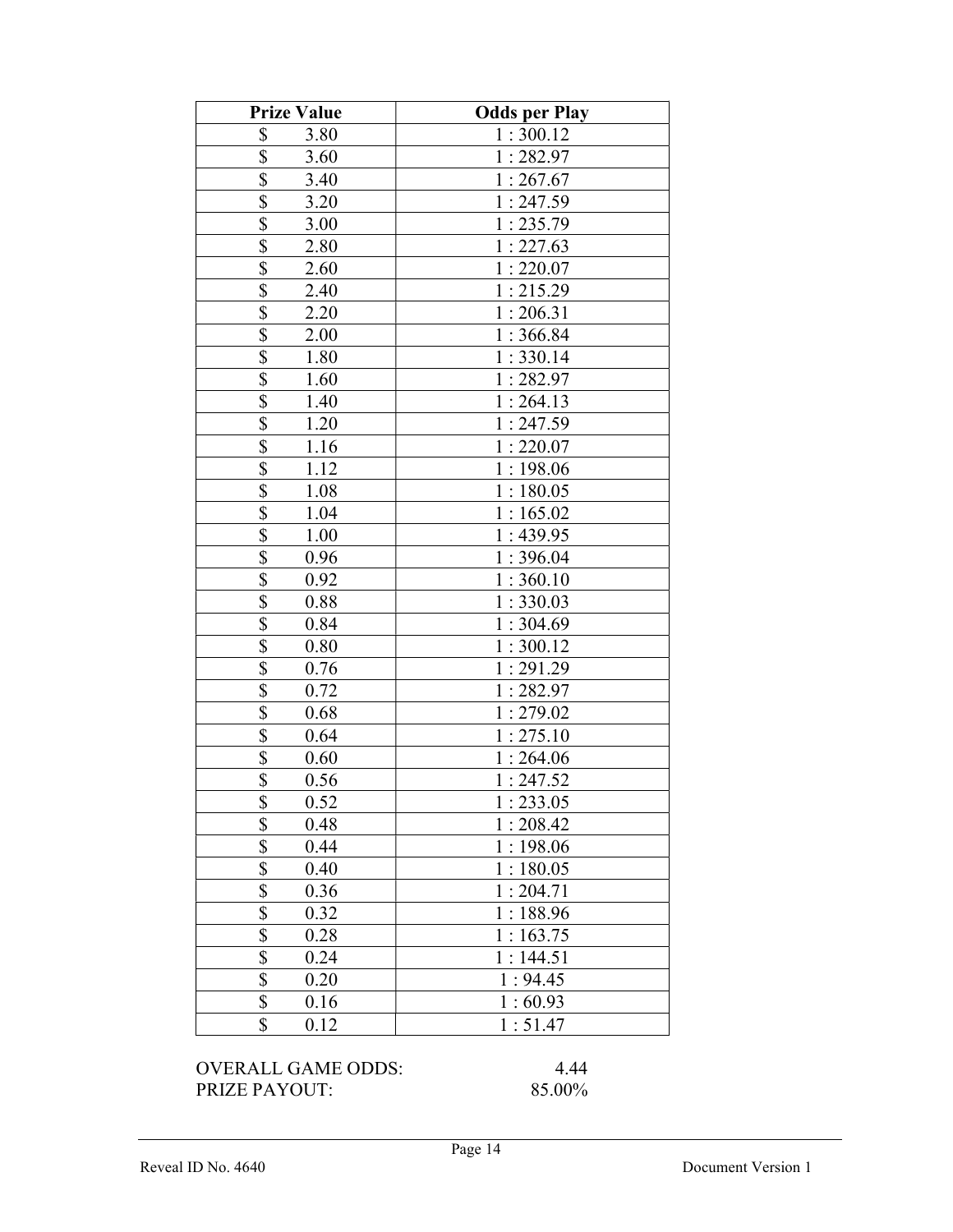| Prize Value | Odds per Play |
| --- | --- |
| $ 3.80 | 1 : 300.12 |
| $ 3.60 | 1 : 282.97 |
| $ 3.40 | 1 : 267.67 |
| $ 3.20 | 1 : 247.59 |
| $ 3.00 | 1 : 235.79 |
| $ 2.80 | 1 : 227.63 |
| $ 2.60 | 1 : 220.07 |
| $ 2.40 | 1 : 215.29 |
| $ 2.20 | 1 : 206.31 |
| $ 2.00 | 1 : 366.84 |
| $ 1.80 | 1 : 330.14 |
| $ 1.60 | 1 : 282.97 |
| $ 1.40 | 1 : 264.13 |
| $ 1.20 | 1 : 247.59 |
| $ 1.16 | 1 : 220.07 |
| $ 1.12 | 1 : 198.06 |
| $ 1.08 | 1 : 180.05 |
| $ 1.04 | 1 : 165.02 |
| $ 1.00 | 1 : 439.95 |
| $ 0.96 | 1 : 396.04 |
| $ 0.92 | 1 : 360.10 |
| $ 0.88 | 1 : 330.03 |
| $ 0.84 | 1 : 304.69 |
| $ 0.80 | 1 : 300.12 |
| $ 0.76 | 1 : 291.29 |
| $ 0.72 | 1 : 282.97 |
| $ 0.68 | 1 : 279.02 |
| $ 0.64 | 1 : 275.10 |
| $ 0.60 | 1 : 264.06 |
| $ 0.56 | 1 : 247.52 |
| $ 0.52 | 1 : 233.05 |
| $ 0.48 | 1 : 208.42 |
| $ 0.44 | 1 : 198.06 |
| $ 0.40 | 1 : 180.05 |
| $ 0.36 | 1 : 204.71 |
| $ 0.32 | 1 : 188.96 |
| $ 0.28 | 1 : 163.75 |
| $ 0.24 | 1 : 144.51 |
| $ 0.20 | 1 : 94.45 |
| $ 0.16 | 1 : 60.93 |
| $ 0.12 | 1 : 51.47 |

OVERALL GAME ODDS: 4.44
PRIZE PAYOUT: 85.00%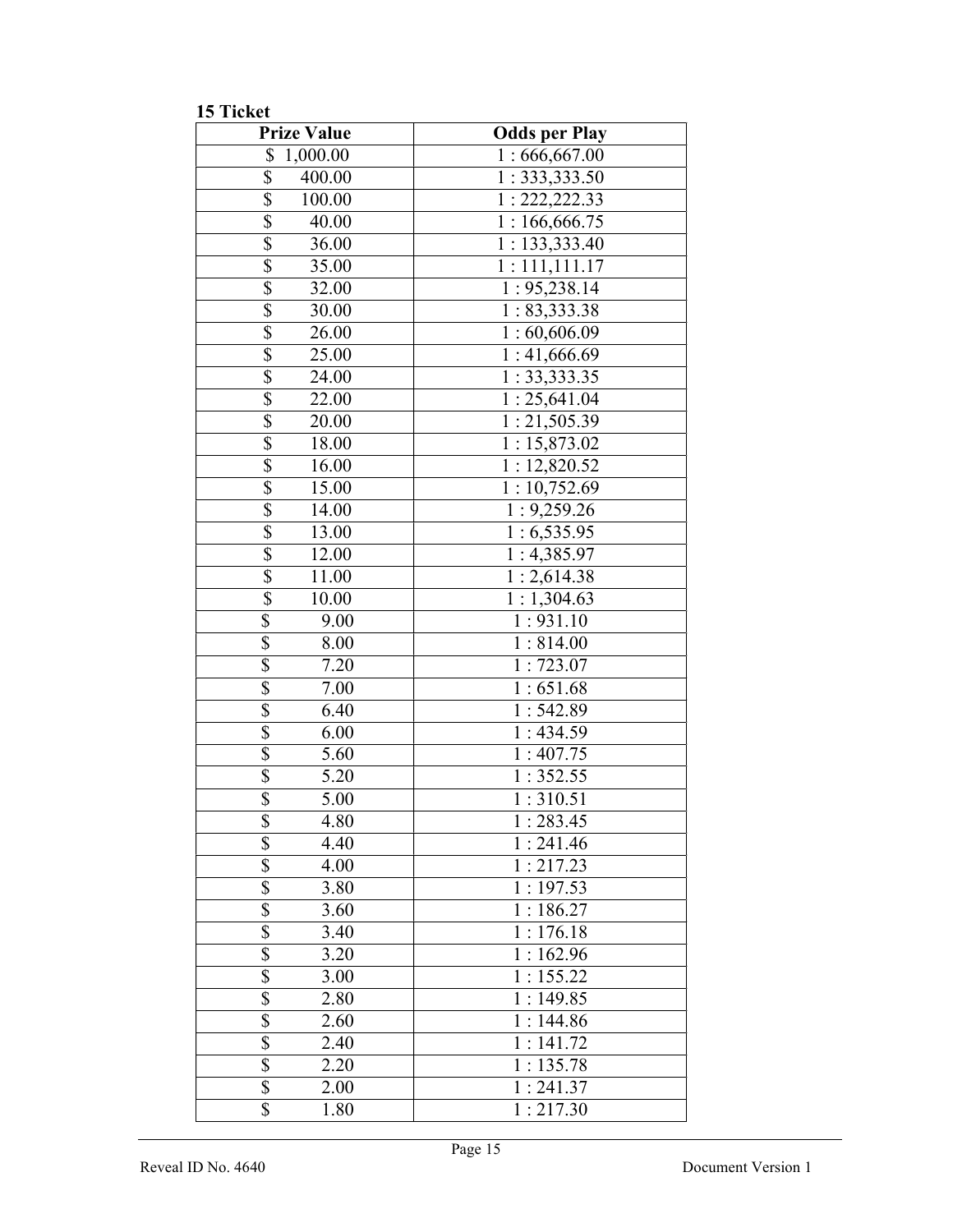**15 Ticket**

| Prize Value | Odds per Play |
|---|---|
| $ 1,000.00 | 1 : 666,667.00 |
| $ 400.00 | 1 : 333,333.50 |
| $ 100.00 | 1 : 222,222.33 |
| $ 40.00 | 1 : 166,666.75 |
| $ 36.00 | 1 : 133,333.40 |
| $ 35.00 | 1 : 111,111.17 |
| $ 32.00 | 1 : 95,238.14 |
| $ 30.00 | 1 : 83,333.38 |
| $ 26.00 | 1 : 60,606.09 |
| $ 25.00 | 1 : 41,666.69 |
| $ 24.00 | 1 : 33,333.35 |
| $ 22.00 | 1 : 25,641.04 |
| $ 20.00 | 1 : 21,505.39 |
| $ 18.00 | 1 : 15,873.02 |
| $ 16.00 | 1 : 12,820.52 |
| $ 15.00 | 1 : 10,752.69 |
| $ 14.00 | 1 : 9,259.26 |
| $ 13.00 | 1 : 6,535.95 |
| $ 12.00 | 1 : 4,385.97 |
| $ 11.00 | 1 : 2,614.38 |
| $ 10.00 | 1 : 1,304.63 |
| $ 9.00 | 1 : 931.10 |
| $ 8.00 | 1 : 814.00 |
| $ 7.20 | 1 : 723.07 |
| $ 7.00 | 1 : 651.68 |
| $ 6.40 | 1 : 542.89 |
| $ 6.00 | 1 : 434.59 |
| $ 5.60 | 1 : 407.75 |
| $ 5.20 | 1 : 352.55 |
| $ 5.00 | 1 : 310.51 |
| $ 4.80 | 1 : 283.45 |
| $ 4.40 | 1 : 241.46 |
| $ 4.00 | 1 : 217.23 |
| $ 3.80 | 1 : 197.53 |
| $ 3.60 | 1 : 186.27 |
| $ 3.40 | 1 : 176.18 |
| $ 3.20 | 1 : 162.96 |
| $ 3.00 | 1 : 155.22 |
| $ 2.80 | 1 : 149.85 |
| $ 2.60 | 1 : 144.86 |
| $ 2.40 | 1 : 141.72 |
| $ 2.20 | 1 : 135.78 |
| $ 2.00 | 1 : 241.37 |
| $ 1.80 | 1 : 217.30 |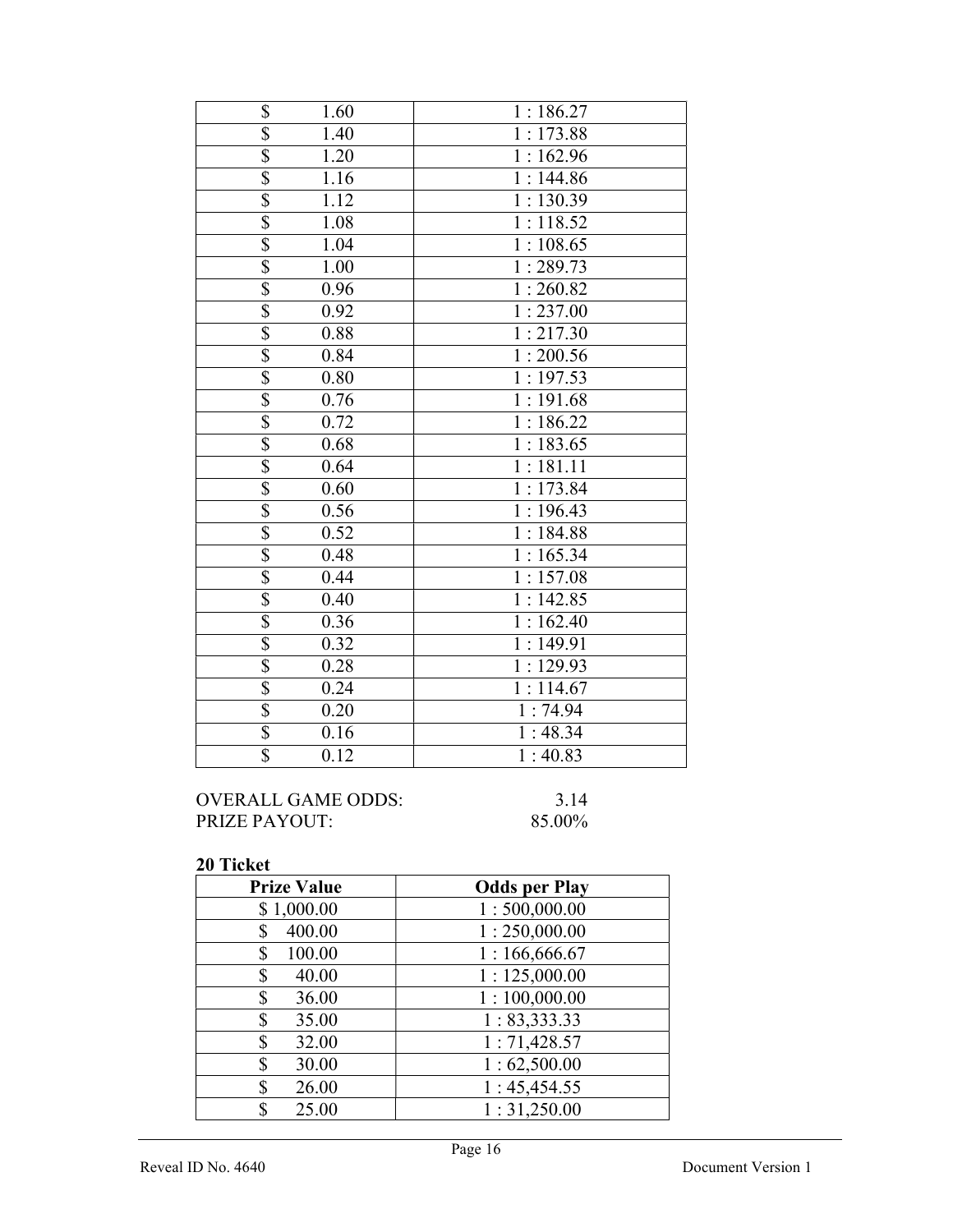| | |
|---|---|
| $ 1.60 | 1 : 186.27 |
| $ 1.40 | 1 : 173.88 |
| $ 1.20 | 1 : 162.96 |
| $ 1.16 | 1 : 144.86 |
| $ 1.12 | 1 : 130.39 |
| $ 1.08 | 1 : 118.52 |
| $ 1.04 | 1 : 108.65 |
| $ 1.00 | 1 : 289.73 |
| $ 0.96 | 1 : 260.82 |
| $ 0.92 | 1 : 237.00 |
| $ 0.88 | 1 : 217.30 |
| $ 0.84 | 1 : 200.56 |
| $ 0.80 | 1 : 197.53 |
| $ 0.76 | 1 : 191.68 |
| $ 0.72 | 1 : 186.22 |
| $ 0.68 | 1 : 183.65 |
| $ 0.64 | 1 : 181.11 |
| $ 0.60 | 1 : 173.84 |
| $ 0.56 | 1 : 196.43 |
| $ 0.52 | 1 : 184.88 |
| $ 0.48 | 1 : 165.34 |
| $ 0.44 | 1 : 157.08 |
| $ 0.40 | 1 : 142.85 |
| $ 0.36 | 1 : 162.40 |
| $ 0.32 | 1 : 149.91 |
| $ 0.28 | 1 : 129.93 |
| $ 0.24 | 1 : 114.67 |
| $ 0.20 | 1 : 74.94 |
| $ 0.16 | 1 : 48.34 |
| $ 0.12 | 1 : 40.83 |

OVERALL GAME ODDS: 3.14
PRIZE PAYOUT: 85.00%

**20 Ticket**

| Prize Value | Odds per Play |
|---|---|
| $ 1,000.00 | 1 : 500,000.00 |
| $ 400.00 | 1 : 250,000.00 |
| $ 100.00 | 1 : 166,666.67 |
| $ 40.00 | 1 : 125,000.00 |
| $ 36.00 | 1 : 100,000.00 |
| $ 35.00 | 1 : 83,333.33 |
| $ 32.00 | 1 : 71,428.57 |
| $ 30.00 | 1 : 62,500.00 |
| $ 26.00 | 1 : 45,454.55 |
| $ 25.00 | 1 : 31,250.00 |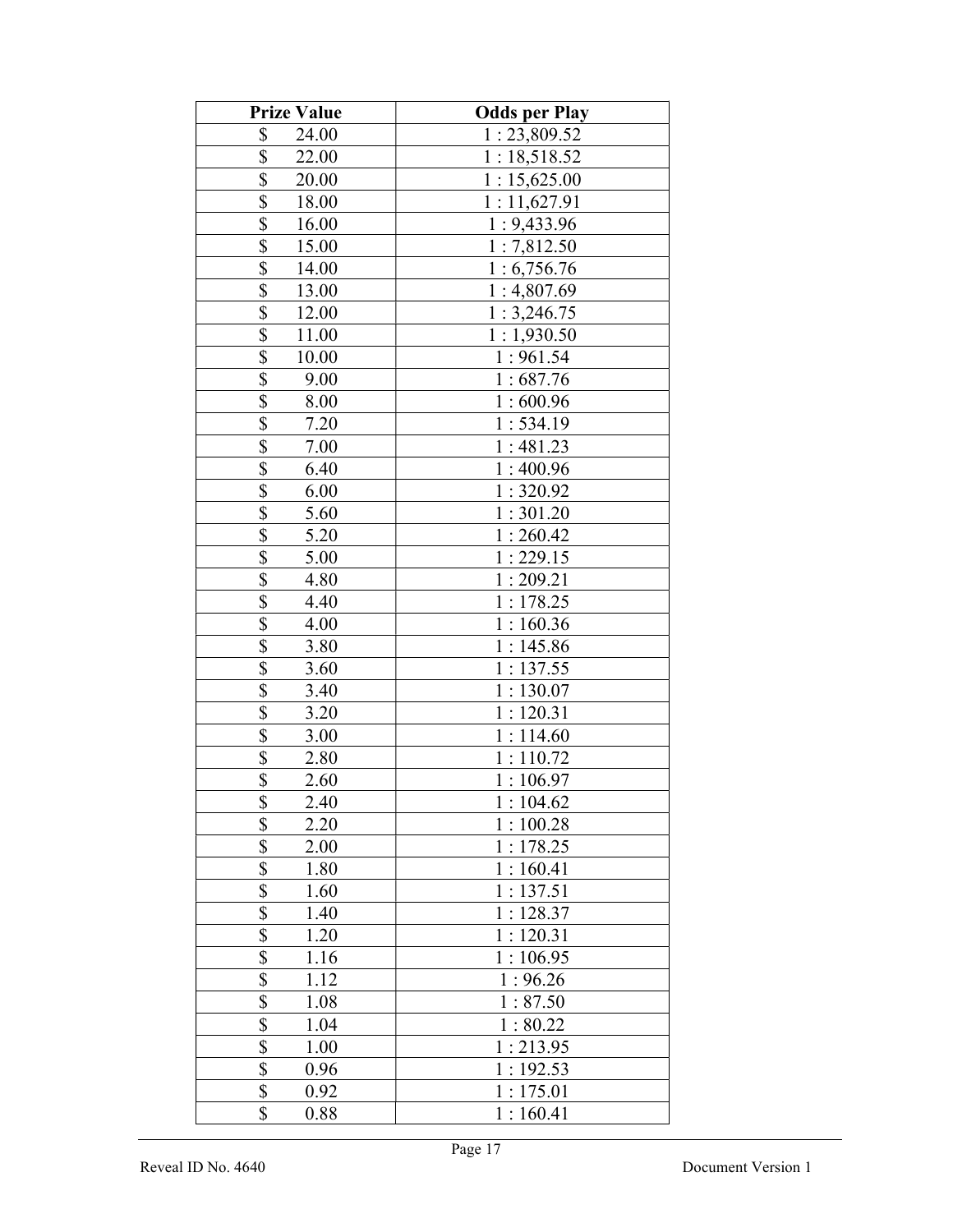| Prize Value | Odds per Play |
|---|---|
| $ 24.00 | 1 : 23,809.52 |
| $ 22.00 | 1 : 18,518.52 |
| $ 20.00 | 1 : 15,625.00 |
| $ 18.00 | 1 : 11,627.91 |
| $ 16.00 | 1 : 9,433.96 |
| $ 15.00 | 1 : 7,812.50 |
| $ 14.00 | 1 : 6,756.76 |
| $ 13.00 | 1 : 4,807.69 |
| $ 12.00 | 1 : 3,246.75 |
| $ 11.00 | 1 : 1,930.50 |
| $ 10.00 | 1 : 961.54 |
| $ 9.00 | 1 : 687.76 |
| $ 8.00 | 1 : 600.96 |
| $ 7.20 | 1 : 534.19 |
| $ 7.00 | 1 : 481.23 |
| $ 6.40 | 1 : 400.96 |
| $ 6.00 | 1 : 320.92 |
| $ 5.60 | 1 : 301.20 |
| $ 5.20 | 1 : 260.42 |
| $ 5.00 | 1 : 229.15 |
| $ 4.80 | 1 : 209.21 |
| $ 4.40 | 1 : 178.25 |
| $ 4.00 | 1 : 160.36 |
| $ 3.80 | 1 : 145.86 |
| $ 3.60 | 1 : 137.55 |
| $ 3.40 | 1 : 130.07 |
| $ 3.20 | 1 : 120.31 |
| $ 3.00 | 1 : 114.60 |
| $ 2.80 | 1 : 110.72 |
| $ 2.60 | 1 : 106.97 |
| $ 2.40 | 1 : 104.62 |
| $ 2.20 | 1 : 100.28 |
| $ 2.00 | 1 : 178.25 |
| $ 1.80 | 1 : 160.41 |
| $ 1.60 | 1 : 137.51 |
| $ 1.40 | 1 : 128.37 |
| $ 1.20 | 1 : 120.31 |
| $ 1.16 | 1 : 106.95 |
| $ 1.12 | 1 : 96.26 |
| $ 1.08 | 1 : 87.50 |
| $ 1.04 | 1 : 80.22 |
| $ 1.00 | 1 : 213.95 |
| $ 0.96 | 1 : 192.53 |
| $ 0.92 | 1 : 175.01 |
| $ 0.88 | 1 : 160.41 |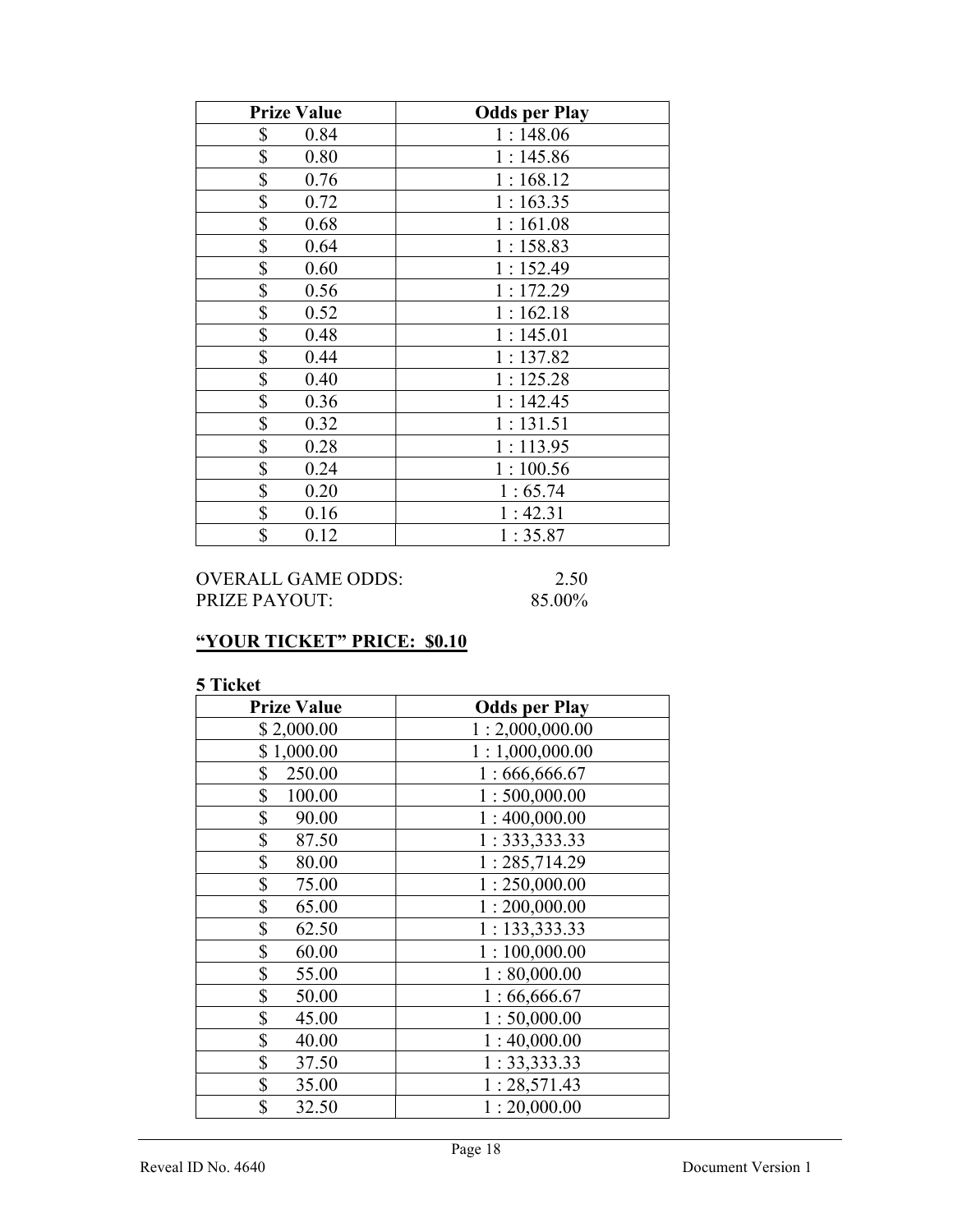| Prize Value | Odds per Play |
|---|---|
| $ 0.84 | 1 : 148.06 |
| $ 0.80 | 1 : 145.86 |
| $ 0.76 | 1 : 168.12 |
| $ 0.72 | 1 : 163.35 |
| $ 0.68 | 1 : 161.08 |
| $ 0.64 | 1 : 158.83 |
| $ 0.60 | 1 : 152.49 |
| $ 0.56 | 1 : 172.29 |
| $ 0.52 | 1 : 162.18 |
| $ 0.48 | 1 : 145.01 |
| $ 0.44 | 1 : 137.82 |
| $ 0.40 | 1 : 125.28 |
| $ 0.36 | 1 : 142.45 |
| $ 0.32 | 1 : 131.51 |
| $ 0.28 | 1 : 113.95 |
| $ 0.24 | 1 : 100.56 |
| $ 0.20 | 1 : 65.74 |
| $ 0.16 | 1 : 42.31 |
| $ 0.12 | 1 : 35.87 |

OVERALL GAME ODDS: 2.50
PRIZE PAYOUT: 85.00%

**<u>"YOUR TICKET" PRICE: $0.10</u>**

**5 Ticket**

| Prize Value | Odds per Play |
|---|---|
| $ 2,000.00 | 1 : 2,000,000.00 |
| $ 1,000.00 | 1 : 1,000,000.00 |
| $ 250.00 | 1 : 666,666.67 |
| $ 100.00 | 1 : 500,000.00 |
| $ 90.00 | 1 : 400,000.00 |
| $ 87.50 | 1 : 333,333.33 |
| $ 80.00 | 1 : 285,714.29 |
| $ 75.00 | 1 : 250,000.00 |
| $ 65.00 | 1 : 200,000.00 |
| $ 62.50 | 1 : 133,333.33 |
| $ 60.00 | 1 : 100,000.00 |
| $ 55.00 | 1 : 80,000.00 |
| $ 50.00 | 1 : 66,666.67 |
| $ 45.00 | 1 : 50,000.00 |
| $ 40.00 | 1 : 40,000.00 |
| $ 37.50 | 1 : 33,333.33 |
| $ 35.00 | 1 : 28,571.43 |
| $ 32.50 | 1 : 20,000.00 |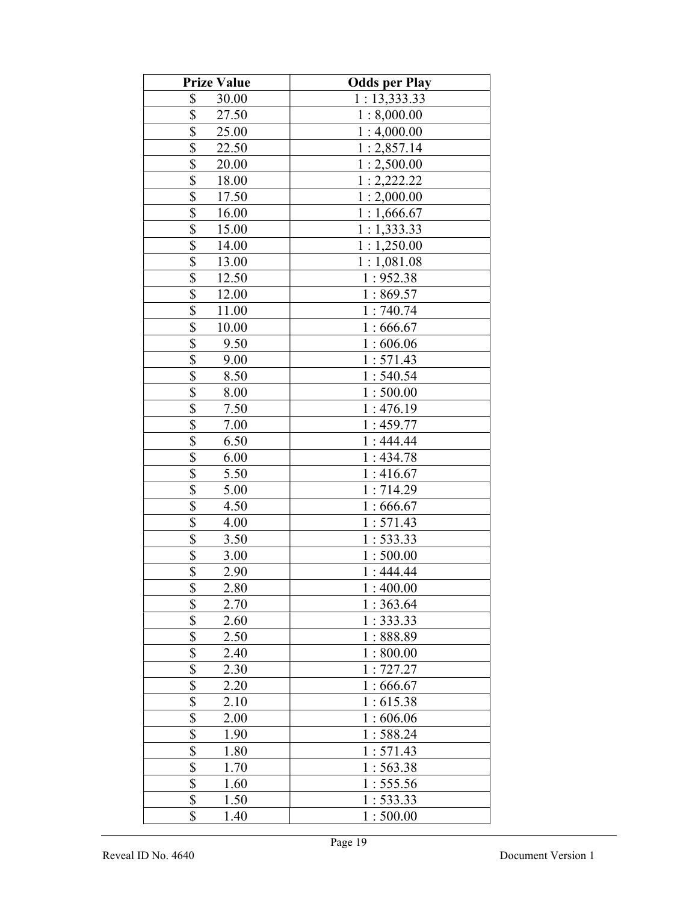| Prize Value | Odds per Play |
|---|---|
| $ 30.00 | 1 : 13,333.33 |
| $ 27.50 | 1 : 8,000.00 |
| $ 25.00 | 1 : 4,000.00 |
| $ 22.50 | 1 : 2,857.14 |
| $ 20.00 | 1 : 2,500.00 |
| $ 18.00 | 1 : 2,222.22 |
| $ 17.50 | 1 : 2,000.00 |
| $ 16.00 | 1 : 1,666.67 |
| $ 15.00 | 1 : 1,333.33 |
| $ 14.00 | 1 : 1,250.00 |
| $ 13.00 | 1 : 1,081.08 |
| $ 12.50 | 1 : 952.38 |
| $ 12.00 | 1 : 869.57 |
| $ 11.00 | 1 : 740.74 |
| $ 10.00 | 1 : 666.67 |
| $ 9.50 | 1 : 606.06 |
| $ 9.00 | 1 : 571.43 |
| $ 8.50 | 1 : 540.54 |
| $ 8.00 | 1 : 500.00 |
| $ 7.50 | 1 : 476.19 |
| $ 7.00 | 1 : 459.77 |
| $ 6.50 | 1 : 444.44 |
| $ 6.00 | 1 : 434.78 |
| $ 5.50 | 1 : 416.67 |
| $ 5.00 | 1 : 714.29 |
| $ 4.50 | 1 : 666.67 |
| $ 4.00 | 1 : 571.43 |
| $ 3.50 | 1 : 533.33 |
| $ 3.00 | 1 : 500.00 |
| $ 2.90 | 1 : 444.44 |
| $ 2.80 | 1 : 400.00 |
| $ 2.70 | 1 : 363.64 |
| $ 2.60 | 1 : 333.33 |
| $ 2.50 | 1 : 888.89 |
| $ 2.40 | 1 : 800.00 |
| $ 2.30 | 1 : 727.27 |
| $ 2.20 | 1 : 666.67 |
| $ 2.10 | 1 : 615.38 |
| $ 2.00 | 1 : 606.06 |
| $ 1.90 | 1 : 588.24 |
| $ 1.80 | 1 : 571.43 |
| $ 1.70 | 1 : 563.38 |
| $ 1.60 | 1 : 555.56 |
| $ 1.50 | 1 : 533.33 |
| $ 1.40 | 1 : 500.00 |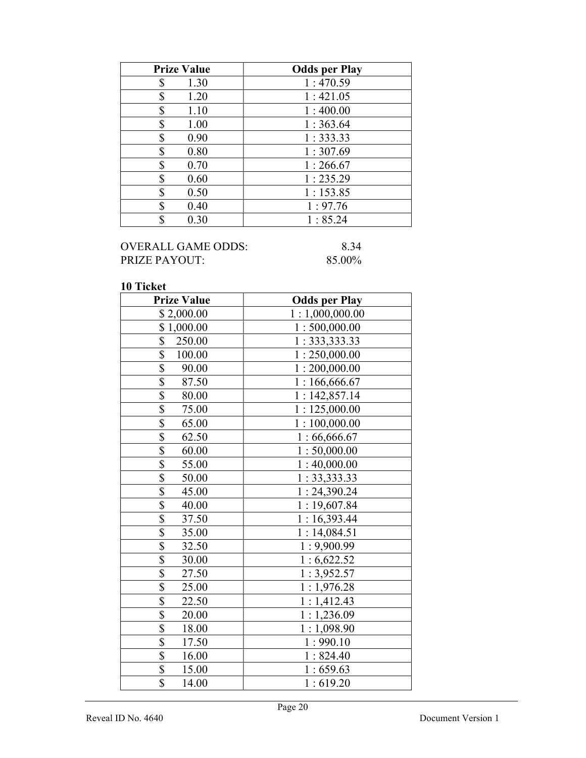| Prize Value | Odds per Play |
|---|---|
| $ 1.30 | 1 : 470.59 |
| $ 1.20 | 1 : 421.05 |
| $ 1.10 | 1 : 400.00 |
| $ 1.00 | 1 : 363.64 |
| $ 0.90 | 1 : 333.33 |
| $ 0.80 | 1 : 307.69 |
| $ 0.70 | 1 : 266.67 |
| $ 0.60 | 1 : 235.29 |
| $ 0.50 | 1 : 153.85 |
| $ 0.40 | 1 : 97.76 |
| $ 0.30 | 1 : 85.24 |

OVERALL GAME ODDS: 8.34
PRIZE PAYOUT: 85.00%

**10 Ticket**

| Prize Value | Odds per Play |
|---|---|
| $ 2,000.00 | 1 : 1,000,000.00 |
| $ 1,000.00 | 1 : 500,000.00 |
| $ 250.00 | 1 : 333,333.33 |
| $ 100.00 | 1 : 250,000.00 |
| $ 90.00 | 1 : 200,000.00 |
| $ 87.50 | 1 : 166,666.67 |
| $ 80.00 | 1 : 142,857.14 |
| $ 75.00 | 1 : 125,000.00 |
| $ 65.00 | 1 : 100,000.00 |
| $ 62.50 | 1 : 66,666.67 |
| $ 60.00 | 1 : 50,000.00 |
| $ 55.00 | 1 : 40,000.00 |
| $ 50.00 | 1 : 33,333.33 |
| $ 45.00 | 1 : 24,390.24 |
| $ 40.00 | 1 : 19,607.84 |
| $ 37.50 | 1 : 16,393.44 |
| $ 35.00 | 1 : 14,084.51 |
| $ 32.50 | 1 : 9,900.99 |
| $ 30.00 | 1 : 6,622.52 |
| $ 27.50 | 1 : 3,952.57 |
| $ 25.00 | 1 : 1,976.28 |
| $ 22.50 | 1 : 1,412.43 |
| $ 20.00 | 1 : 1,236.09 |
| $ 18.00 | 1 : 1,098.90 |
| $ 17.50 | 1 : 990.10 |
| $ 16.00 | 1 : 824.40 |
| $ 15.00 | 1 : 659.63 |
| $ 14.00 | 1 : 619.20 |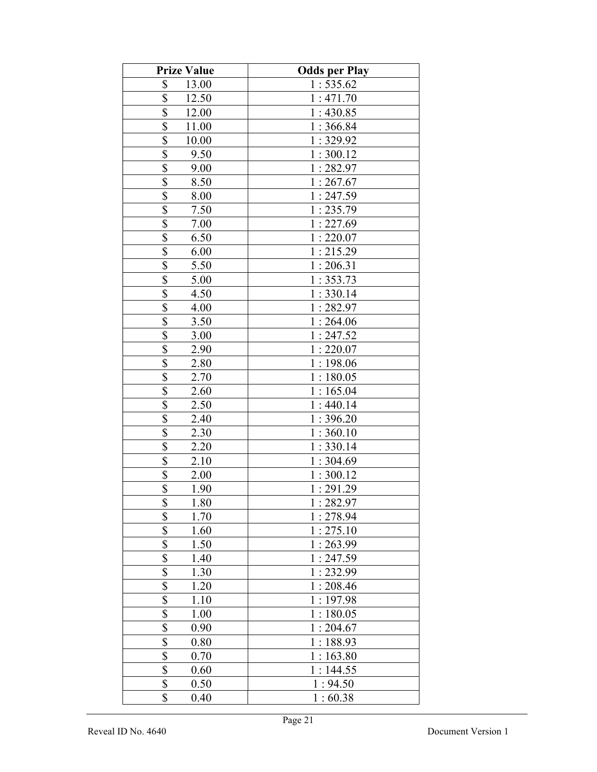| Prize Value | Odds per Play |
| --- | --- |
| $ 13.00 | 1 : 535.62 |
| $ 12.50 | 1 : 471.70 |
| $ 12.00 | 1 : 430.85 |
| $ 11.00 | 1 : 366.84 |
| $ 10.00 | 1 : 329.92 |
| $ 9.50 | 1 : 300.12 |
| $ 9.00 | 1 : 282.97 |
| $ 8.50 | 1 : 267.67 |
| $ 8.00 | 1 : 247.59 |
| $ 7.50 | 1 : 235.79 |
| $ 7.00 | 1 : 227.69 |
| $ 6.50 | 1 : 220.07 |
| $ 6.00 | 1 : 215.29 |
| $ 5.50 | 1 : 206.31 |
| $ 5.00 | 1 : 353.73 |
| $ 4.50 | 1 : 330.14 |
| $ 4.00 | 1 : 282.97 |
| $ 3.50 | 1 : 264.06 |
| $ 3.00 | 1 : 247.52 |
| $ 2.90 | 1 : 220.07 |
| $ 2.80 | 1 : 198.06 |
| $ 2.70 | 1 : 180.05 |
| $ 2.60 | 1 : 165.04 |
| $ 2.50 | 1 : 440.14 |
| $ 2.40 | 1 : 396.20 |
| $ 2.30 | 1 : 360.10 |
| $ 2.20 | 1 : 330.14 |
| $ 2.10 | 1 : 304.69 |
| $ 2.00 | 1 : 300.12 |
| $ 1.90 | 1 : 291.29 |
| $ 1.80 | 1 : 282.97 |
| $ 1.70 | 1 : 278.94 |
| $ 1.60 | 1 : 275.10 |
| $ 1.50 | 1 : 263.99 |
| $ 1.40 | 1 : 247.59 |
| $ 1.30 | 1 : 232.99 |
| $ 1.20 | 1 : 208.46 |
| $ 1.10 | 1 : 197.98 |
| $ 1.00 | 1 : 180.05 |
| $ 0.90 | 1 : 204.67 |
| $ 0.80 | 1 : 188.93 |
| $ 0.70 | 1 : 163.80 |
| $ 0.60 | 1 : 144.55 |
| $ 0.50 | 1 : 94.50 |
| $ 0.40 | 1 : 60.38 |

Reveal ID No. 4640

Document Version 1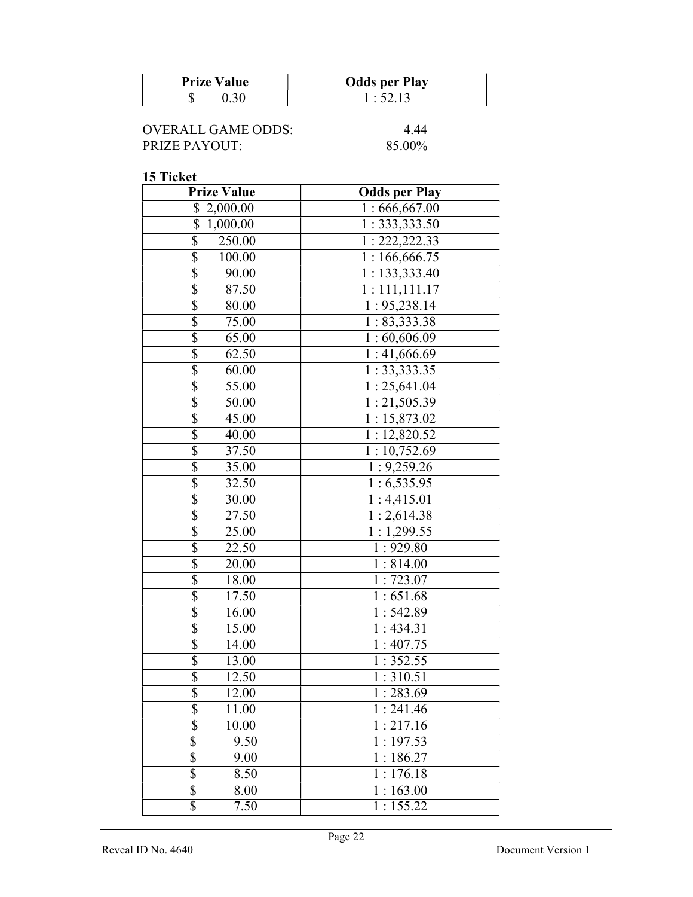| Prize Value | Odds per Play |
|---|---|
| $ 0.30 | 1 : 52.13 |

OVERALL GAME ODDS: 4.44
PRIZE PAYOUT: 85.00%

**15 Ticket**

| Prize Value | Odds per Play |
|---|---|
| $ 2,000.00 | 1 : 666,667.00 |
| $ 1,000.00 | 1 : 333,333.50 |
| $ 250.00 | 1 : 222,222.33 |
| $ 100.00 | 1 : 166,666.75 |
| $ 90.00 | 1 : 133,333.40 |
| $ 87.50 | 1 : 111,111.17 |
| $ 80.00 | 1 : 95,238.14 |
| $ 75.00 | 1 : 83,333.38 |
| $ 65.00 | 1 : 60,606.09 |
| $ 62.50 | 1 : 41,666.69 |
| $ 60.00 | 1 : 33,333.35 |
| $ 55.00 | 1 : 25,641.04 |
| $ 50.00 | 1 : 21,505.39 |
| $ 45.00 | 1 : 15,873.02 |
| $ 40.00 | 1 : 12,820.52 |
| $ 37.50 | 1 : 10,752.69 |
| $ 35.00 | 1 : 9,259.26 |
| $ 32.50 | 1 : 6,535.95 |
| $ 30.00 | 1 : 4,415.01 |
| $ 27.50 | 1 : 2,614.38 |
| $ 25.00 | 1 : 1,299.55 |
| $ 22.50 | 1 : 929.80 |
| $ 20.00 | 1 : 814.00 |
| $ 18.00 | 1 : 723.07 |
| $ 17.50 | 1 : 651.68 |
| $ 16.00 | 1 : 542.89 |
| $ 15.00 | 1 : 434.31 |
| $ 14.00 | 1 : 407.75 |
| $ 13.00 | 1 : 352.55 |
| $ 12.50 | 1 : 310.51 |
| $ 12.00 | 1 : 283.69 |
| $ 11.00 | 1 : 241.46 |
| $ 10.00 | 1 : 217.16 |
| $ 9.50 | 1 : 197.53 |
| $ 9.00 | 1 : 186.27 |
| $ 8.50 | 1 : 176.18 |
| $ 8.00 | 1 : 163.00 |
| $ 7.50 | 1 : 155.22 |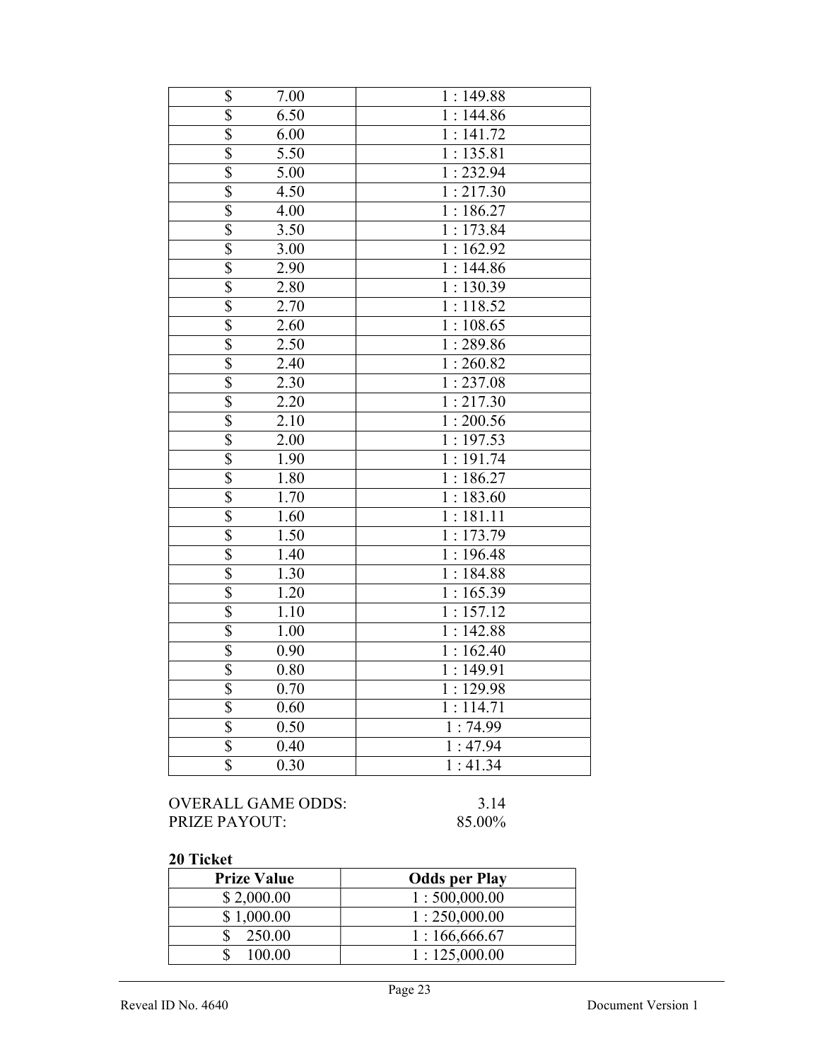| | |
|---|---|
| $ 7.00 | 1 : 149.88 |
| $ 6.50 | 1 : 144.86 |
| $ 6.00 | 1 : 141.72 |
| $ 5.50 | 1 : 135.81 |
| $ 5.00 | 1 : 232.94 |
| $ 4.50 | 1 : 217.30 |
| $ 4.00 | 1 : 186.27 |
| $ 3.50 | 1 : 173.84 |
| $ 3.00 | 1 : 162.92 |
| $ 2.90 | 1 : 144.86 |
| $ 2.80 | 1 : 130.39 |
| $ 2.70 | 1 : 118.52 |
| $ 2.60 | 1 : 108.65 |
| $ 2.50 | 1 : 289.86 |
| $ 2.40 | 1 : 260.82 |
| $ 2.30 | 1 : 237.08 |
| $ 2.20 | 1 : 217.30 |
| $ 2.10 | 1 : 200.56 |
| $ 2.00 | 1 : 197.53 |
| $ 1.90 | 1 : 191.74 |
| $ 1.80 | 1 : 186.27 |
| $ 1.70 | 1 : 183.60 |
| $ 1.60 | 1 : 181.11 |
| $ 1.50 | 1 : 173.79 |
| $ 1.40 | 1 : 196.48 |
| $ 1.30 | 1 : 184.88 |
| $ 1.20 | 1 : 165.39 |
| $ 1.10 | 1 : 157.12 |
| $ 1.00 | 1 : 142.88 |
| $ 0.90 | 1 : 162.40 |
| $ 0.80 | 1 : 149.91 |
| $ 0.70 | 1 : 129.98 |
| $ 0.60 | 1 : 114.71 |
| $ 0.50 | 1 : 74.99 |
| $ 0.40 | 1 : 47.94 |
| $ 0.30 | 1 : 41.34 |

OVERALL GAME ODDS: 3.14
PRIZE PAYOUT: 85.00%

**20 Ticket**

| Prize Value | Odds per Play |
|---|---|
| $ 2,000.00 | 1 : 500,000.00 |
| $ 1,000.00 | 1 : 250,000.00 |
| $ 250.00 | 1 : 166,666.67 |
| $ 100.00 | 1 : 125,000.00 |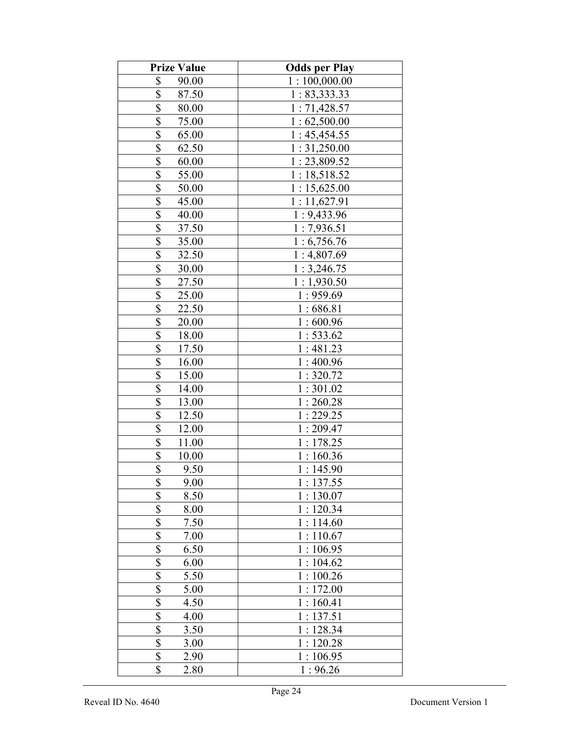| Prize Value | Odds per Play |
|---|---|
| $ 90.00 | 1 : 100,000.00 |
| $ 87.50 | 1 : 83,333.33 |
| $ 80.00 | 1 : 71,428.57 |
| $ 75.00 | 1 : 62,500.00 |
| $ 65.00 | 1 : 45,454.55 |
| $ 62.50 | 1 : 31,250.00 |
| $ 60.00 | 1 : 23,809.52 |
| $ 55.00 | 1 : 18,518.52 |
| $ 50.00 | 1 : 15,625.00 |
| $ 45.00 | 1 : 11,627.91 |
| $ 40.00 | 1 : 9,433.96 |
| $ 37.50 | 1 : 7,936.51 |
| $ 35.00 | 1 : 6,756.76 |
| $ 32.50 | 1 : 4,807.69 |
| $ 30.00 | 1 : 3,246.75 |
| $ 27.50 | 1 : 1,930.50 |
| $ 25.00 | 1 : 959.69 |
| $ 22.50 | 1 : 686.81 |
| $ 20.00 | 1 : 600.96 |
| $ 18.00 | 1 : 533.62 |
| $ 17.50 | 1 : 481.23 |
| $ 16.00 | 1 : 400.96 |
| $ 15.00 | 1 : 320.72 |
| $ 14.00 | 1 : 301.02 |
| $ 13.00 | 1 : 260.28 |
| $ 12.50 | 1 : 229.25 |
| $ 12.00 | 1 : 209.47 |
| $ 11.00 | 1 : 178.25 |
| $ 10.00 | 1 : 160.36 |
| $ 9.50 | 1 : 145.90 |
| $ 9.00 | 1 : 137.55 |
| $ 8.50 | 1 : 130.07 |
| $ 8.00 | 1 : 120.34 |
| $ 7.50 | 1 : 114.60 |
| $ 7.00 | 1 : 110.67 |
| $ 6.50 | 1 : 106.95 |
| $ 6.00 | 1 : 104.62 |
| $ 5.50 | 1 : 100.26 |
| $ 5.00 | 1 : 172.00 |
| $ 4.50 | 1 : 160.41 |
| $ 4.00 | 1 : 137.51 |
| $ 3.50 | 1 : 128.34 |
| $ 3.00 | 1 : 120.28 |
| $ 2.90 | 1 : 106.95 |
| $ 2.80 | 1 : 96.26 |

Reveal ID No. 4640 Document Version 1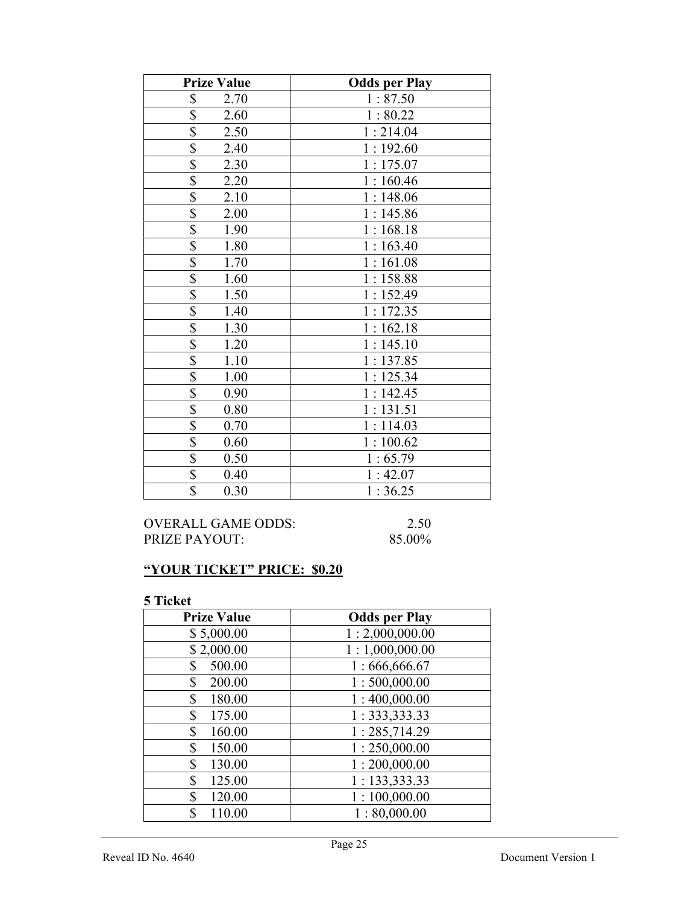| Prize Value | Odds per Play |
|---|---|
| $ 2.70 | 1 : 87.50 |
| $ 2.60 | 1 : 80.22 |
| $ 2.50 | 1 : 214.04 |
| $ 2.40 | 1 : 192.60 |
| $ 2.30 | 1 : 175.07 |
| $ 2.20 | 1 : 160.46 |
| $ 2.10 | 1 : 148.06 |
| $ 2.00 | 1 : 145.86 |
| $ 1.90 | 1 : 168.18 |
| $ 1.80 | 1 : 163.40 |
| $ 1.70 | 1 : 161.08 |
| $ 1.60 | 1 : 158.88 |
| $ 1.50 | 1 : 152.49 |
| $ 1.40 | 1 : 172.35 |
| $ 1.30 | 1 : 162.18 |
| $ 1.20 | 1 : 145.10 |
| $ 1.10 | 1 : 137.85 |
| $ 1.00 | 1 : 125.34 |
| $ 0.90 | 1 : 142.45 |
| $ 0.80 | 1 : 131.51 |
| $ 0.70 | 1 : 114.03 |
| $ 0.60 | 1 : 100.62 |
| $ 0.50 | 1 : 65.79 |
| $ 0.40 | 1 : 42.07 |
| $ 0.30 | 1 : 36.25 |

OVERALL GAME ODDS: 2.50
PRIZE PAYOUT: 85.00%

**"YOUR TICKET" PRICE: $0.20**

**5 Ticket**

| Prize Value | Odds per Play |
|---|---|
| $ 5,000.00 | 1 : 2,000,000.00 |
| $ 2,000.00 | 1 : 1,000,000.00 |
| $ 500.00 | 1 : 666,666.67 |
| $ 200.00 | 1 : 500,000.00 |
| $ 180.00 | 1 : 400,000.00 |
| $ 175.00 | 1 : 333,333.33 |
| $ 160.00 | 1 : 285,714.29 |
| $ 150.00 | 1 : 250,000.00 |
| $ 130.00 | 1 : 200,000.00 |
| $ 125.00 | 1 : 133,333.33 |
| $ 120.00 | 1 : 100,000.00 |
| $ 110.00 | 1 : 80,000.00 |

Reveal ID No. 4640 Document Version 1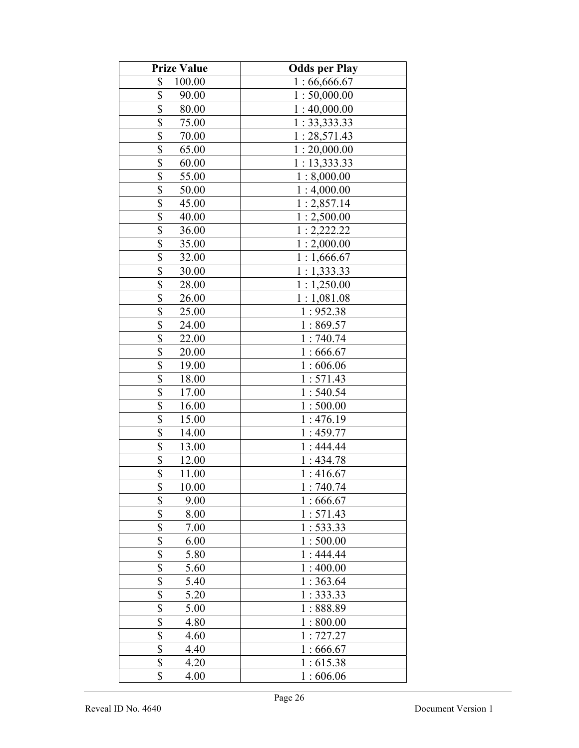| Prize Value | Odds per Play |
|---|---|
| $ 100.00 | 1 : 66,666.67 |
| $ 90.00 | 1 : 50,000.00 |
| $ 80.00 | 1 : 40,000.00 |
| $ 75.00 | 1 : 33,333.33 |
| $ 70.00 | 1 : 28,571.43 |
| $ 65.00 | 1 : 20,000.00 |
| $ 60.00 | 1 : 13,333.33 |
| $ 55.00 | 1 : 8,000.00 |
| $ 50.00 | 1 : 4,000.00 |
| $ 45.00 | 1 : 2,857.14 |
| $ 40.00 | 1 : 2,500.00 |
| $ 36.00 | 1 : 2,222.22 |
| $ 35.00 | 1 : 2,000.00 |
| $ 32.00 | 1 : 1,666.67 |
| $ 30.00 | 1 : 1,333.33 |
| $ 28.00 | 1 : 1,250.00 |
| $ 26.00 | 1 : 1,081.08 |
| $ 25.00 | 1 : 952.38 |
| $ 24.00 | 1 : 869.57 |
| $ 22.00 | 1 : 740.74 |
| $ 20.00 | 1 : 666.67 |
| $ 19.00 | 1 : 606.06 |
| $ 18.00 | 1 : 571.43 |
| $ 17.00 | 1 : 540.54 |
| $ 16.00 | 1 : 500.00 |
| $ 15.00 | 1 : 476.19 |
| $ 14.00 | 1 : 459.77 |
| $ 13.00 | 1 : 444.44 |
| $ 12.00 | 1 : 434.78 |
| $ 11.00 | 1 : 416.67 |
| $ 10.00 | 1 : 740.74 |
| $ 9.00 | 1 : 666.67 |
| $ 8.00 | 1 : 571.43 |
| $ 7.00 | 1 : 533.33 |
| $ 6.00 | 1 : 500.00 |
| $ 5.80 | 1 : 444.44 |
| $ 5.60 | 1 : 400.00 |
| $ 5.40 | 1 : 363.64 |
| $ 5.20 | 1 : 333.33 |
| $ 5.00 | 1 : 888.89 |
| $ 4.80 | 1 : 800.00 |
| $ 4.60 | 1 : 727.27 |
| $ 4.40 | 1 : 666.67 |
| $ 4.20 | 1 : 615.38 |
| $ 4.00 | 1 : 606.06 |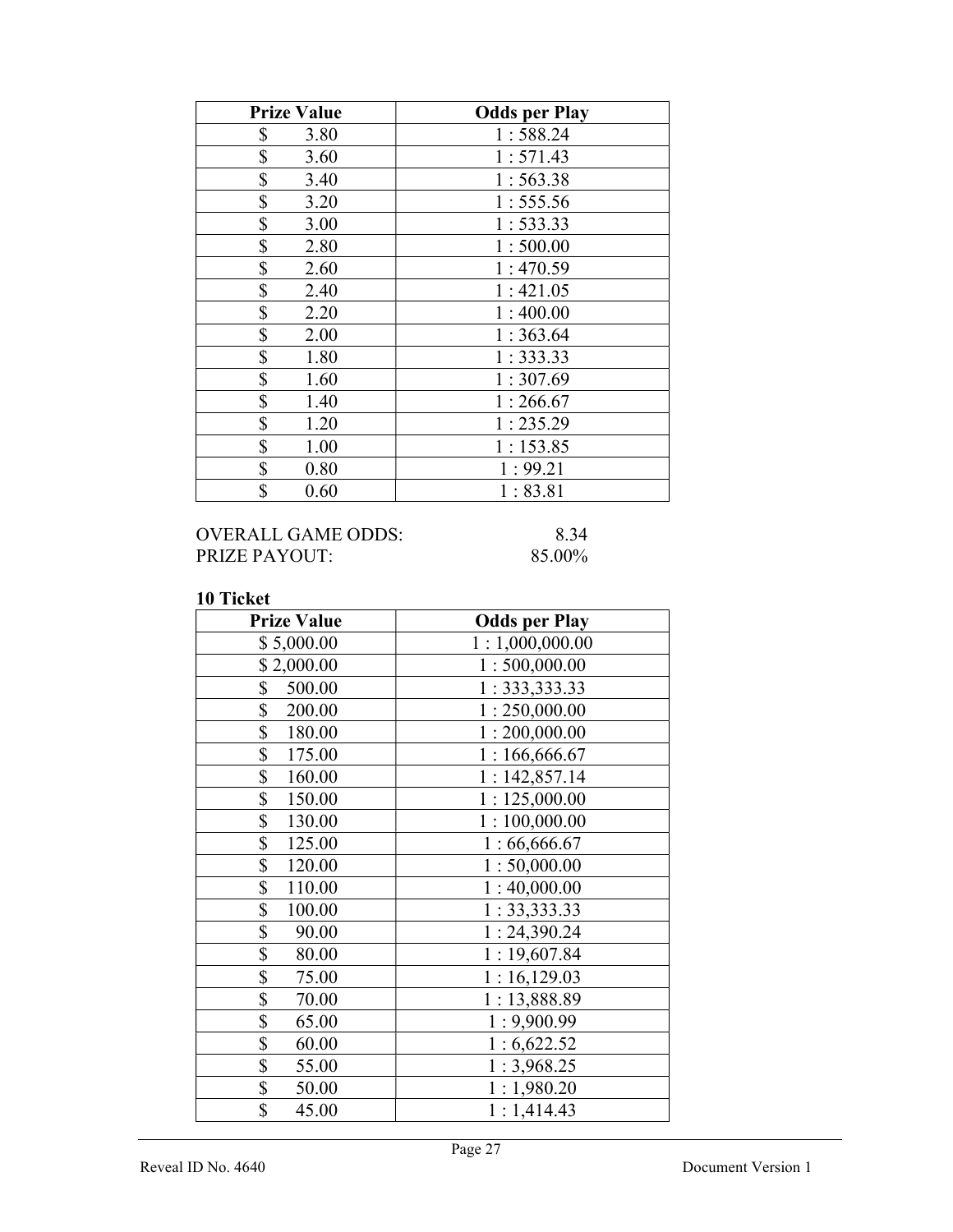| Prize Value | Odds per Play |
|---|---|
| $ 3.80 | 1 : 588.24 |
| $ 3.60 | 1 : 571.43 |
| $ 3.40 | 1 : 563.38 |
| $ 3.20 | 1 : 555.56 |
| $ 3.00 | 1 : 533.33 |
| $ 2.80 | 1 : 500.00 |
| $ 2.60 | 1 : 470.59 |
| $ 2.40 | 1 : 421.05 |
| $ 2.20 | 1 : 400.00 |
| $ 2.00 | 1 : 363.64 |
| $ 1.80 | 1 : 333.33 |
| $ 1.60 | 1 : 307.69 |
| $ 1.40 | 1 : 266.67 |
| $ 1.20 | 1 : 235.29 |
| $ 1.00 | 1 : 153.85 |
| $ 0.80 | 1 : 99.21 |
| $ 0.60 | 1 : 83.81 |

OVERALL GAME ODDS: 8.34
PRIZE PAYOUT: 85.00%

**10 Ticket**

| Prize Value | Odds per Play |
|---|---|
| $ 5,000.00 | 1 : 1,000,000.00 |
| $ 2,000.00 | 1 : 500,000.00 |
| $ 500.00 | 1 : 333,333.33 |
| $ 200.00 | 1 : 250,000.00 |
| $ 180.00 | 1 : 200,000.00 |
| $ 175.00 | 1 : 166,666.67 |
| $ 160.00 | 1 : 142,857.14 |
| $ 150.00 | 1 : 125,000.00 |
| $ 130.00 | 1 : 100,000.00 |
| $ 125.00 | 1 : 66,666.67 |
| $ 120.00 | 1 : 50,000.00 |
| $ 110.00 | 1 : 40,000.00 |
| $ 100.00 | 1 : 33,333.33 |
| $ 90.00 | 1 : 24,390.24 |
| $ 80.00 | 1 : 19,607.84 |
| $ 75.00 | 1 : 16,129.03 |
| $ 70.00 | 1 : 13,888.89 |
| $ 65.00 | 1 : 9,900.99 |
| $ 60.00 | 1 : 6,622.52 |
| $ 55.00 | 1 : 3,968.25 |
| $ 50.00 | 1 : 1,980.20 |
| $ 45.00 | 1 : 1,414.43 |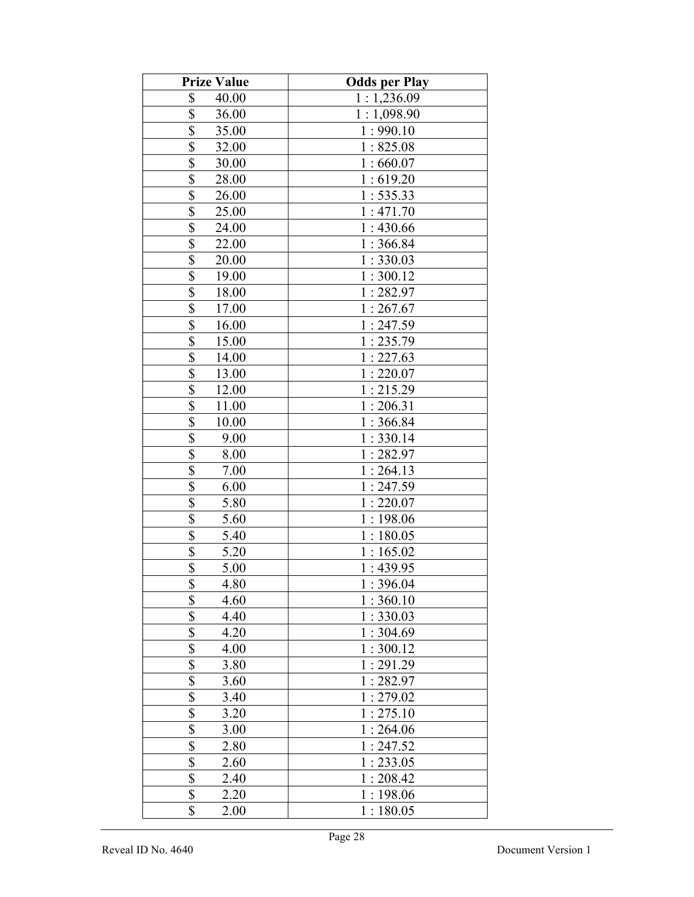| Prize Value | Odds per Play |
|---|---|
| $ 40.00 | 1 : 1,236.09 |
| $ 36.00 | 1 : 1,098.90 |
| $ 35.00 | 1 : 990.10 |
| $ 32.00 | 1 : 825.08 |
| $ 30.00 | 1 : 660.07 |
| $ 28.00 | 1 : 619.20 |
| $ 26.00 | 1 : 535.33 |
| $ 25.00 | 1 : 471.70 |
| $ 24.00 | 1 : 430.66 |
| $ 22.00 | 1 : 366.84 |
| $ 20.00 | 1 : 330.03 |
| $ 19.00 | 1 : 300.12 |
| $ 18.00 | 1 : 282.97 |
| $ 17.00 | 1 : 267.67 |
| $ 16.00 | 1 : 247.59 |
| $ 15.00 | 1 : 235.79 |
| $ 14.00 | 1 : 227.63 |
| $ 13.00 | 1 : 220.07 |
| $ 12.00 | 1 : 215.29 |
| $ 11.00 | 1 : 206.31 |
| $ 10.00 | 1 : 366.84 |
| $ 9.00 | 1 : 330.14 |
| $ 8.00 | 1 : 282.97 |
| $ 7.00 | 1 : 264.13 |
| $ 6.00 | 1 : 247.59 |
| $ 5.80 | 1 : 220.07 |
| $ 5.60 | 1 : 198.06 |
| $ 5.40 | 1 : 180.05 |
| $ 5.20 | 1 : 165.02 |
| $ 5.00 | 1 : 439.95 |
| $ 4.80 | 1 : 396.04 |
| $ 4.60 | 1 : 360.10 |
| $ 4.40 | 1 : 330.03 |
| $ 4.20 | 1 : 304.69 |
| $ 4.00 | 1 : 300.12 |
| $ 3.80 | 1 : 291.29 |
| $ 3.60 | 1 : 282.97 |
| $ 3.40 | 1 : 279.02 |
| $ 3.20 | 1 : 275.10 |
| $ 3.00 | 1 : 264.06 |
| $ 2.80 | 1 : 247.52 |
| $ 2.60 | 1 : 233.05 |
| $ 2.40 | 1 : 208.42 |
| $ 2.20 | 1 : 198.06 |
| $ 2.00 | 1 : 180.05 |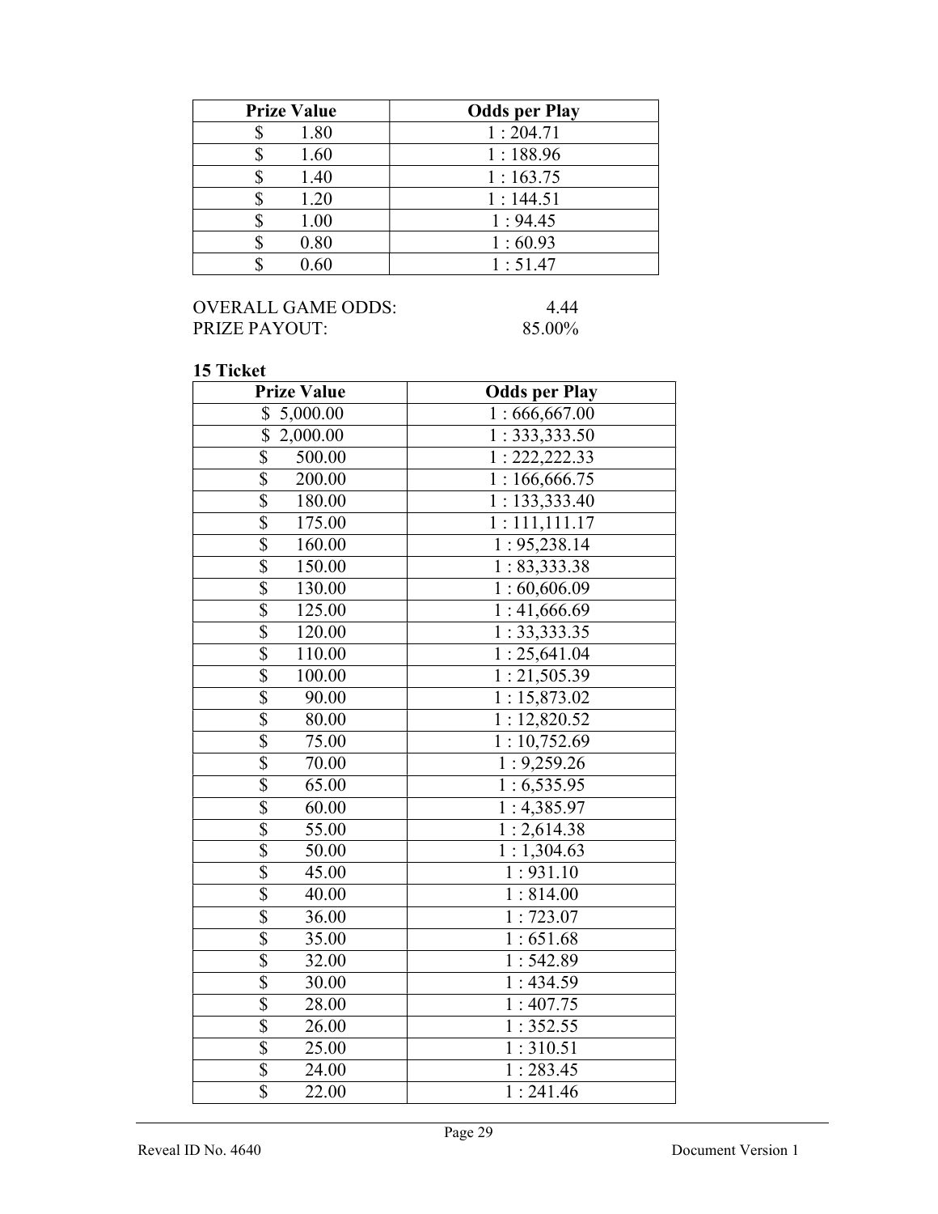| Prize Value | Odds per Play |
|---|---|
| $ 1.80 | 1 : 204.71 |
| $ 1.60 | 1 : 188.96 |
| $ 1.40 | 1 : 163.75 |
| $ 1.20 | 1 : 144.51 |
| $ 1.00 | 1 : 94.45 |
| $ 0.80 | 1 : 60.93 |
| $ 0.60 | 1 : 51.47 |

OVERALL GAME ODDS: 4.44
PRIZE PAYOUT: 85.00%

**15 Ticket**

| Prize Value | Odds per Play |
|---|---|
| $ 5,000.00 | 1 : 666,667.00 |
| $ 2,000.00 | 1 : 333,333.50 |
| $ 500.00 | 1 : 222,222.33 |
| $ 200.00 | 1 : 166,666.75 |
| $ 180.00 | 1 : 133,333.40 |
| $ 175.00 | 1 : 111,111.17 |
| $ 160.00 | 1 : 95,238.14 |
| $ 150.00 | 1 : 83,333.38 |
| $ 130.00 | 1 : 60,606.09 |
| $ 125.00 | 1 : 41,666.69 |
| $ 120.00 | 1 : 33,333.35 |
| $ 110.00 | 1 : 25,641.04 |
| $ 100.00 | 1 : 21,505.39 |
| $ 90.00 | 1 : 15,873.02 |
| $ 80.00 | 1 : 12,820.52 |
| $ 75.00 | 1 : 10,752.69 |
| $ 70.00 | 1 : 9,259.26 |
| $ 65.00 | 1 : 6,535.95 |
| $ 60.00 | 1 : 4,385.97 |
| $ 55.00 | 1 : 2,614.38 |
| $ 50.00 | 1 : 1,304.63 |
| $ 45.00 | 1 : 931.10 |
| $ 40.00 | 1 : 814.00 |
| $ 36.00 | 1 : 723.07 |
| $ 35.00 | 1 : 651.68 |
| $ 32.00 | 1 : 542.89 |
| $ 30.00 | 1 : 434.59 |
| $ 28.00 | 1 : 407.75 |
| $ 26.00 | 1 : 352.55 |
| $ 25.00 | 1 : 310.51 |
| $ 24.00 | 1 : 283.45 |
| $ 22.00 | 1 : 241.46 |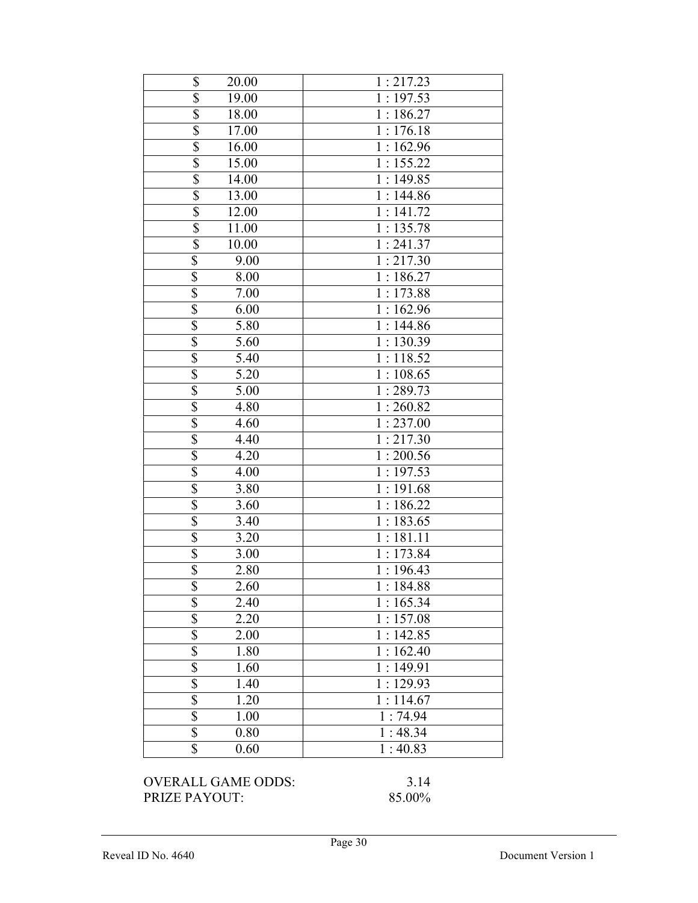| | |
|---|---|
| $ 20.00 | 1 : 217.23 |
| $ 19.00 | 1 : 197.53 |
| $ 18.00 | 1 : 186.27 |
| $ 17.00 | 1 : 176.18 |
| $ 16.00 | 1 : 162.96 |
| $ 15.00 | 1 : 155.22 |
| $ 14.00 | 1 : 149.85 |
| $ 13.00 | 1 : 144.86 |
| $ 12.00 | 1 : 141.72 |
| $ 11.00 | 1 : 135.78 |
| $ 10.00 | 1 : 241.37 |
| $ 9.00 | 1 : 217.30 |
| $ 8.00 | 1 : 186.27 |
| $ 7.00 | 1 : 173.88 |
| $ 6.00 | 1 : 162.96 |
| $ 5.80 | 1 : 144.86 |
| $ 5.60 | 1 : 130.39 |
| $ 5.40 | 1 : 118.52 |
| $ 5.20 | 1 : 108.65 |
| $ 5.00 | 1 : 289.73 |
| $ 4.80 | 1 : 260.82 |
| $ 4.60 | 1 : 237.00 |
| $ 4.40 | 1 : 217.30 |
| $ 4.20 | 1 : 200.56 |
| $ 4.00 | 1 : 197.53 |
| $ 3.80 | 1 : 191.68 |
| $ 3.60 | 1 : 186.22 |
| $ 3.40 | 1 : 183.65 |
| $ 3.20 | 1 : 181.11 |
| $ 3.00 | 1 : 173.84 |
| $ 2.80 | 1 : 196.43 |
| $ 2.60 | 1 : 184.88 |
| $ 2.40 | 1 : 165.34 |
| $ 2.20 | 1 : 157.08 |
| $ 2.00 | 1 : 142.85 |
| $ 1.80 | 1 : 162.40 |
| $ 1.60 | 1 : 149.91 |
| $ 1.40 | 1 : 129.93 |
| $ 1.20 | 1 : 114.67 |
| $ 1.00 | 1 : 74.94 |
| $ 0.80 | 1 : 48.34 |
| $ 0.60 | 1 : 40.83 |

OVERALL GAME ODDS: 3.14

PRIZE PAYOUT: 85.00%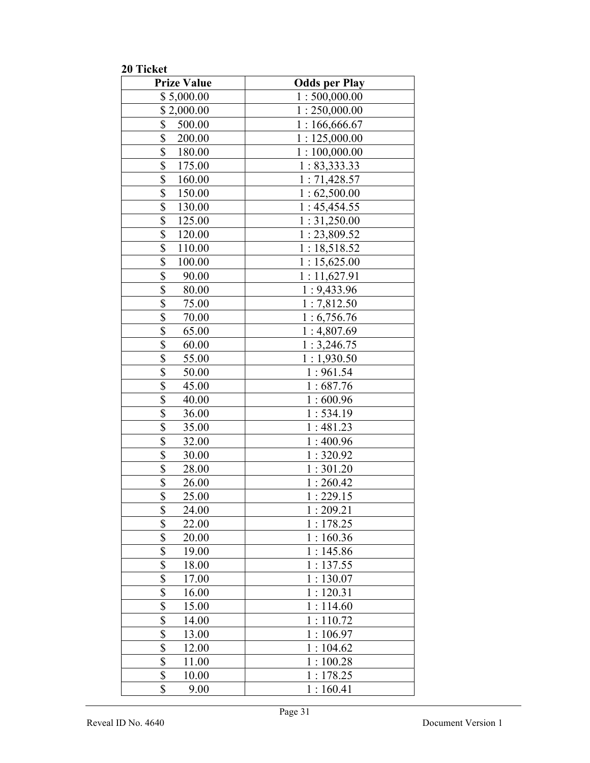**20 Ticket**

| Prize Value | Odds per Play |
|---|---|
| $ 5,000.00 | 1 : 500,000.00 |
| $ 2,000.00 | 1 : 250,000.00 |
| $ 500.00 | 1 : 166,666.67 |
| $ 200.00 | 1 : 125,000.00 |
| $ 180.00 | 1 : 100,000.00 |
| $ 175.00 | 1 : 83,333.33 |
| $ 160.00 | 1 : 71,428.57 |
| $ 150.00 | 1 : 62,500.00 |
| $ 130.00 | 1 : 45,454.55 |
| $ 125.00 | 1 : 31,250.00 |
| $ 120.00 | 1 : 23,809.52 |
| $ 110.00 | 1 : 18,518.52 |
| $ 100.00 | 1 : 15,625.00 |
| $ 90.00 | 1 : 11,627.91 |
| $ 80.00 | 1 : 9,433.96 |
| $ 75.00 | 1 : 7,812.50 |
| $ 70.00 | 1 : 6,756.76 |
| $ 65.00 | 1 : 4,807.69 |
| $ 60.00 | 1 : 3,246.75 |
| $ 55.00 | 1 : 1,930.50 |
| $ 50.00 | 1 : 961.54 |
| $ 45.00 | 1 : 687.76 |
| $ 40.00 | 1 : 600.96 |
| $ 36.00 | 1 : 534.19 |
| $ 35.00 | 1 : 481.23 |
| $ 32.00 | 1 : 400.96 |
| $ 30.00 | 1 : 320.92 |
| $ 28.00 | 1 : 301.20 |
| $ 26.00 | 1 : 260.42 |
| $ 25.00 | 1 : 229.15 |
| $ 24.00 | 1 : 209.21 |
| $ 22.00 | 1 : 178.25 |
| $ 20.00 | 1 : 160.36 |
| $ 19.00 | 1 : 145.86 |
| $ 18.00 | 1 : 137.55 |
| $ 17.00 | 1 : 130.07 |
| $ 16.00 | 1 : 120.31 |
| $ 15.00 | 1 : 114.60 |
| $ 14.00 | 1 : 110.72 |
| $ 13.00 | 1 : 106.97 |
| $ 12.00 | 1 : 104.62 |
| $ 11.00 | 1 : 100.28 |
| $ 10.00 | 1 : 178.25 |
| $ 9.00 | 1 : 160.41 |

Reveal ID No. 4640 Document Version 1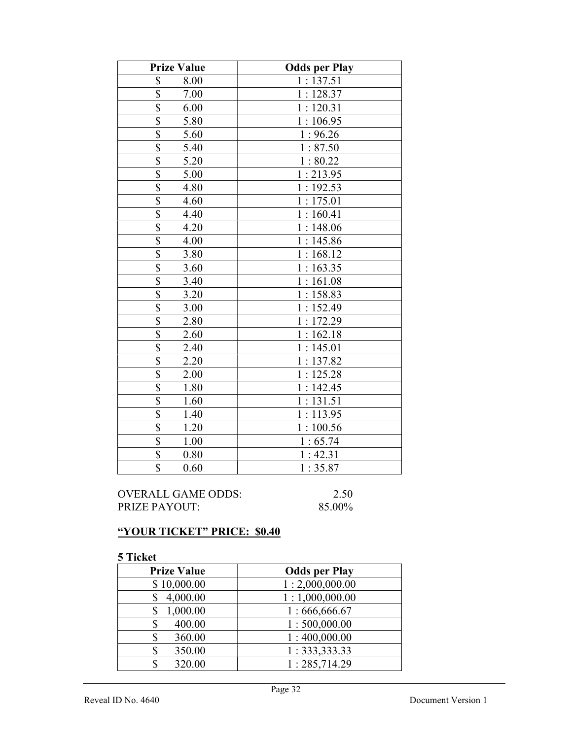| Prize Value | Odds per Play |
|---|---|
| $ 8.00 | 1 : 137.51 |
| $ 7.00 | 1 : 128.37 |
| $ 6.00 | 1 : 120.31 |
| $ 5.80 | 1 : 106.95 |
| $ 5.60 | 1 : 96.26 |
| $ 5.40 | 1 : 87.50 |
| $ 5.20 | 1 : 80.22 |
| $ 5.00 | 1 : 213.95 |
| $ 4.80 | 1 : 192.53 |
| $ 4.60 | 1 : 175.01 |
| $ 4.40 | 1 : 160.41 |
| $ 4.20 | 1 : 148.06 |
| $ 4.00 | 1 : 145.86 |
| $ 3.80 | 1 : 168.12 |
| $ 3.60 | 1 : 163.35 |
| $ 3.40 | 1 : 161.08 |
| $ 3.20 | 1 : 158.83 |
| $ 3.00 | 1 : 152.49 |
| $ 2.80 | 1 : 172.29 |
| $ 2.60 | 1 : 162.18 |
| $ 2.40 | 1 : 145.01 |
| $ 2.20 | 1 : 137.82 |
| $ 2.00 | 1 : 125.28 |
| $ 1.80 | 1 : 142.45 |
| $ 1.60 | 1 : 131.51 |
| $ 1.40 | 1 : 113.95 |
| $ 1.20 | 1 : 100.56 |
| $ 1.00 | 1 : 65.74 |
| $ 0.80 | 1 : 42.31 |
| $ 0.60 | 1 : 35.87 |

OVERALL GAME ODDS: 2.50
PRIZE PAYOUT: 85.00%

**"YOUR TICKET" PRICE: $0.40**

**5 Ticket**

| Prize Value | Odds per Play |
|---|---|
| $ 10,000.00 | 1 : 2,000,000.00 |
| $ 4,000.00 | 1 : 1,000,000.00 |
| $ 1,000.00 | 1 : 666,666.67 |
| $ 400.00 | 1 : 500,000.00 |
| $ 360.00 | 1 : 400,000.00 |
| $ 350.00 | 1 : 333,333.33 |
| $ 320.00 | 1 : 285,714.29 |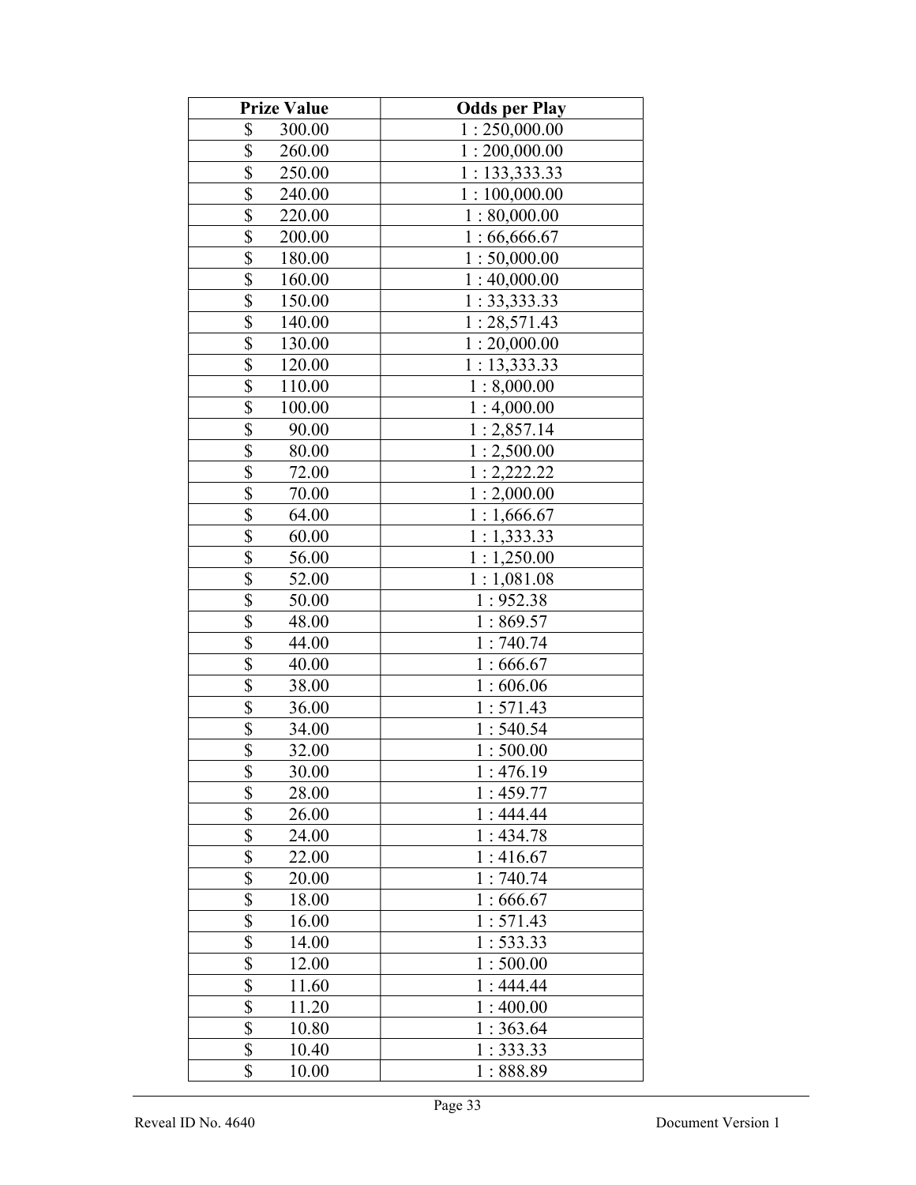| Prize Value | Odds per Play |
|---|---|
| $ 300.00 | 1 : 250,000.00 |
| $ 260.00 | 1 : 200,000.00 |
| $ 250.00 | 1 : 133,333.33 |
| $ 240.00 | 1 : 100,000.00 |
| $ 220.00 | 1 : 80,000.00 |
| $ 200.00 | 1 : 66,666.67 |
| $ 180.00 | 1 : 50,000.00 |
| $ 160.00 | 1 : 40,000.00 |
| $ 150.00 | 1 : 33,333.33 |
| $ 140.00 | 1 : 28,571.43 |
| $ 130.00 | 1 : 20,000.00 |
| $ 120.00 | 1 : 13,333.33 |
| $ 110.00 | 1 : 8,000.00 |
| $ 100.00 | 1 : 4,000.00 |
| $ 90.00 | 1 : 2,857.14 |
| $ 80.00 | 1 : 2,500.00 |
| $ 72.00 | 1 : 2,222.22 |
| $ 70.00 | 1 : 2,000.00 |
| $ 64.00 | 1 : 1,666.67 |
| $ 60.00 | 1 : 1,333.33 |
| $ 56.00 | 1 : 1,250.00 |
| $ 52.00 | 1 : 1,081.08 |
| $ 50.00 | 1 : 952.38 |
| $ 48.00 | 1 : 869.57 |
| $ 44.00 | 1 : 740.74 |
| $ 40.00 | 1 : 666.67 |
| $ 38.00 | 1 : 606.06 |
| $ 36.00 | 1 : 571.43 |
| $ 34.00 | 1 : 540.54 |
| $ 32.00 | 1 : 500.00 |
| $ 30.00 | 1 : 476.19 |
| $ 28.00 | 1 : 459.77 |
| $ 26.00 | 1 : 444.44 |
| $ 24.00 | 1 : 434.78 |
| $ 22.00 | 1 : 416.67 |
| $ 20.00 | 1 : 740.74 |
| $ 18.00 | 1 : 666.67 |
| $ 16.00 | 1 : 571.43 |
| $ 14.00 | 1 : 533.33 |
| $ 12.00 | 1 : 500.00 |
| $ 11.60 | 1 : 444.44 |
| $ 11.20 | 1 : 400.00 |
| $ 10.80 | 1 : 363.64 |
| $ 10.40 | 1 : 333.33 |
| $ 10.00 | 1 : 888.89 |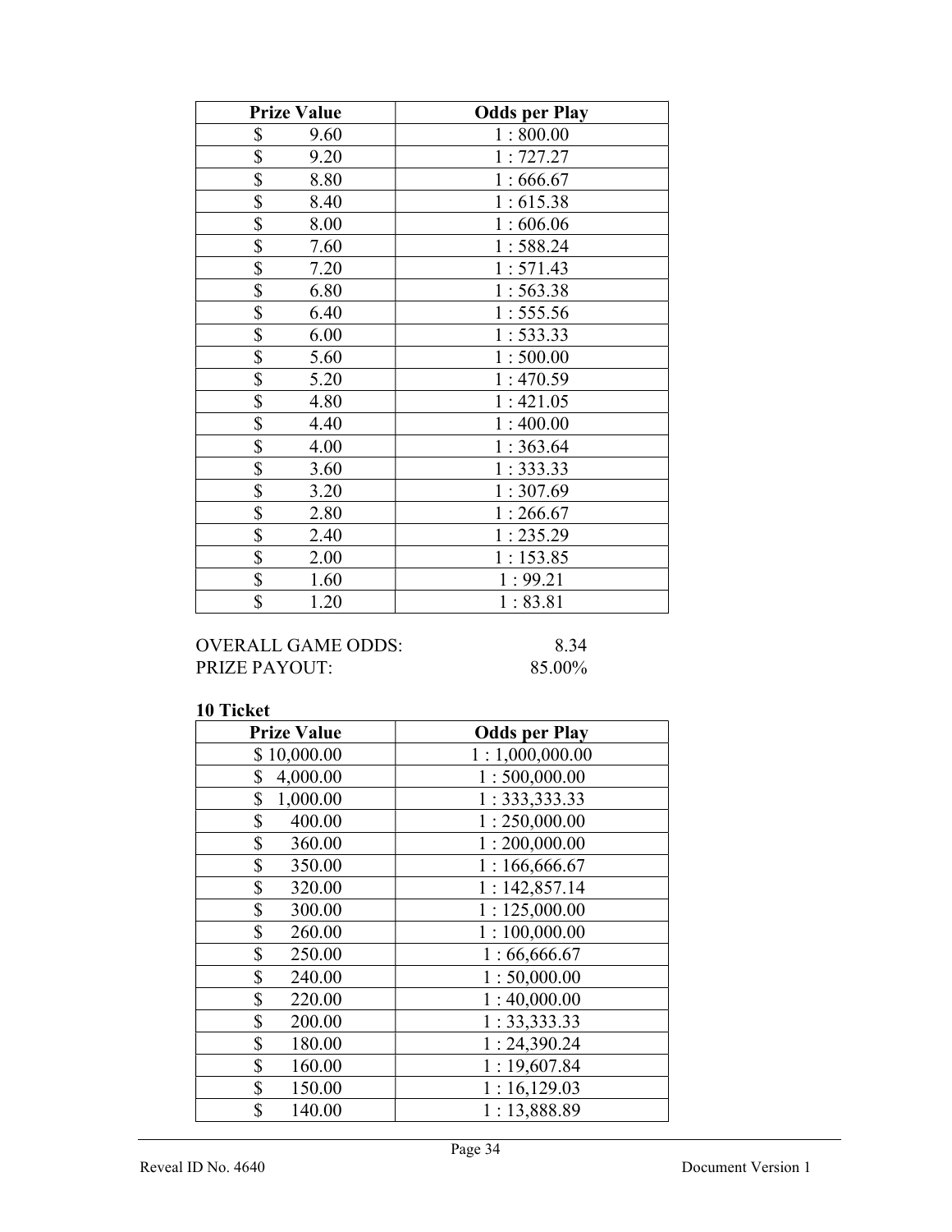| Prize Value | Odds per Play |
|---|---|
| $ 9.60 | 1 : 800.00 |
| $ 9.20 | 1 : 727.27 |
| $ 8.80 | 1 : 666.67 |
| $ 8.40 | 1 : 615.38 |
| $ 8.00 | 1 : 606.06 |
| $ 7.60 | 1 : 588.24 |
| $ 7.20 | 1 : 571.43 |
| $ 6.80 | 1 : 563.38 |
| $ 6.40 | 1 : 555.56 |
| $ 6.00 | 1 : 533.33 |
| $ 5.60 | 1 : 500.00 |
| $ 5.20 | 1 : 470.59 |
| $ 4.80 | 1 : 421.05 |
| $ 4.40 | 1 : 400.00 |
| $ 4.00 | 1 : 363.64 |
| $ 3.60 | 1 : 333.33 |
| $ 3.20 | 1 : 307.69 |
| $ 2.80 | 1 : 266.67 |
| $ 2.40 | 1 : 235.29 |
| $ 2.00 | 1 : 153.85 |
| $ 1.60 | 1 : 99.21 |
| $ 1.20 | 1 : 83.81 |

OVERALL GAME ODDS: 8.34
PRIZE PAYOUT: 85.00%

**10 Ticket**

| Prize Value | Odds per Play |
|---|---|
| $ 10,000.00 | 1 : 1,000,000.00 |
| $ 4,000.00 | 1 : 500,000.00 |
| $ 1,000.00 | 1 : 333,333.33 |
| $ 400.00 | 1 : 250,000.00 |
| $ 360.00 | 1 : 200,000.00 |
| $ 350.00 | 1 : 166,666.67 |
| $ 320.00 | 1 : 142,857.14 |
| $ 300.00 | 1 : 125,000.00 |
| $ 260.00 | 1 : 100,000.00 |
| $ 250.00 | 1 : 66,666.67 |
| $ 240.00 | 1 : 50,000.00 |
| $ 220.00 | 1 : 40,000.00 |
| $ 200.00 | 1 : 33,333.33 |
| $ 180.00 | 1 : 24,390.24 |
| $ 160.00 | 1 : 19,607.84 |
| $ 150.00 | 1 : 16,129.03 |
| $ 140.00 | 1 : 13,888.89 |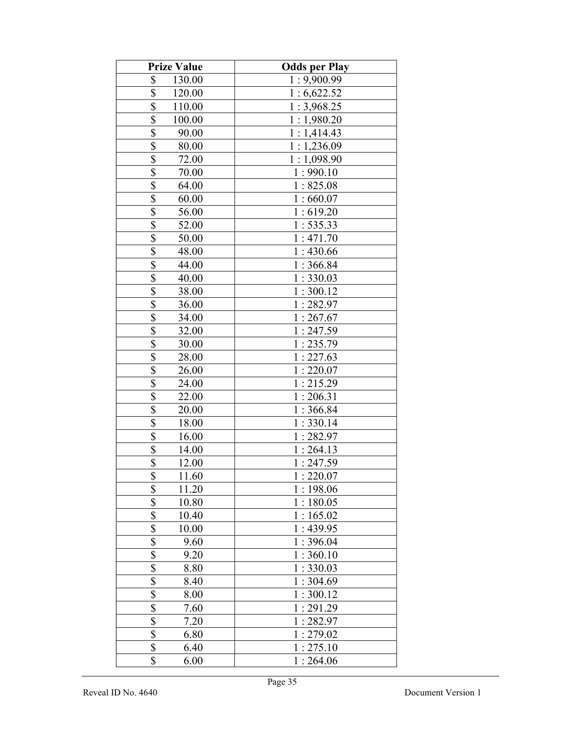| Prize Value | Odds per Play |
|---|---|
| $ 130.00 | 1 : 9,900.99 |
| $ 120.00 | 1 : 6,622.52 |
| $ 110.00 | 1 : 3,968.25 |
| $ 100.00 | 1 : 1,980.20 |
| $ 90.00 | 1 : 1,414.43 |
| $ 80.00 | 1 : 1,236.09 |
| $ 72.00 | 1 : 1,098.90 |
| $ 70.00 | 1 : 990.10 |
| $ 64.00 | 1 : 825.08 |
| $ 60.00 | 1 : 660.07 |
| $ 56.00 | 1 : 619.20 |
| $ 52.00 | 1 : 535.33 |
| $ 50.00 | 1 : 471.70 |
| $ 48.00 | 1 : 430.66 |
| $ 44.00 | 1 : 366.84 |
| $ 40.00 | 1 : 330.03 |
| $ 38.00 | 1 : 300.12 |
| $ 36.00 | 1 : 282.97 |
| $ 34.00 | 1 : 267.67 |
| $ 32.00 | 1 : 247.59 |
| $ 30.00 | 1 : 235.79 |
| $ 28.00 | 1 : 227.63 |
| $ 26.00 | 1 : 220.07 |
| $ 24.00 | 1 : 215.29 |
| $ 22.00 | 1 : 206.31 |
| $ 20.00 | 1 : 366.84 |
| $ 18.00 | 1 : 330.14 |
| $ 16.00 | 1 : 282.97 |
| $ 14.00 | 1 : 264.13 |
| $ 12.00 | 1 : 247.59 |
| $ 11.60 | 1 : 220.07 |
| $ 11.20 | 1 : 198.06 |
| $ 10.80 | 1 : 180.05 |
| $ 10.40 | 1 : 165.02 |
| $ 10.00 | 1 : 439.95 |
| $ 9.60 | 1 : 396.04 |
| $ 9.20 | 1 : 360.10 |
| $ 8.80 | 1 : 330.03 |
| $ 8.40 | 1 : 304.69 |
| $ 8.00 | 1 : 300.12 |
| $ 7.60 | 1 : 291.29 |
| $ 7.20 | 1 : 282.97 |
| $ 6.80 | 1 : 279.02 |
| $ 6.40 | 1 : 275.10 |
| $ 6.00 | 1 : 264.06 |

Reveal ID No. 4640 Document Version 1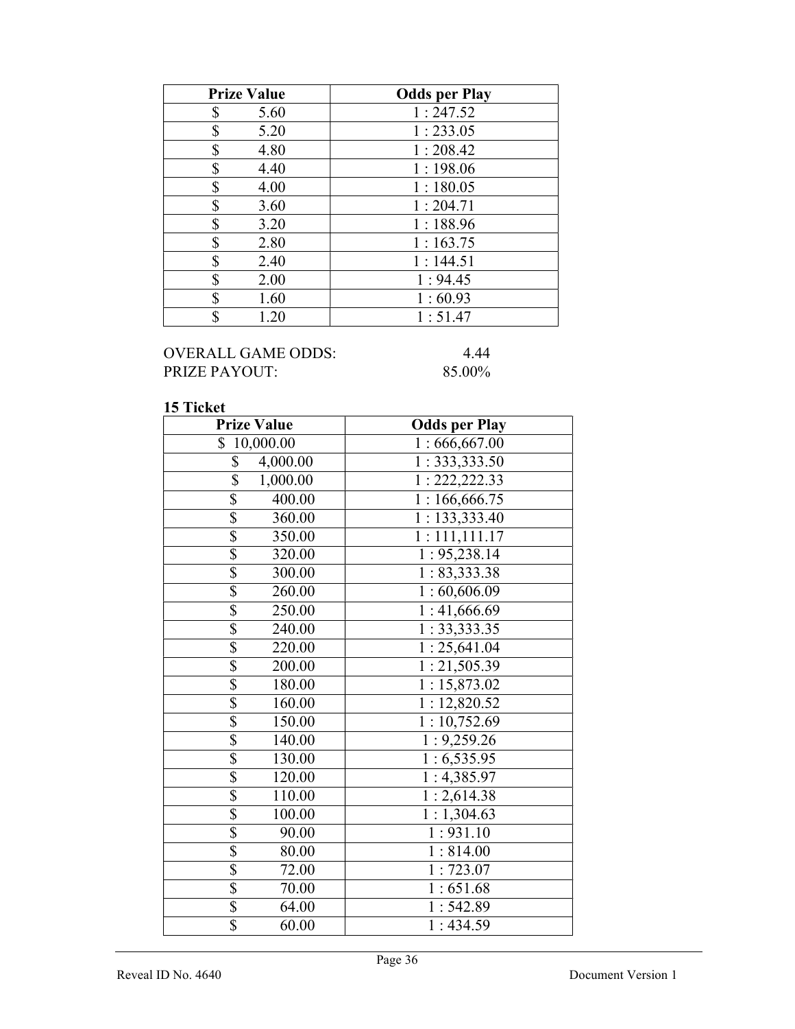| Prize Value | Odds per Play |
| --- | --- |
| $ 5.60 | 1 : 247.52 |
| $ 5.20 | 1 : 233.05 |
| $ 4.80 | 1 : 208.42 |
| $ 4.40 | 1 : 198.06 |
| $ 4.00 | 1 : 180.05 |
| $ 3.60 | 1 : 204.71 |
| $ 3.20 | 1 : 188.96 |
| $ 2.80 | 1 : 163.75 |
| $ 2.40 | 1 : 144.51 |
| $ 2.00 | 1 : 94.45 |
| $ 1.60 | 1 : 60.93 |
| $ 1.20 | 1 : 51.47 |

OVERALL GAME ODDS: 4.44
PRIZE PAYOUT: 85.00%

**15 Ticket**

| Prize Value | Odds per Play |
| --- | --- |
| $ 10,000.00 | 1 : 666,667.00 |
| $ 4,000.00 | 1 : 333,333.50 |
| $ 1,000.00 | 1 : 222,222.33 |
| $ 400.00 | 1 : 166,666.75 |
| $ 360.00 | 1 : 133,333.40 |
| $ 350.00 | 1 : 111,111.17 |
| $ 320.00 | 1 : 95,238.14 |
| $ 300.00 | 1 : 83,333.38 |
| $ 260.00 | 1 : 60,606.09 |
| $ 250.00 | 1 : 41,666.69 |
| $ 240.00 | 1 : 33,333.35 |
| $ 220.00 | 1 : 25,641.04 |
| $ 200.00 | 1 : 21,505.39 |
| $ 180.00 | 1 : 15,873.02 |
| $ 160.00 | 1 : 12,820.52 |
| $ 150.00 | 1 : 10,752.69 |
| $ 140.00 | 1 : 9,259.26 |
| $ 130.00 | 1 : 6,535.95 |
| $ 120.00 | 1 : 4,385.97 |
| $ 110.00 | 1 : 2,614.38 |
| $ 100.00 | 1 : 1,304.63 |
| $ 90.00 | 1 : 931.10 |
| $ 80.00 | 1 : 814.00 |
| $ 72.00 | 1 : 723.07 |
| $ 70.00 | 1 : 651.68 |
| $ 64.00 | 1 : 542.89 |
| $ 60.00 | 1 : 434.59 |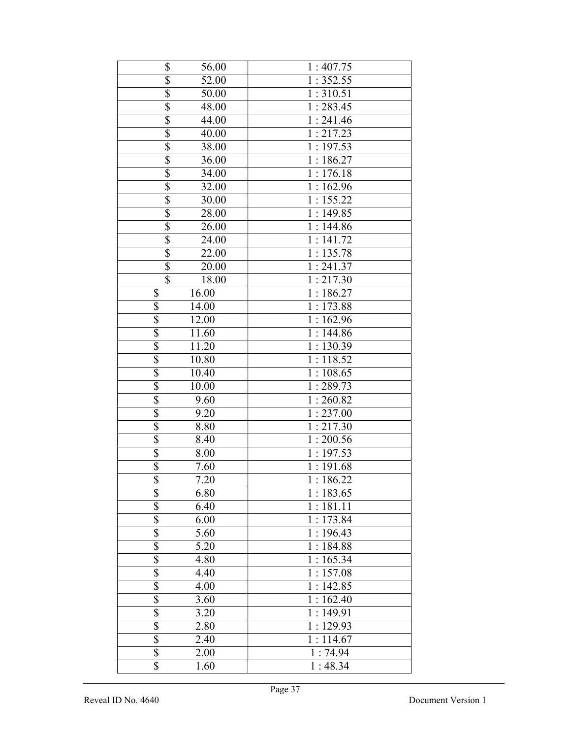| | |
|---|---|
| $ 56.00 | 1 : 407.75 |
| $ 52.00 | 1 : 352.55 |
| $ 50.00 | 1 : 310.51 |
| $ 48.00 | 1 : 283.45 |
| $ 44.00 | 1 : 241.46 |
| $ 40.00 | 1 : 217.23 |
| $ 38.00 | 1 : 197.53 |
| $ 36.00 | 1 : 186.27 |
| $ 34.00 | 1 : 176.18 |
| $ 32.00 | 1 : 162.96 |
| $ 30.00 | 1 : 155.22 |
| $ 28.00 | 1 : 149.85 |
| $ 26.00 | 1 : 144.86 |
| $ 24.00 | 1 : 141.72 |
| $ 22.00 | 1 : 135.78 |
| $ 20.00 | 1 : 241.37 |
| $ 18.00 | 1 : 217.30 |
| $ 16.00 | 1 : 186.27 |
| $ 14.00 | 1 : 173.88 |
| $ 12.00 | 1 : 162.96 |
| $ 11.60 | 1 : 144.86 |
| $ 11.20 | 1 : 130.39 |
| $ 10.80 | 1 : 118.52 |
| $ 10.40 | 1 : 108.65 |
| $ 10.00 | 1 : 289.73 |
| $ 9.60 | 1 : 260.82 |
| $ 9.20 | 1 : 237.00 |
| $ 8.80 | 1 : 217.30 |
| $ 8.40 | 1 : 200.56 |
| $ 8.00 | 1 : 197.53 |
| $ 7.60 | 1 : 191.68 |
| $ 7.20 | 1 : 186.22 |
| $ 6.80 | 1 : 183.65 |
| $ 6.40 | 1 : 181.11 |
| $ 6.00 | 1 : 173.84 |
| $ 5.60 | 1 : 196.43 |
| $ 5.20 | 1 : 184.88 |
| $ 4.80 | 1 : 165.34 |
| $ 4.40 | 1 : 157.08 |
| $ 4.00 | 1 : 142.85 |
| $ 3.60 | 1 : 162.40 |
| $ 3.20 | 1 : 149.91 |
| $ 2.80 | 1 : 129.93 |
| $ 2.40 | 1 : 114.67 |
| $ 2.00 | 1 : 74.94 |
| $ 1.60 | 1 : 48.34 |

Reveal ID No. 4640 Document Version 1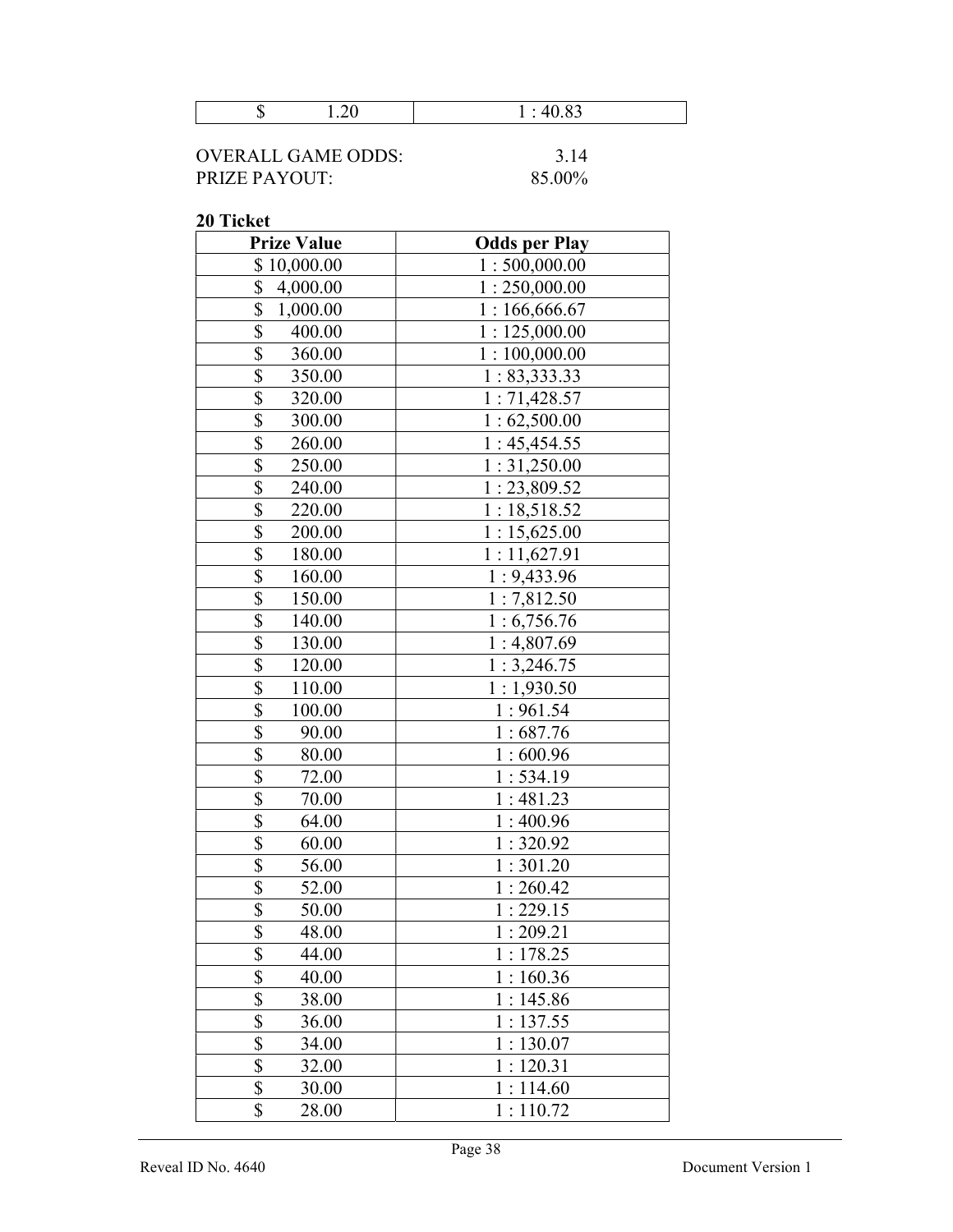| $ 1.20 | 1 : 40.83 |
|---|---|

OVERALL GAME ODDS: 3.14
PRIZE PAYOUT: 85.00%

**20 Ticket**

| Prize Value | Odds per Play |
|---|---|
| $ 10,000.00 | 1 : 500,000.00 |
| $ 4,000.00 | 1 : 250,000.00 |
| $ 1,000.00 | 1 : 166,666.67 |
| $ 400.00 | 1 : 125,000.00 |
| $ 360.00 | 1 : 100,000.00 |
| $ 350.00 | 1 : 83,333.33 |
| $ 320.00 | 1 : 71,428.57 |
| $ 300.00 | 1 : 62,500.00 |
| $ 260.00 | 1 : 45,454.55 |
| $ 250.00 | 1 : 31,250.00 |
| $ 240.00 | 1 : 23,809.52 |
| $ 220.00 | 1 : 18,518.52 |
| $ 200.00 | 1 : 15,625.00 |
| $ 180.00 | 1 : 11,627.91 |
| $ 160.00 | 1 : 9,433.96 |
| $ 150.00 | 1 : 7,812.50 |
| $ 140.00 | 1 : 6,756.76 |
| $ 130.00 | 1 : 4,807.69 |
| $ 120.00 | 1 : 3,246.75 |
| $ 110.00 | 1 : 1,930.50 |
| $ 100.00 | 1 : 961.54 |
| $ 90.00 | 1 : 687.76 |
| $ 80.00 | 1 : 600.96 |
| $ 72.00 | 1 : 534.19 |
| $ 70.00 | 1 : 481.23 |
| $ 64.00 | 1 : 400.96 |
| $ 60.00 | 1 : 320.92 |
| $ 56.00 | 1 : 301.20 |
| $ 52.00 | 1 : 260.42 |
| $ 50.00 | 1 : 229.15 |
| $ 48.00 | 1 : 209.21 |
| $ 44.00 | 1 : 178.25 |
| $ 40.00 | 1 : 160.36 |
| $ 38.00 | 1 : 145.86 |
| $ 36.00 | 1 : 137.55 |
| $ 34.00 | 1 : 130.07 |
| $ 32.00 | 1 : 120.31 |
| $ 30.00 | 1 : 114.60 |
| $ 28.00 | 1 : 110.72 |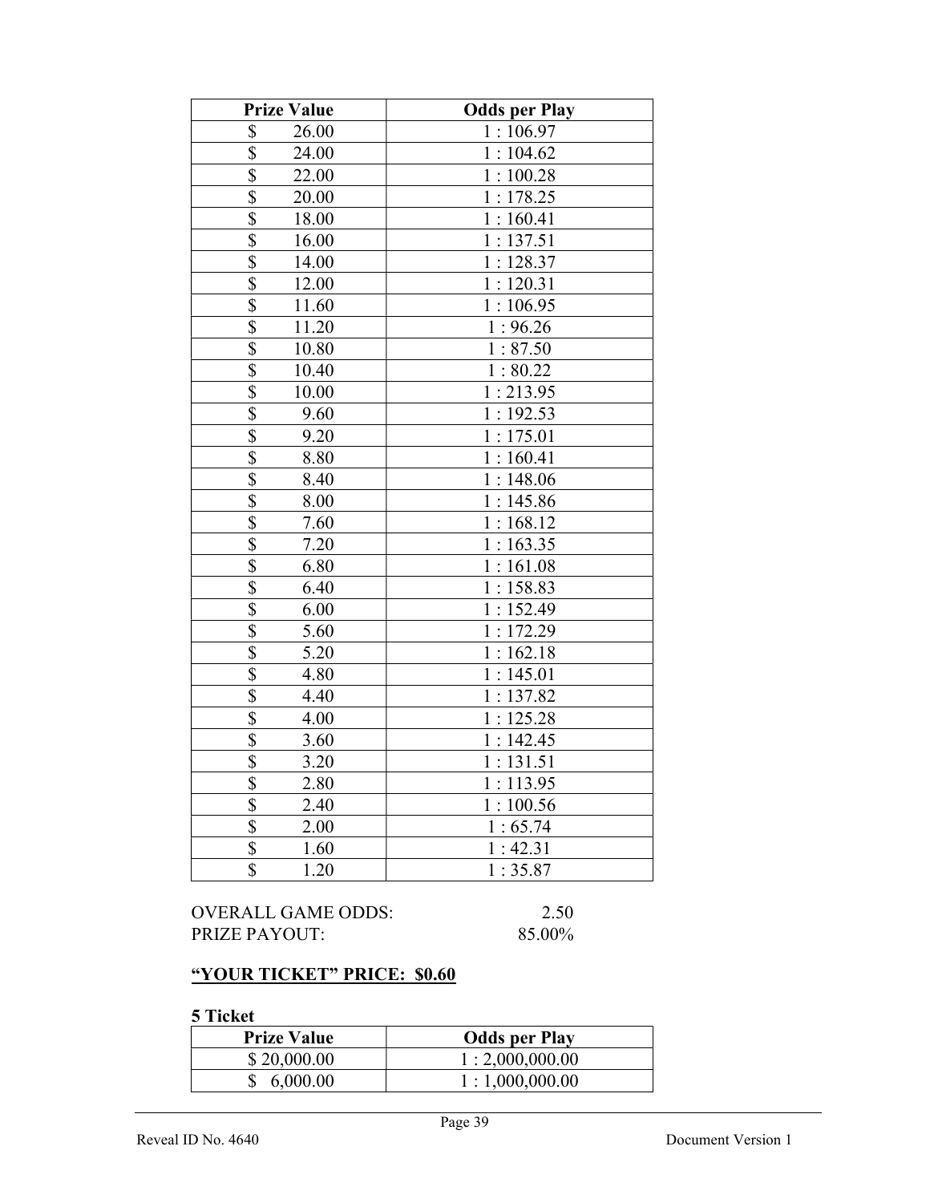| Prize Value | Odds per Play |
|---|---|
| $ 26.00 | 1 : 106.97 |
| $ 24.00 | 1 : 104.62 |
| $ 22.00 | 1 : 100.28 |
| $ 20.00 | 1 : 178.25 |
| $ 18.00 | 1 : 160.41 |
| $ 16.00 | 1 : 137.51 |
| $ 14.00 | 1 : 128.37 |
| $ 12.00 | 1 : 120.31 |
| $ 11.60 | 1 : 106.95 |
| $ 11.20 | 1 : 96.26 |
| $ 10.80 | 1 : 87.50 |
| $ 10.40 | 1 : 80.22 |
| $ 10.00 | 1 : 213.95 |
| $ 9.60 | 1 : 192.53 |
| $ 9.20 | 1 : 175.01 |
| $ 8.80 | 1 : 160.41 |
| $ 8.40 | 1 : 148.06 |
| $ 8.00 | 1 : 145.86 |
| $ 7.60 | 1 : 168.12 |
| $ 7.20 | 1 : 163.35 |
| $ 6.80 | 1 : 161.08 |
| $ 6.40 | 1 : 158.83 |
| $ 6.00 | 1 : 152.49 |
| $ 5.60 | 1 : 172.29 |
| $ 5.20 | 1 : 162.18 |
| $ 4.80 | 1 : 145.01 |
| $ 4.40 | 1 : 137.82 |
| $ 4.00 | 1 : 125.28 |
| $ 3.60 | 1 : 142.45 |
| $ 3.20 | 1 : 131.51 |
| $ 2.80 | 1 : 113.95 |
| $ 2.40 | 1 : 100.56 |
| $ 2.00 | 1 : 65.74 |
| $ 1.60 | 1 : 42.31 |
| $ 1.20 | 1 : 35.87 |

OVERALL GAME ODDS: 2.50
PRIZE PAYOUT: 85.00%

**"YOUR TICKET" PRICE: $0.60**

**5 Ticket**

| Prize Value | Odds per Play |
|---|---|
| $ 20,000.00 | 1 : 2,000,000.00 |
| $ 6,000.00 | 1 : 1,000,000.00 |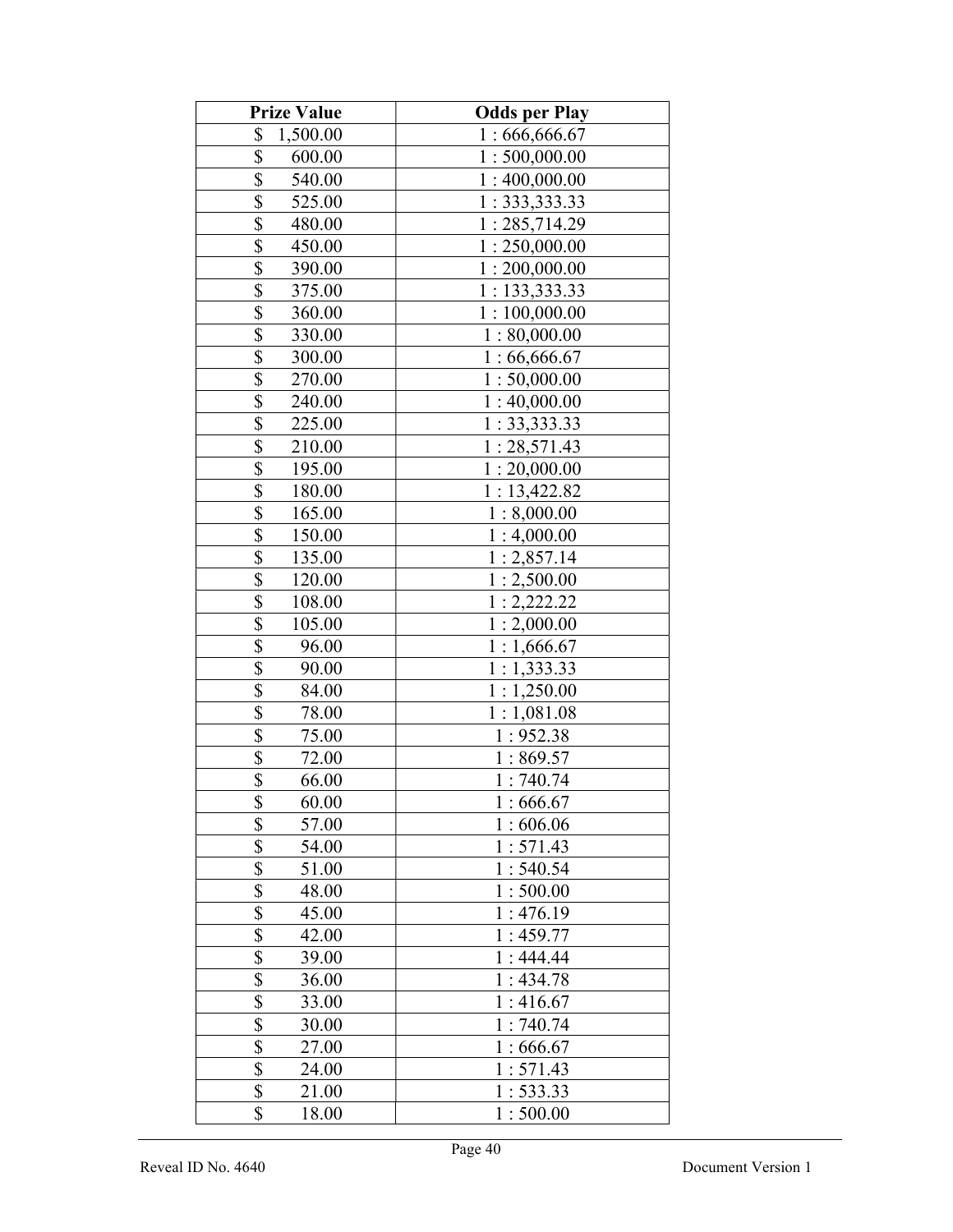| Prize Value | Odds per Play |
|---|---|
| $ 1,500.00 | 1 : 666,666.67 |
| $ 600.00 | 1 : 500,000.00 |
| $ 540.00 | 1 : 400,000.00 |
| $ 525.00 | 1 : 333,333.33 |
| $ 480.00 | 1 : 285,714.29 |
| $ 450.00 | 1 : 250,000.00 |
| $ 390.00 | 1 : 200,000.00 |
| $ 375.00 | 1 : 133,333.33 |
| $ 360.00 | 1 : 100,000.00 |
| $ 330.00 | 1 : 80,000.00 |
| $ 300.00 | 1 : 66,666.67 |
| $ 270.00 | 1 : 50,000.00 |
| $ 240.00 | 1 : 40,000.00 |
| $ 225.00 | 1 : 33,333.33 |
| $ 210.00 | 1 : 28,571.43 |
| $ 195.00 | 1 : 20,000.00 |
| $ 180.00 | 1 : 13,422.82 |
| $ 165.00 | 1 : 8,000.00 |
| $ 150.00 | 1 : 4,000.00 |
| $ 135.00 | 1 : 2,857.14 |
| $ 120.00 | 1 : 2,500.00 |
| $ 108.00 | 1 : 2,222.22 |
| $ 105.00 | 1 : 2,000.00 |
| $ 96.00 | 1 : 1,666.67 |
| $ 90.00 | 1 : 1,333.33 |
| $ 84.00 | 1 : 1,250.00 |
| $ 78.00 | 1 : 1,081.08 |
| $ 75.00 | 1 : 952.38 |
| $ 72.00 | 1 : 869.57 |
| $ 66.00 | 1 : 740.74 |
| $ 60.00 | 1 : 666.67 |
| $ 57.00 | 1 : 606.06 |
| $ 54.00 | 1 : 571.43 |
| $ 51.00 | 1 : 540.54 |
| $ 48.00 | 1 : 500.00 |
| $ 45.00 | 1 : 476.19 |
| $ 42.00 | 1 : 459.77 |
| $ 39.00 | 1 : 444.44 |
| $ 36.00 | 1 : 434.78 |
| $ 33.00 | 1 : 416.67 |
| $ 30.00 | 1 : 740.74 |
| $ 27.00 | 1 : 666.67 |
| $ 24.00 | 1 : 571.43 |
| $ 21.00 | 1 : 533.33 |
| $ 18.00 | 1 : 500.00 |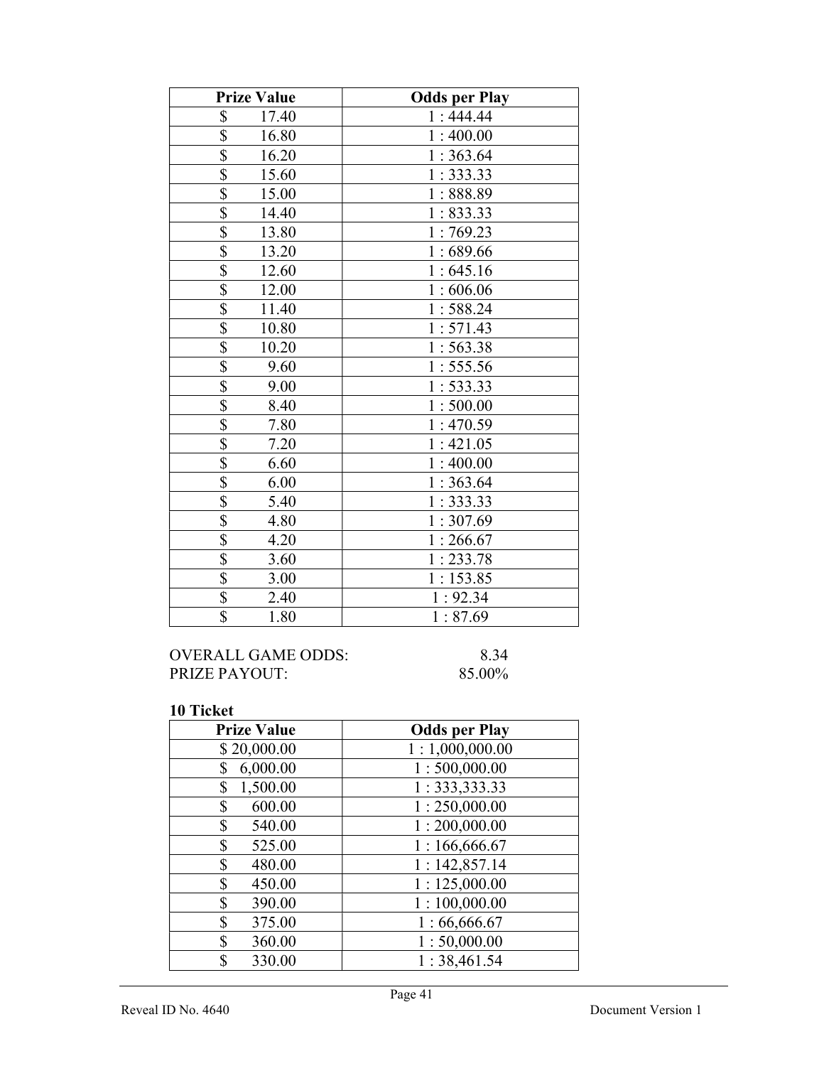| Prize Value | Odds per Play |
|---|---|
| $ 17.40 | 1 : 444.44 |
| $ 16.80 | 1 : 400.00 |
| $ 16.20 | 1 : 363.64 |
| $ 15.60 | 1 : 333.33 |
| $ 15.00 | 1 : 888.89 |
| $ 14.40 | 1 : 833.33 |
| $ 13.80 | 1 : 769.23 |
| $ 13.20 | 1 : 689.66 |
| $ 12.60 | 1 : 645.16 |
| $ 12.00 | 1 : 606.06 |
| $ 11.40 | 1 : 588.24 |
| $ 10.80 | 1 : 571.43 |
| $ 10.20 | 1 : 563.38 |
| $ 9.60 | 1 : 555.56 |
| $ 9.00 | 1 : 533.33 |
| $ 8.40 | 1 : 500.00 |
| $ 7.80 | 1 : 470.59 |
| $ 7.20 | 1 : 421.05 |
| $ 6.60 | 1 : 400.00 |
| $ 6.00 | 1 : 363.64 |
| $ 5.40 | 1 : 333.33 |
| $ 4.80 | 1 : 307.69 |
| $ 4.20 | 1 : 266.67 |
| $ 3.60 | 1 : 233.78 |
| $ 3.00 | 1 : 153.85 |
| $ 2.40 | 1 : 92.34 |
| $ 1.80 | 1 : 87.69 |

OVERALL GAME ODDS: 8.34
PRIZE PAYOUT: 85.00%

**10 Ticket**

| Prize Value | Odds per Play |
|---|---|
| $ 20,000.00 | 1 : 1,000,000.00 |
| $ 6,000.00 | 1 : 500,000.00 |
| $ 1,500.00 | 1 : 333,333.33 |
| $ 600.00 | 1 : 250,000.00 |
| $ 540.00 | 1 : 200,000.00 |
| $ 525.00 | 1 : 166,666.67 |
| $ 480.00 | 1 : 142,857.14 |
| $ 450.00 | 1 : 125,000.00 |
| $ 390.00 | 1 : 100,000.00 |
| $ 375.00 | 1 : 66,666.67 |
| $ 360.00 | 1 : 50,000.00 |
| $ 330.00 | 1 : 38,461.54 |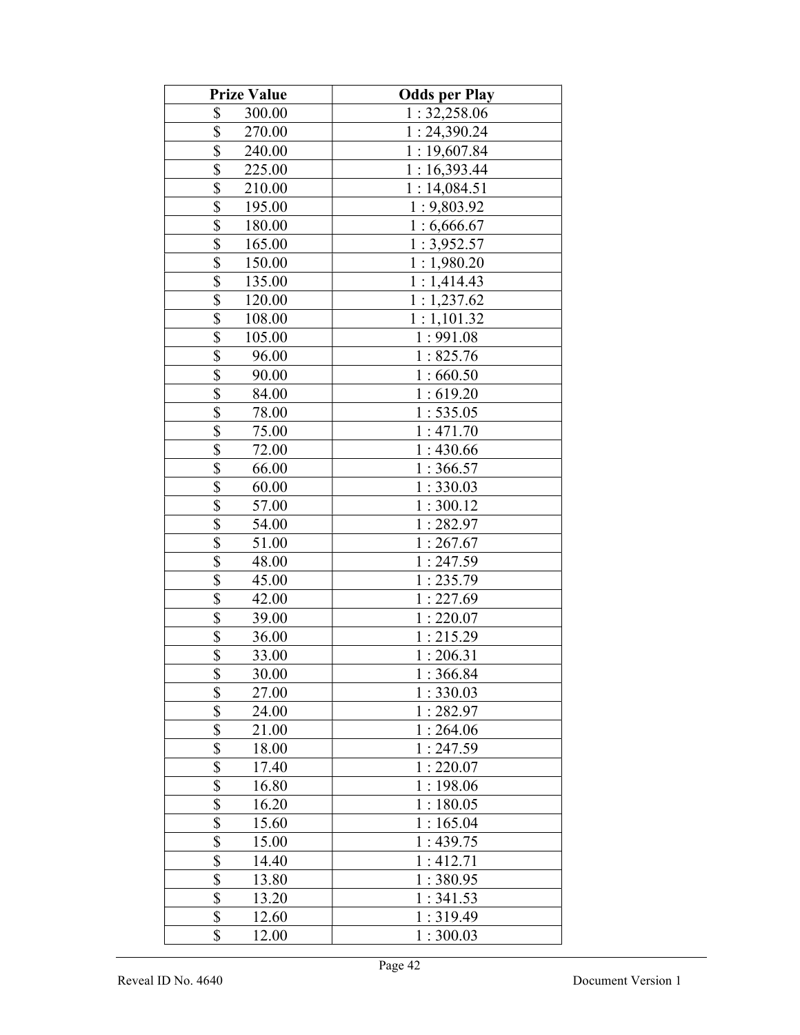| Prize Value | Odds per Play |
|---|---|
| $ 300.00 | 1 : 32,258.06 |
| $ 270.00 | 1 : 24,390.24 |
| $ 240.00 | 1 : 19,607.84 |
| $ 225.00 | 1 : 16,393.44 |
| $ 210.00 | 1 : 14,084.51 |
| $ 195.00 | 1 : 9,803.92 |
| $ 180.00 | 1 : 6,666.67 |
| $ 165.00 | 1 : 3,952.57 |
| $ 150.00 | 1 : 1,980.20 |
| $ 135.00 | 1 : 1,414.43 |
| $ 120.00 | 1 : 1,237.62 |
| $ 108.00 | 1 : 1,101.32 |
| $ 105.00 | 1 : 991.08 |
| $ 96.00 | 1 : 825.76 |
| $ 90.00 | 1 : 660.50 |
| $ 84.00 | 1 : 619.20 |
| $ 78.00 | 1 : 535.05 |
| $ 75.00 | 1 : 471.70 |
| $ 72.00 | 1 : 430.66 |
| $ 66.00 | 1 : 366.57 |
| $ 60.00 | 1 : 330.03 |
| $ 57.00 | 1 : 300.12 |
| $ 54.00 | 1 : 282.97 |
| $ 51.00 | 1 : 267.67 |
| $ 48.00 | 1 : 247.59 |
| $ 45.00 | 1 : 235.79 |
| $ 42.00 | 1 : 227.69 |
| $ 39.00 | 1 : 220.07 |
| $ 36.00 | 1 : 215.29 |
| $ 33.00 | 1 : 206.31 |
| $ 30.00 | 1 : 366.84 |
| $ 27.00 | 1 : 330.03 |
| $ 24.00 | 1 : 282.97 |
| $ 21.00 | 1 : 264.06 |
| $ 18.00 | 1 : 247.59 |
| $ 17.40 | 1 : 220.07 |
| $ 16.80 | 1 : 198.06 |
| $ 16.20 | 1 : 180.05 |
| $ 15.60 | 1 : 165.04 |
| $ 15.00 | 1 : 439.75 |
| $ 14.40 | 1 : 412.71 |
| $ 13.80 | 1 : 380.95 |
| $ 13.20 | 1 : 341.53 |
| $ 12.60 | 1 : 319.49 |
| $ 12.00 | 1 : 300.03 |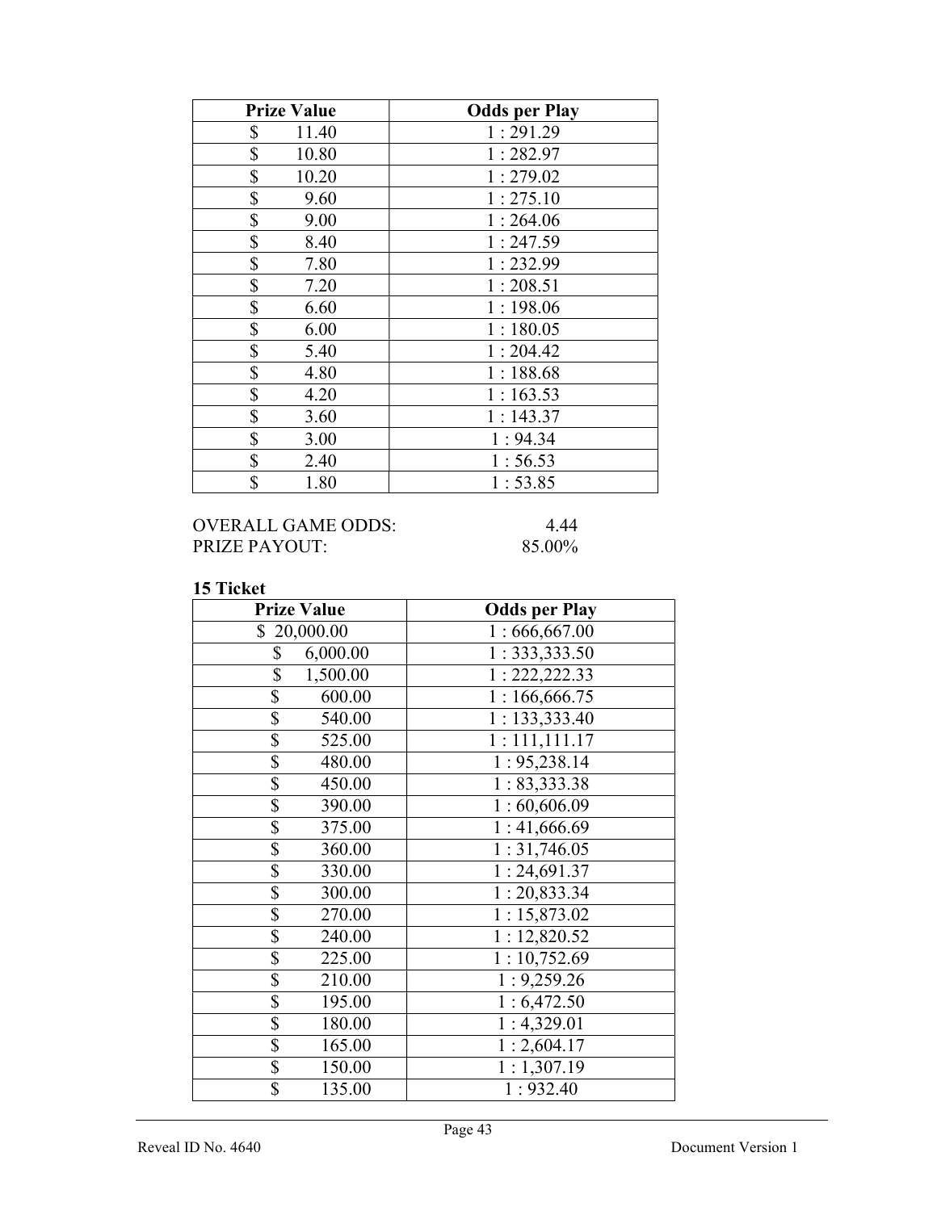| Prize Value | Odds per Play |
|---|---|
| $ 11.40 | 1 : 291.29 |
| $ 10.80 | 1 : 282.97 |
| $ 10.20 | 1 : 279.02 |
| $ 9.60 | 1 : 275.10 |
| $ 9.00 | 1 : 264.06 |
| $ 8.40 | 1 : 247.59 |
| $ 7.80 | 1 : 232.99 |
| $ 7.20 | 1 : 208.51 |
| $ 6.60 | 1 : 198.06 |
| $ 6.00 | 1 : 180.05 |
| $ 5.40 | 1 : 204.42 |
| $ 4.80 | 1 : 188.68 |
| $ 4.20 | 1 : 163.53 |
| $ 3.60 | 1 : 143.37 |
| $ 3.00 | 1 : 94.34 |
| $ 2.40 | 1 : 56.53 |
| $ 1.80 | 1 : 53.85 |

OVERALL GAME ODDS: 4.44
PRIZE PAYOUT: 85.00%

**15 Ticket**

| Prize Value | Odds per Play |
|---|---|
| $ 20,000.00 | 1 : 666,667.00 |
| $ 6,000.00 | 1 : 333,333.50 |
| $ 1,500.00 | 1 : 222,222.33 |
| $ 600.00 | 1 : 166,666.75 |
| $ 540.00 | 1 : 133,333.40 |
| $ 525.00 | 1 : 111,111.17 |
| $ 480.00 | 1 : 95,238.14 |
| $ 450.00 | 1 : 83,333.38 |
| $ 390.00 | 1 : 60,606.09 |
| $ 375.00 | 1 : 41,666.69 |
| $ 360.00 | 1 : 31,746.05 |
| $ 330.00 | 1 : 24,691.37 |
| $ 300.00 | 1 : 20,833.34 |
| $ 270.00 | 1 : 15,873.02 |
| $ 240.00 | 1 : 12,820.52 |
| $ 225.00 | 1 : 10,752.69 |
| $ 210.00 | 1 : 9,259.26 |
| $ 195.00 | 1 : 6,472.50 |
| $ 180.00 | 1 : 4,329.01 |
| $ 165.00 | 1 : 2,604.17 |
| $ 150.00 | 1 : 1,307.19 |
| $ 135.00 | 1 : 932.40 |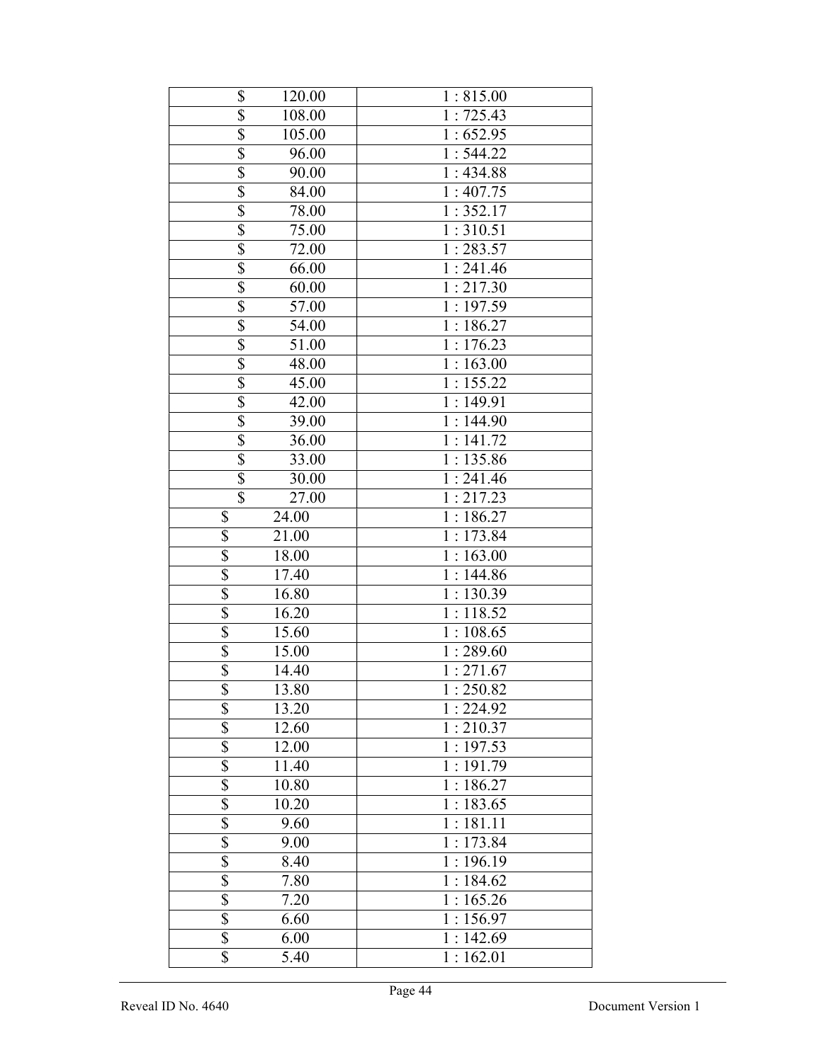| | |
|---|---|
| $ 120.00 | 1 : 815.00 |
| $ 108.00 | 1 : 725.43 |
| $ 105.00 | 1 : 652.95 |
| $ 96.00 | 1 : 544.22 |
| $ 90.00 | 1 : 434.88 |
| $ 84.00 | 1 : 407.75 |
| $ 78.00 | 1 : 352.17 |
| $ 75.00 | 1 : 310.51 |
| $ 72.00 | 1 : 283.57 |
| $ 66.00 | 1 : 241.46 |
| $ 60.00 | 1 : 217.30 |
| $ 57.00 | 1 : 197.59 |
| $ 54.00 | 1 : 186.27 |
| $ 51.00 | 1 : 176.23 |
| $ 48.00 | 1 : 163.00 |
| $ 45.00 | 1 : 155.22 |
| $ 42.00 | 1 : 149.91 |
| $ 39.00 | 1 : 144.90 |
| $ 36.00 | 1 : 141.72 |
| $ 33.00 | 1 : 135.86 |
| $ 30.00 | 1 : 241.46 |
| $ 27.00 | 1 : 217.23 |
| $ 24.00 | 1 : 186.27 |
| $ 21.00 | 1 : 173.84 |
| $ 18.00 | 1 : 163.00 |
| $ 17.40 | 1 : 144.86 |
| $ 16.80 | 1 : 130.39 |
| $ 16.20 | 1 : 118.52 |
| $ 15.60 | 1 : 108.65 |
| $ 15.00 | 1 : 289.60 |
| $ 14.40 | 1 : 271.67 |
| $ 13.80 | 1 : 250.82 |
| $ 13.20 | 1 : 224.92 |
| $ 12.60 | 1 : 210.37 |
| $ 12.00 | 1 : 197.53 |
| $ 11.40 | 1 : 191.79 |
| $ 10.80 | 1 : 186.27 |
| $ 10.20 | 1 : 183.65 |
| $ 9.60 | 1 : 181.11 |
| $ 9.00 | 1 : 173.84 |
| $ 8.40 | 1 : 196.19 |
| $ 7.80 | 1 : 184.62 |
| $ 7.20 | 1 : 165.26 |
| $ 6.60 | 1 : 156.97 |
| $ 6.00 | 1 : 142.69 |
| $ 5.40 | 1 : 162.01 |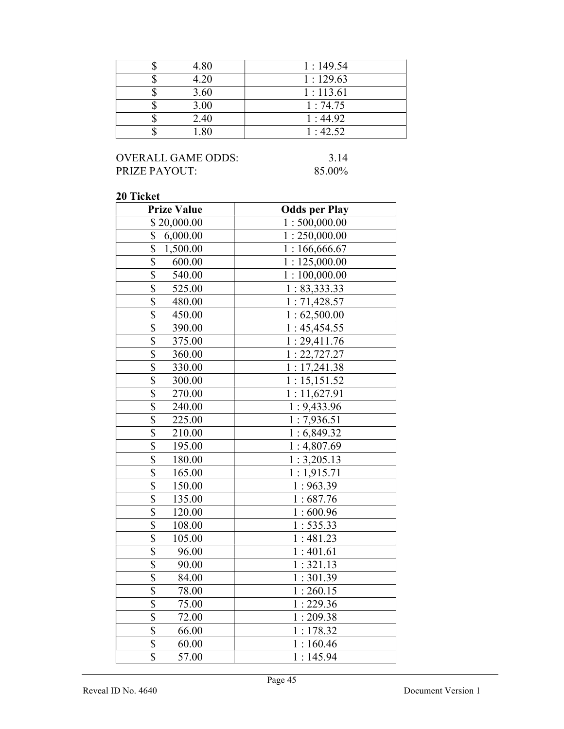| Prize Value | Odds per Play |
|---|---|
| $ 4.80 | 1 : 149.54 |
| $ 4.20 | 1 : 129.63 |
| $ 3.60 | 1 : 113.61 |
| $ 3.00 | 1 : 74.75 |
| $ 2.40 | 1 : 44.92 |
| $ 1.80 | 1 : 42.52 |

OVERALL GAME ODDS: 3.14
PRIZE PAYOUT: 85.00%

**20 Ticket**

| Prize Value | Odds per Play |
|---|---|
| $ 20,000.00 | 1 : 500,000.00 |
| $ 6,000.00 | 1 : 250,000.00 |
| $ 1,500.00 | 1 : 166,666.67 |
| $ 600.00 | 1 : 125,000.00 |
| $ 540.00 | 1 : 100,000.00 |
| $ 525.00 | 1 : 83,333.33 |
| $ 480.00 | 1 : 71,428.57 |
| $ 450.00 | 1 : 62,500.00 |
| $ 390.00 | 1 : 45,454.55 |
| $ 375.00 | 1 : 29,411.76 |
| $ 360.00 | 1 : 22,727.27 |
| $ 330.00 | 1 : 17,241.38 |
| $ 300.00 | 1 : 15,151.52 |
| $ 270.00 | 1 : 11,627.91 |
| $ 240.00 | 1 : 9,433.96 |
| $ 225.00 | 1 : 7,936.51 |
| $ 210.00 | 1 : 6,849.32 |
| $ 195.00 | 1 : 4,807.69 |
| $ 180.00 | 1 : 3,205.13 |
| $ 165.00 | 1 : 1,915.71 |
| $ 150.00 | 1 : 963.39 |
| $ 135.00 | 1 : 687.76 |
| $ 120.00 | 1 : 600.96 |
| $ 108.00 | 1 : 535.33 |
| $ 105.00 | 1 : 481.23 |
| $ 96.00 | 1 : 401.61 |
| $ 90.00 | 1 : 321.13 |
| $ 84.00 | 1 : 301.39 |
| $ 78.00 | 1 : 260.15 |
| $ 75.00 | 1 : 229.36 |
| $ 72.00 | 1 : 209.38 |
| $ 66.00 | 1 : 178.32 |
| $ 60.00 | 1 : 160.46 |
| $ 57.00 | 1 : 145.94 |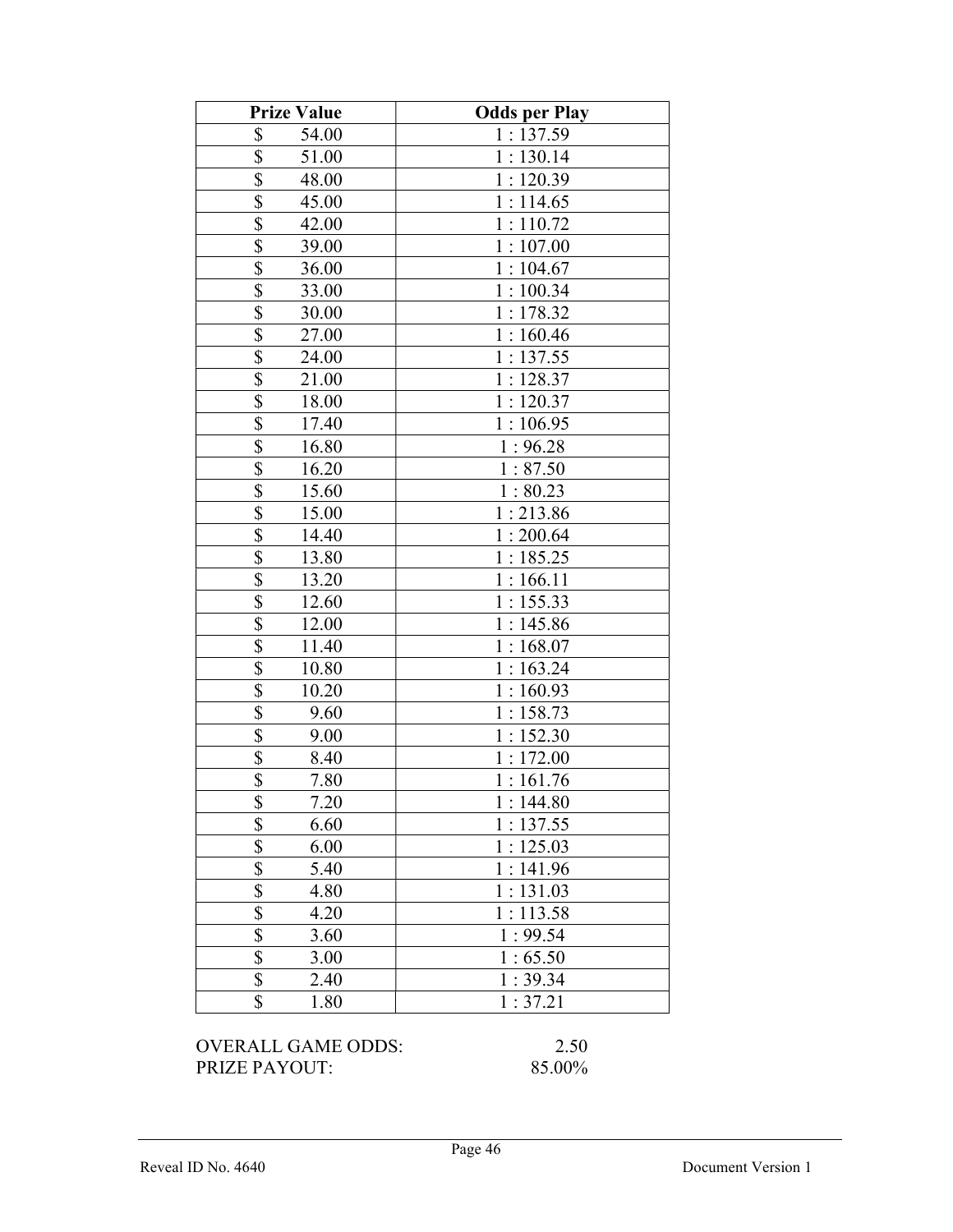| Prize Value | Odds per Play |
|---|---|
| $ 54.00 | 1 : 137.59 |
| $ 51.00 | 1 : 130.14 |
| $ 48.00 | 1 : 120.39 |
| $ 45.00 | 1 : 114.65 |
| $ 42.00 | 1 : 110.72 |
| $ 39.00 | 1 : 107.00 |
| $ 36.00 | 1 : 104.67 |
| $ 33.00 | 1 : 100.34 |
| $ 30.00 | 1 : 178.32 |
| $ 27.00 | 1 : 160.46 |
| $ 24.00 | 1 : 137.55 |
| $ 21.00 | 1 : 128.37 |
| $ 18.00 | 1 : 120.37 |
| $ 17.40 | 1 : 106.95 |
| $ 16.80 | 1 : 96.28 |
| $ 16.20 | 1 : 87.50 |
| $ 15.60 | 1 : 80.23 |
| $ 15.00 | 1 : 213.86 |
| $ 14.40 | 1 : 200.64 |
| $ 13.80 | 1 : 185.25 |
| $ 13.20 | 1 : 166.11 |
| $ 12.60 | 1 : 155.33 |
| $ 12.00 | 1 : 145.86 |
| $ 11.40 | 1 : 168.07 |
| $ 10.80 | 1 : 163.24 |
| $ 10.20 | 1 : 160.93 |
| $ 9.60 | 1 : 158.73 |
| $ 9.00 | 1 : 152.30 |
| $ 8.40 | 1 : 172.00 |
| $ 7.80 | 1 : 161.76 |
| $ 7.20 | 1 : 144.80 |
| $ 6.60 | 1 : 137.55 |
| $ 6.00 | 1 : 125.03 |
| $ 5.40 | 1 : 141.96 |
| $ 4.80 | 1 : 131.03 |
| $ 4.20 | 1 : 113.58 |
| $ 3.60 | 1 : 99.54 |
| $ 3.00 | 1 : 65.50 |
| $ 2.40 | 1 : 39.34 |
| $ 1.80 | 1 : 37.21 |

OVERALL GAME ODDS: 2.50

PRIZE PAYOUT: 85.00%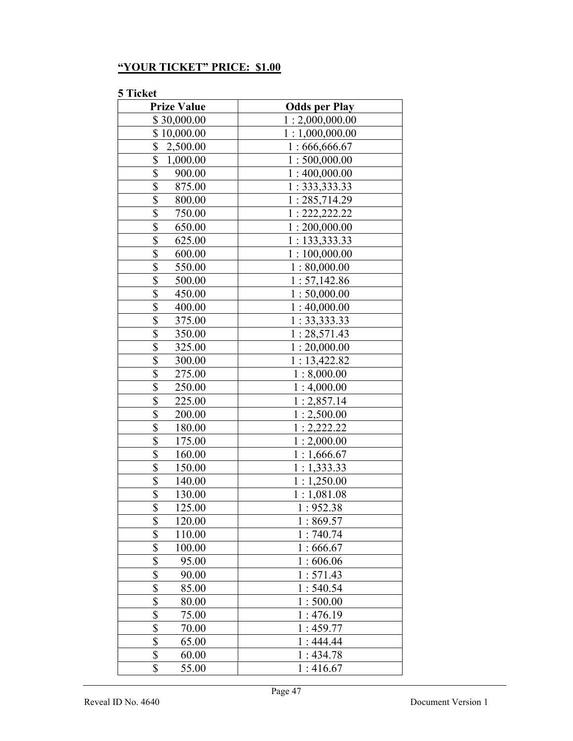**"YOUR TICKET" PRICE: $1.00**

**5 Ticket**

| Prize Value | Odds per Play |
|---|---|
| $ 30,000.00 | 1 : 2,000,000.00 |
| $ 10,000.00 | 1 : 1,000,000.00 |
| $ 2,500.00 | 1 : 666,666.67 |
| $ 1,000.00 | 1 : 500,000.00 |
| $ 900.00 | 1 : 400,000.00 |
| $ 875.00 | 1 : 333,333.33 |
| $ 800.00 | 1 : 285,714.29 |
| $ 750.00 | 1 : 222,222.22 |
| $ 650.00 | 1 : 200,000.00 |
| $ 625.00 | 1 : 133,333.33 |
| $ 600.00 | 1 : 100,000.00 |
| $ 550.00 | 1 : 80,000.00 |
| $ 500.00 | 1 : 57,142.86 |
| $ 450.00 | 1 : 50,000.00 |
| $ 400.00 | 1 : 40,000.00 |
| $ 375.00 | 1 : 33,333.33 |
| $ 350.00 | 1 : 28,571.43 |
| $ 325.00 | 1 : 20,000.00 |
| $ 300.00 | 1 : 13,422.82 |
| $ 275.00 | 1 : 8,000.00 |
| $ 250.00 | 1 : 4,000.00 |
| $ 225.00 | 1 : 2,857.14 |
| $ 200.00 | 1 : 2,500.00 |
| $ 180.00 | 1 : 2,222.22 |
| $ 175.00 | 1 : 2,000.00 |
| $ 160.00 | 1 : 1,666.67 |
| $ 150.00 | 1 : 1,333.33 |
| $ 140.00 | 1 : 1,250.00 |
| $ 130.00 | 1 : 1,081.08 |
| $ 125.00 | 1 : 952.38 |
| $ 120.00 | 1 : 869.57 |
| $ 110.00 | 1 : 740.74 |
| $ 100.00 | 1 : 666.67 |
| $ 95.00 | 1 : 606.06 |
| $ 90.00 | 1 : 571.43 |
| $ 85.00 | 1 : 540.54 |
| $ 80.00 | 1 : 500.00 |
| $ 75.00 | 1 : 476.19 |
| $ 70.00 | 1 : 459.77 |
| $ 65.00 | 1 : 444.44 |
| $ 60.00 | 1 : 434.78 |
| $ 55.00 | 1 : 416.67 |

Reveal ID No. 4640 Document Version 1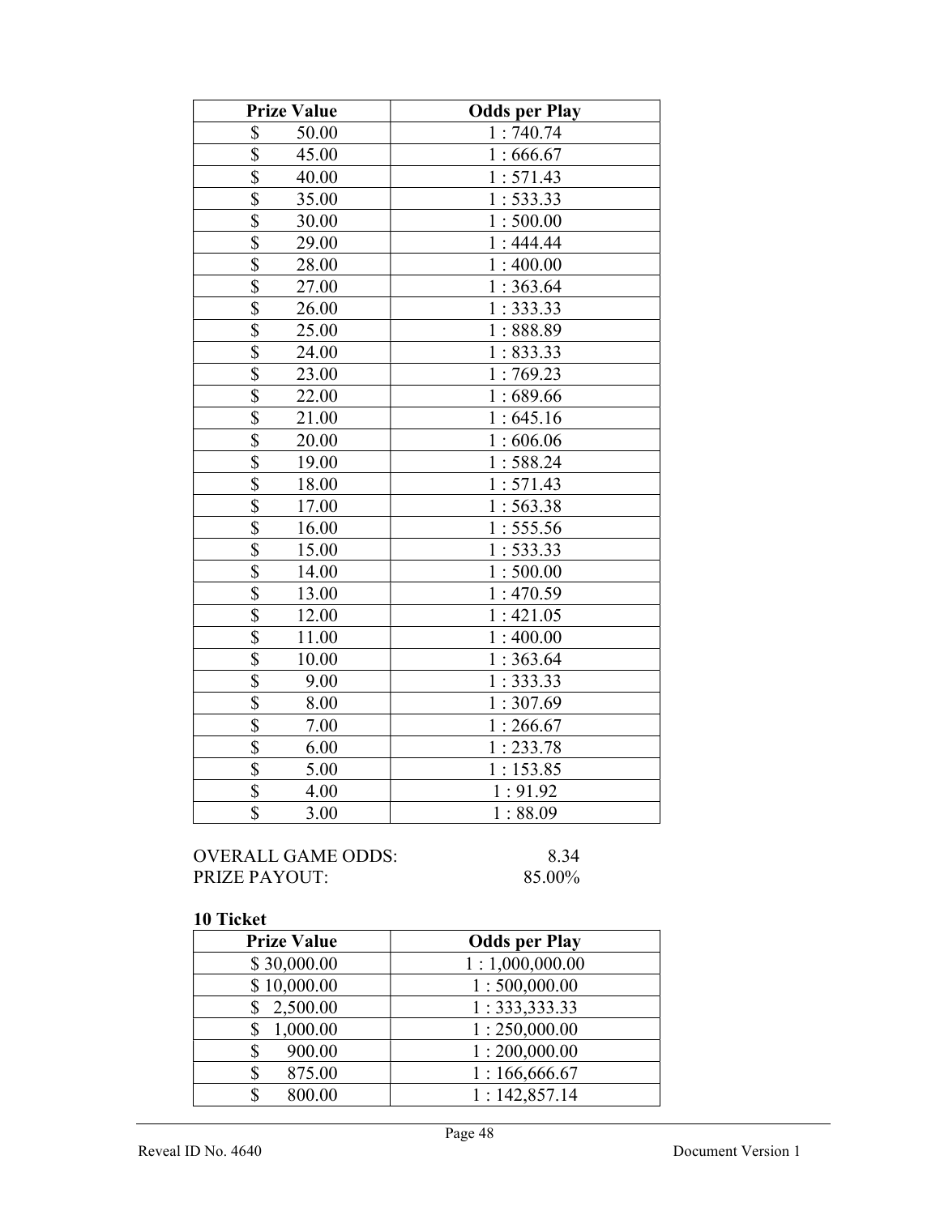| Prize Value | Odds per Play |
|---|---|
| $ 50.00 | 1 : 740.74 |
| $ 45.00 | 1 : 666.67 |
| $ 40.00 | 1 : 571.43 |
| $ 35.00 | 1 : 533.33 |
| $ 30.00 | 1 : 500.00 |
| $ 29.00 | 1 : 444.44 |
| $ 28.00 | 1 : 400.00 |
| $ 27.00 | 1 : 363.64 |
| $ 26.00 | 1 : 333.33 |
| $ 25.00 | 1 : 888.89 |
| $ 24.00 | 1 : 833.33 |
| $ 23.00 | 1 : 769.23 |
| $ 22.00 | 1 : 689.66 |
| $ 21.00 | 1 : 645.16 |
| $ 20.00 | 1 : 606.06 |
| $ 19.00 | 1 : 588.24 |
| $ 18.00 | 1 : 571.43 |
| $ 17.00 | 1 : 563.38 |
| $ 16.00 | 1 : 555.56 |
| $ 15.00 | 1 : 533.33 |
| $ 14.00 | 1 : 500.00 |
| $ 13.00 | 1 : 470.59 |
| $ 12.00 | 1 : 421.05 |
| $ 11.00 | 1 : 400.00 |
| $ 10.00 | 1 : 363.64 |
| $ 9.00 | 1 : 333.33 |
| $ 8.00 | 1 : 307.69 |
| $ 7.00 | 1 : 266.67 |
| $ 6.00 | 1 : 233.78 |
| $ 5.00 | 1 : 153.85 |
| $ 4.00 | 1 : 91.92 |
| $ 3.00 | 1 : 88.09 |

OVERALL GAME ODDS: 8.34
PRIZE PAYOUT: 85.00%

**10 Ticket**

| Prize Value | Odds per Play |
|---|---|
| $ 30,000.00 | 1 : 1,000,000.00 |
| $ 10,000.00 | 1 : 500,000.00 |
| $ 2,500.00 | 1 : 333,333.33 |
| $ 1,000.00 | 1 : 250,000.00 |
| $ 900.00 | 1 : 200,000.00 |
| $ 875.00 | 1 : 166,666.67 |
| $ 800.00 | 1 : 142,857.14 |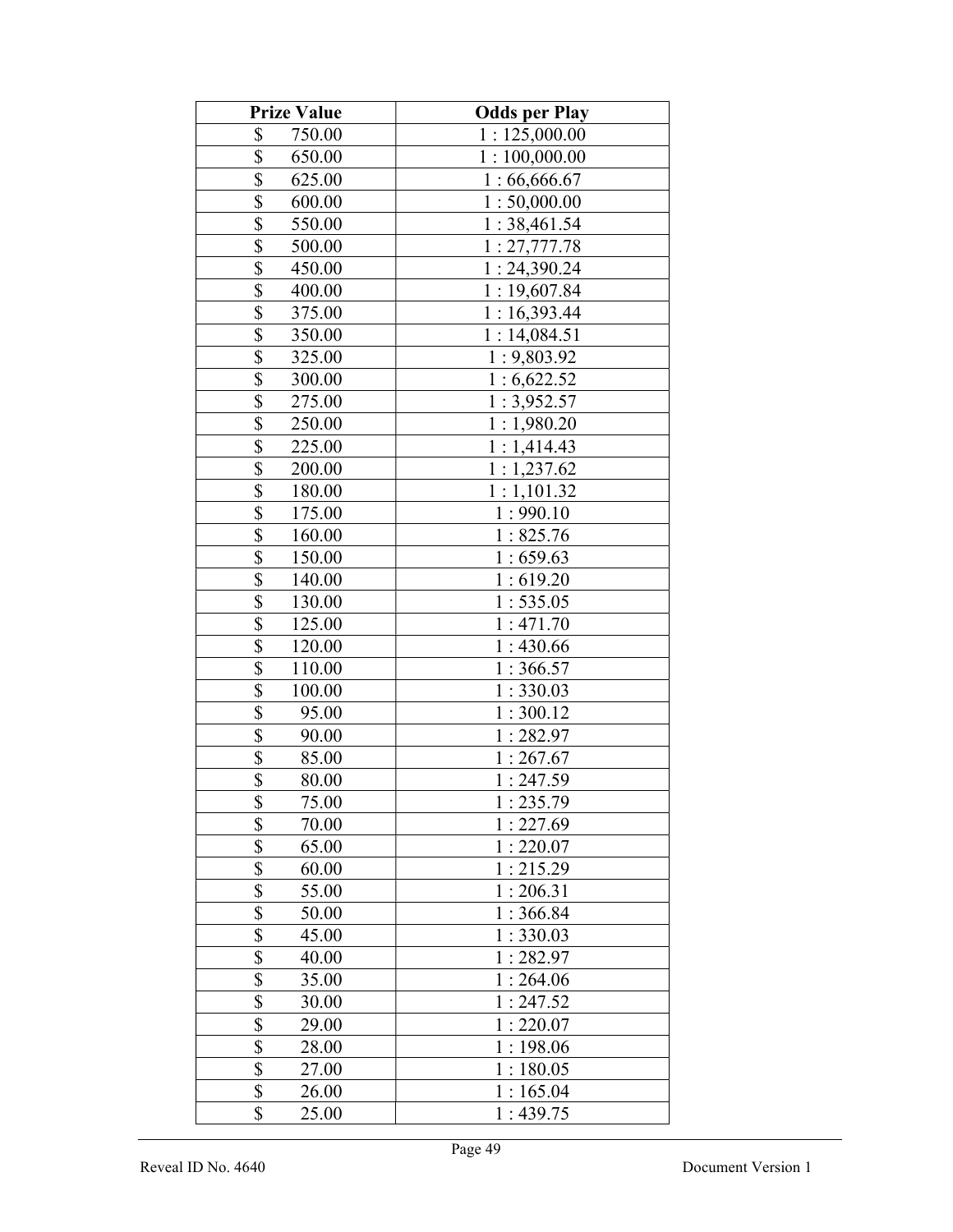| Prize Value | Odds per Play |
|---|---|
| $ 750.00 | 1 : 125,000.00 |
| $ 650.00 | 1 : 100,000.00 |
| $ 625.00 | 1 : 66,666.67 |
| $ 600.00 | 1 : 50,000.00 |
| $ 550.00 | 1 : 38,461.54 |
| $ 500.00 | 1 : 27,777.78 |
| $ 450.00 | 1 : 24,390.24 |
| $ 400.00 | 1 : 19,607.84 |
| $ 375.00 | 1 : 16,393.44 |
| $ 350.00 | 1 : 14,084.51 |
| $ 325.00 | 1 : 9,803.92 |
| $ 300.00 | 1 : 6,622.52 |
| $ 275.00 | 1 : 3,952.57 |
| $ 250.00 | 1 : 1,980.20 |
| $ 225.00 | 1 : 1,414.43 |
| $ 200.00 | 1 : 1,237.62 |
| $ 180.00 | 1 : 1,101.32 |
| $ 175.00 | 1 : 990.10 |
| $ 160.00 | 1 : 825.76 |
| $ 150.00 | 1 : 659.63 |
| $ 140.00 | 1 : 619.20 |
| $ 130.00 | 1 : 535.05 |
| $ 125.00 | 1 : 471.70 |
| $ 120.00 | 1 : 430.66 |
| $ 110.00 | 1 : 366.57 |
| $ 100.00 | 1 : 330.03 |
| $ 95.00 | 1 : 300.12 |
| $ 90.00 | 1 : 282.97 |
| $ 85.00 | 1 : 267.67 |
| $ 80.00 | 1 : 247.59 |
| $ 75.00 | 1 : 235.79 |
| $ 70.00 | 1 : 227.69 |
| $ 65.00 | 1 : 220.07 |
| $ 60.00 | 1 : 215.29 |
| $ 55.00 | 1 : 206.31 |
| $ 50.00 | 1 : 366.84 |
| $ 45.00 | 1 : 330.03 |
| $ 40.00 | 1 : 282.97 |
| $ 35.00 | 1 : 264.06 |
| $ 30.00 | 1 : 247.52 |
| $ 29.00 | 1 : 220.07 |
| $ 28.00 | 1 : 198.06 |
| $ 27.00 | 1 : 180.05 |
| $ 26.00 | 1 : 165.04 |
| $ 25.00 | 1 : 439.75 |

Reveal ID No. 4640 Document Version 1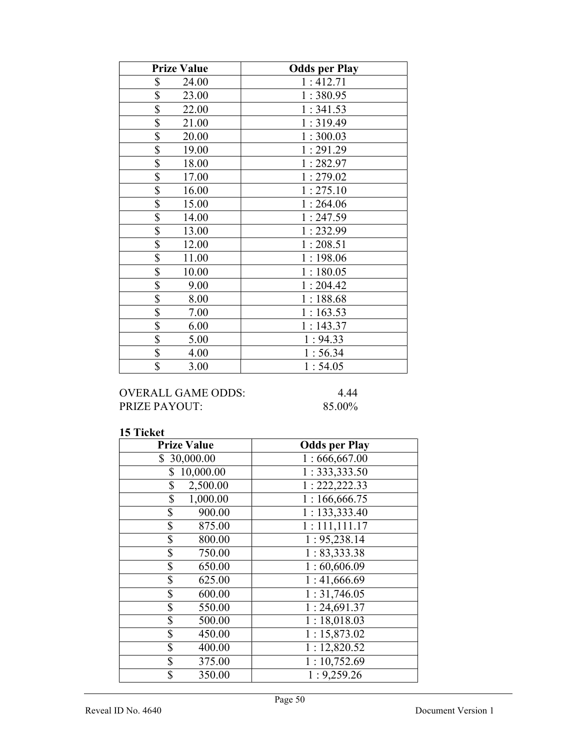| Prize Value | Odds per Play |
|---|---|
| $ 24.00 | 1 : 412.71 |
| $ 23.00 | 1 : 380.95 |
| $ 22.00 | 1 : 341.53 |
| $ 21.00 | 1 : 319.49 |
| $ 20.00 | 1 : 300.03 |
| $ 19.00 | 1 : 291.29 |
| $ 18.00 | 1 : 282.97 |
| $ 17.00 | 1 : 279.02 |
| $ 16.00 | 1 : 275.10 |
| $ 15.00 | 1 : 264.06 |
| $ 14.00 | 1 : 247.59 |
| $ 13.00 | 1 : 232.99 |
| $ 12.00 | 1 : 208.51 |
| $ 11.00 | 1 : 198.06 |
| $ 10.00 | 1 : 180.05 |
| $ 9.00 | 1 : 204.42 |
| $ 8.00 | 1 : 188.68 |
| $ 7.00 | 1 : 163.53 |
| $ 6.00 | 1 : 143.37 |
| $ 5.00 | 1 : 94.33 |
| $ 4.00 | 1 : 56.34 |
| $ 3.00 | 1 : 54.05 |

OVERALL GAME ODDS: 4.44
PRIZE PAYOUT: 85.00%

**15 Ticket**

| Prize Value | Odds per Play |
|---|---|
| $ 30,000.00 | 1 : 666,667.00 |
| $ 10,000.00 | 1 : 333,333.50 |
| $ 2,500.00 | 1 : 222,222.33 |
| $ 1,000.00 | 1 : 166,666.75 |
| $ 900.00 | 1 : 133,333.40 |
| $ 875.00 | 1 : 111,111.17 |
| $ 800.00 | 1 : 95,238.14 |
| $ 750.00 | 1 : 83,333.38 |
| $ 650.00 | 1 : 60,606.09 |
| $ 625.00 | 1 : 41,666.69 |
| $ 600.00 | 1 : 31,746.05 |
| $ 550.00 | 1 : 24,691.37 |
| $ 500.00 | 1 : 18,018.03 |
| $ 450.00 | 1 : 15,873.02 |
| $ 400.00 | 1 : 12,820.52 |
| $ 375.00 | 1 : 10,752.69 |
| $ 350.00 | 1 : 9,259.26 |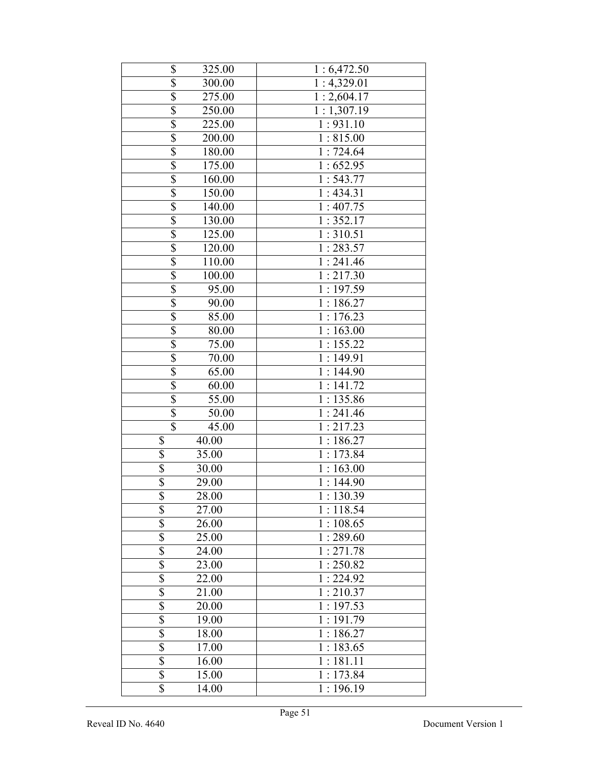| | |
|---|---|
| $ 325.00 | 1 : 6,472.50 |
| $ 300.00 | 1 : 4,329.01 |
| $ 275.00 | 1 : 2,604.17 |
| $ 250.00 | 1 : 1,307.19 |
| $ 225.00 | 1 : 931.10 |
| $ 200.00 | 1 : 815.00 |
| $ 180.00 | 1 : 724.64 |
| $ 175.00 | 1 : 652.95 |
| $ 160.00 | 1 : 543.77 |
| $ 150.00 | 1 : 434.31 |
| $ 140.00 | 1 : 407.75 |
| $ 130.00 | 1 : 352.17 |
| $ 125.00 | 1 : 310.51 |
| $ 120.00 | 1 : 283.57 |
| $ 110.00 | 1 : 241.46 |
| $ 100.00 | 1 : 217.30 |
| $ 95.00 | 1 : 197.59 |
| $ 90.00 | 1 : 186.27 |
| $ 85.00 | 1 : 176.23 |
| $ 80.00 | 1 : 163.00 |
| $ 75.00 | 1 : 155.22 |
| $ 70.00 | 1 : 149.91 |
| $ 65.00 | 1 : 144.90 |
| $ 60.00 | 1 : 141.72 |
| $ 55.00 | 1 : 135.86 |
| $ 50.00 | 1 : 241.46 |
| $ 45.00 | 1 : 217.23 |
| $ 40.00 | 1 : 186.27 |
| $ 35.00 | 1 : 173.84 |
| $ 30.00 | 1 : 163.00 |
| $ 29.00 | 1 : 144.90 |
| $ 28.00 | 1 : 130.39 |
| $ 27.00 | 1 : 118.54 |
| $ 26.00 | 1 : 108.65 |
| $ 25.00 | 1 : 289.60 |
| $ 24.00 | 1 : 271.78 |
| $ 23.00 | 1 : 250.82 |
| $ 22.00 | 1 : 224.92 |
| $ 21.00 | 1 : 210.37 |
| $ 20.00 | 1 : 197.53 |
| $ 19.00 | 1 : 191.79 |
| $ 18.00 | 1 : 186.27 |
| $ 17.00 | 1 : 183.65 |
| $ 16.00 | 1 : 181.11 |
| $ 15.00 | 1 : 173.84 |
| $ 14.00 | 1 : 196.19 |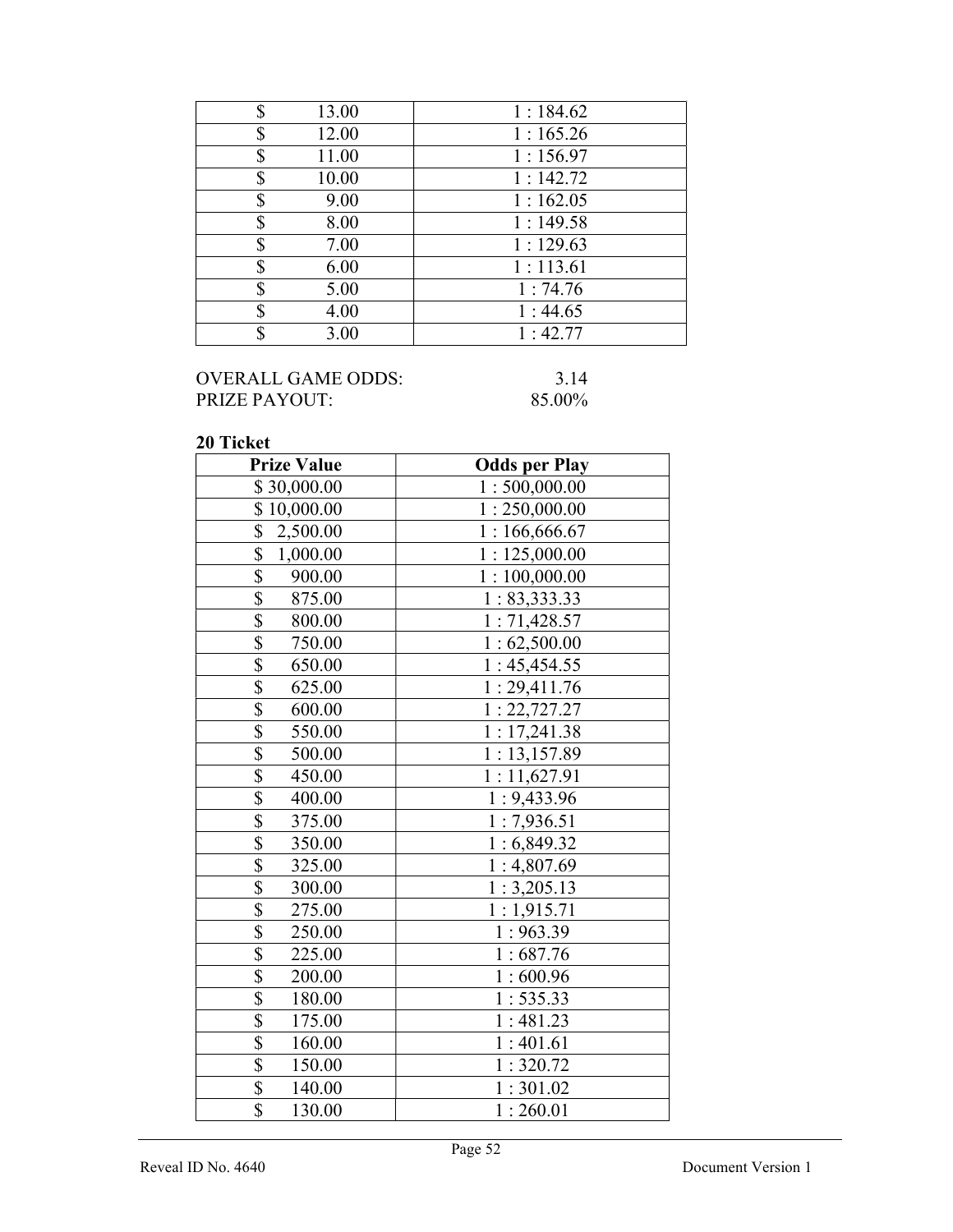| | |
|---|---|
| $ 13.00 | 1 : 184.62 |
| $ 12.00 | 1 : 165.26 |
| $ 11.00 | 1 : 156.97 |
| $ 10.00 | 1 : 142.72 |
| $ 9.00 | 1 : 162.05 |
| $ 8.00 | 1 : 149.58 |
| $ 7.00 | 1 : 129.63 |
| $ 6.00 | 1 : 113.61 |
| $ 5.00 | 1 : 74.76 |
| $ 4.00 | 1 : 44.65 |
| $ 3.00 | 1 : 42.77 |

OVERALL GAME ODDS: 3.14
PRIZE PAYOUT: 85.00%

**20 Ticket**

| Prize Value | Odds per Play |
|---|---|
| $ 30,000.00 | 1 : 500,000.00 |
| $ 10,000.00 | 1 : 250,000.00 |
| $ 2,500.00 | 1 : 166,666.67 |
| $ 1,000.00 | 1 : 125,000.00 |
| $ 900.00 | 1 : 100,000.00 |
| $ 875.00 | 1 : 83,333.33 |
| $ 800.00 | 1 : 71,428.57 |
| $ 750.00 | 1 : 62,500.00 |
| $ 650.00 | 1 : 45,454.55 |
| $ 625.00 | 1 : 29,411.76 |
| $ 600.00 | 1 : 22,727.27 |
| $ 550.00 | 1 : 17,241.38 |
| $ 500.00 | 1 : 13,157.89 |
| $ 450.00 | 1 : 11,627.91 |
| $ 400.00 | 1 : 9,433.96 |
| $ 375.00 | 1 : 7,936.51 |
| $ 350.00 | 1 : 6,849.32 |
| $ 325.00 | 1 : 4,807.69 |
| $ 300.00 | 1 : 3,205.13 |
| $ 275.00 | 1 : 1,915.71 |
| $ 250.00 | 1 : 963.39 |
| $ 225.00 | 1 : 687.76 |
| $ 200.00 | 1 : 600.96 |
| $ 180.00 | 1 : 535.33 |
| $ 175.00 | 1 : 481.23 |
| $ 160.00 | 1 : 401.61 |
| $ 150.00 | 1 : 320.72 |
| $ 140.00 | 1 : 301.02 |
| $ 130.00 | 1 : 260.01 |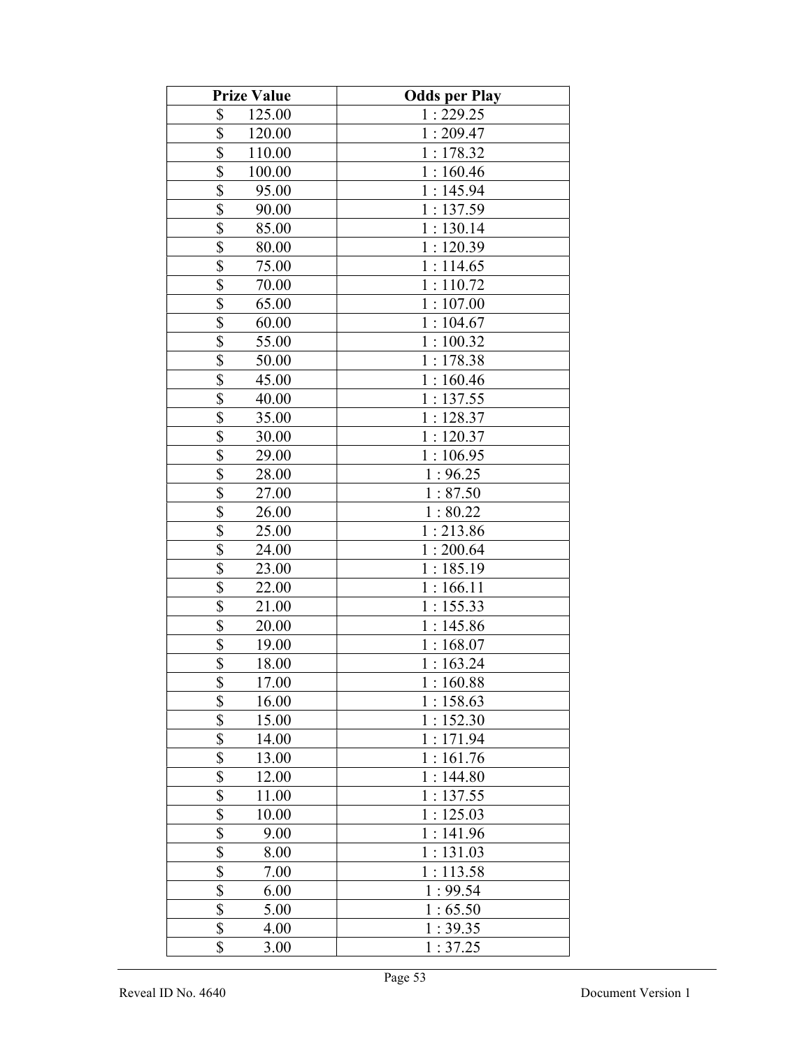| Prize Value | Odds per Play |
|---|---|
| $ 125.00 | 1 : 229.25 |
| $ 120.00 | 1 : 209.47 |
| $ 110.00 | 1 : 178.32 |
| $ 100.00 | 1 : 160.46 |
| $ 95.00 | 1 : 145.94 |
| $ 90.00 | 1 : 137.59 |
| $ 85.00 | 1 : 130.14 |
| $ 80.00 | 1 : 120.39 |
| $ 75.00 | 1 : 114.65 |
| $ 70.00 | 1 : 110.72 |
| $ 65.00 | 1 : 107.00 |
| $ 60.00 | 1 : 104.67 |
| $ 55.00 | 1 : 100.32 |
| $ 50.00 | 1 : 178.38 |
| $ 45.00 | 1 : 160.46 |
| $ 40.00 | 1 : 137.55 |
| $ 35.00 | 1 : 128.37 |
| $ 30.00 | 1 : 120.37 |
| $ 29.00 | 1 : 106.95 |
| $ 28.00 | 1 : 96.25 |
| $ 27.00 | 1 : 87.50 |
| $ 26.00 | 1 : 80.22 |
| $ 25.00 | 1 : 213.86 |
| $ 24.00 | 1 : 200.64 |
| $ 23.00 | 1 : 185.19 |
| $ 22.00 | 1 : 166.11 |
| $ 21.00 | 1 : 155.33 |
| $ 20.00 | 1 : 145.86 |
| $ 19.00 | 1 : 168.07 |
| $ 18.00 | 1 : 163.24 |
| $ 17.00 | 1 : 160.88 |
| $ 16.00 | 1 : 158.63 |
| $ 15.00 | 1 : 152.30 |
| $ 14.00 | 1 : 171.94 |
| $ 13.00 | 1 : 161.76 |
| $ 12.00 | 1 : 144.80 |
| $ 11.00 | 1 : 137.55 |
| $ 10.00 | 1 : 125.03 |
| $ 9.00 | 1 : 141.96 |
| $ 8.00 | 1 : 131.03 |
| $ 7.00 | 1 : 113.58 |
| $ 6.00 | 1 : 99.54 |
| $ 5.00 | 1 : 65.50 |
| $ 4.00 | 1 : 39.35 |
| $ 3.00 | 1 : 37.25 |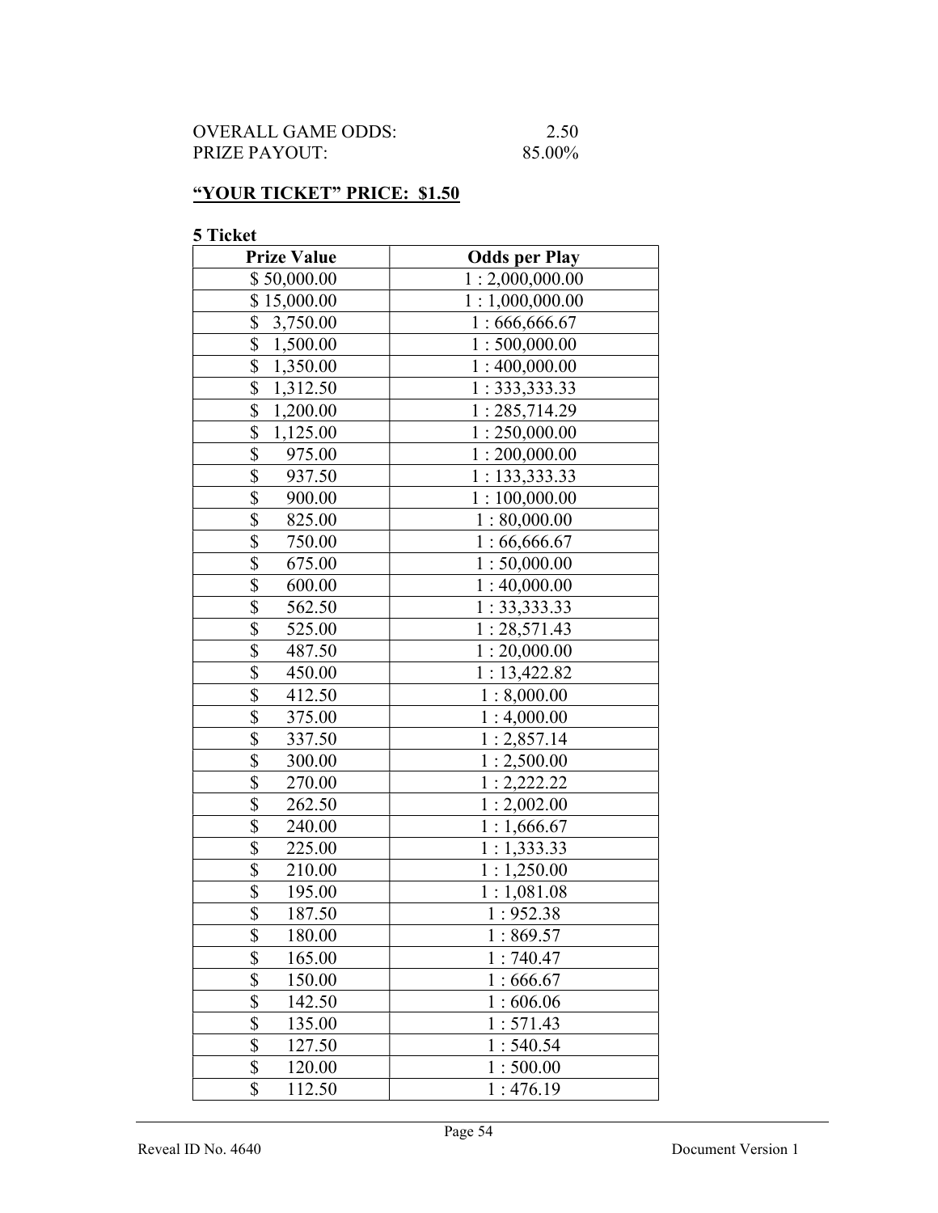OVERALL GAME ODDS: 2.50
PRIZE PAYOUT: 85.00%

**<u>"YOUR TICKET" PRICE: $1.50</u>**

**5 Ticket**

| Prize Value | Odds per Play |
|---|---|
| $ 50,000.00 | 1 : 2,000,000.00 |
| $ 15,000.00 | 1 : 1,000,000.00 |
| $ 3,750.00 | 1 : 666,666.67 |
| $ 1,500.00 | 1 : 500,000.00 |
| $ 1,350.00 | 1 : 400,000.00 |
| $ 1,312.50 | 1 : 333,333.33 |
| $ 1,200.00 | 1 : 285,714.29 |
| $ 1,125.00 | 1 : 250,000.00 |
| $ 975.00 | 1 : 200,000.00 |
| $ 937.50 | 1 : 133,333.33 |
| $ 900.00 | 1 : 100,000.00 |
| $ 825.00 | 1 : 80,000.00 |
| $ 750.00 | 1 : 66,666.67 |
| $ 675.00 | 1 : 50,000.00 |
| $ 600.00 | 1 : 40,000.00 |
| $ 562.50 | 1 : 33,333.33 |
| $ 525.00 | 1 : 28,571.43 |
| $ 487.50 | 1 : 20,000.00 |
| $ 450.00 | 1 : 13,422.82 |
| $ 412.50 | 1 : 8,000.00 |
| $ 375.00 | 1 : 4,000.00 |
| $ 337.50 | 1 : 2,857.14 |
| $ 300.00 | 1 : 2,500.00 |
| $ 270.00 | 1 : 2,222.22 |
| $ 262.50 | 1 : 2,002.00 |
| $ 240.00 | 1 : 1,666.67 |
| $ 225.00 | 1 : 1,333.33 |
| $ 210.00 | 1 : 1,250.00 |
| $ 195.00 | 1 : 1,081.08 |
| $ 187.50 | 1 : 952.38 |
| $ 180.00 | 1 : 869.57 |
| $ 165.00 | 1 : 740.47 |
| $ 150.00 | 1 : 666.67 |
| $ 142.50 | 1 : 606.06 |
| $ 135.00 | 1 : 571.43 |
| $ 127.50 | 1 : 540.54 |
| $ 120.00 | 1 : 500.00 |
| $ 112.50 | 1 : 476.19 |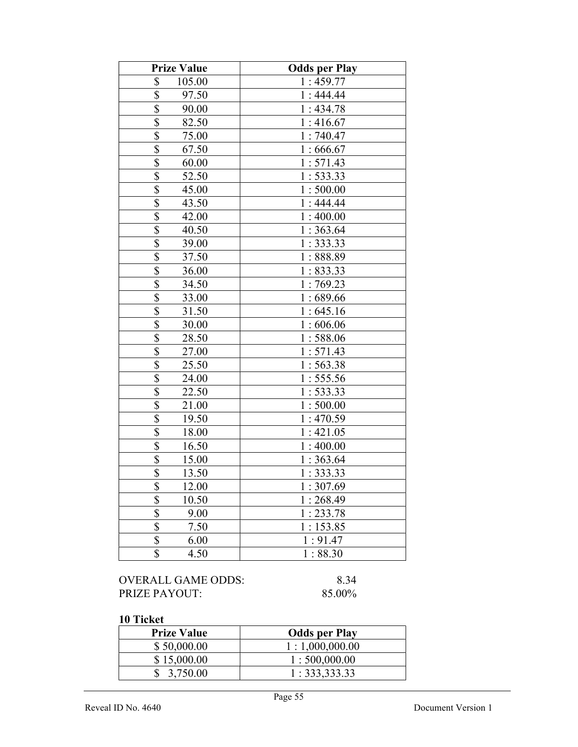| Prize Value | Odds per Play |
|---|---|
| $ 105.00 | 1 : 459.77 |
| $ 97.50 | 1 : 444.44 |
| $ 90.00 | 1 : 434.78 |
| $ 82.50 | 1 : 416.67 |
| $ 75.00 | 1 : 740.47 |
| $ 67.50 | 1 : 666.67 |
| $ 60.00 | 1 : 571.43 |
| $ 52.50 | 1 : 533.33 |
| $ 45.00 | 1 : 500.00 |
| $ 43.50 | 1 : 444.44 |
| $ 42.00 | 1 : 400.00 |
| $ 40.50 | 1 : 363.64 |
| $ 39.00 | 1 : 333.33 |
| $ 37.50 | 1 : 888.89 |
| $ 36.00 | 1 : 833.33 |
| $ 34.50 | 1 : 769.23 |
| $ 33.00 | 1 : 689.66 |
| $ 31.50 | 1 : 645.16 |
| $ 30.00 | 1 : 606.06 |
| $ 28.50 | 1 : 588.06 |
| $ 27.00 | 1 : 571.43 |
| $ 25.50 | 1 : 563.38 |
| $ 24.00 | 1 : 555.56 |
| $ 22.50 | 1 : 533.33 |
| $ 21.00 | 1 : 500.00 |
| $ 19.50 | 1 : 470.59 |
| $ 18.00 | 1 : 421.05 |
| $ 16.50 | 1 : 400.00 |
| $ 15.00 | 1 : 363.64 |
| $ 13.50 | 1 : 333.33 |
| $ 12.00 | 1 : 307.69 |
| $ 10.50 | 1 : 268.49 |
| $ 9.00 | 1 : 233.78 |
| $ 7.50 | 1 : 153.85 |
| $ 6.00 | 1 : 91.47 |
| $ 4.50 | 1 : 88.30 |

OVERALL GAME ODDS: 8.34
PRIZE PAYOUT: 85.00%

**10 Ticket**

| Prize Value | Odds per Play |
|---|---|
| $ 50,000.00 | 1 : 1,000,000.00 |
| $ 15,000.00 | 1 : 500,000.00 |
| $ 3,750.00 | 1 : 333,333.33 |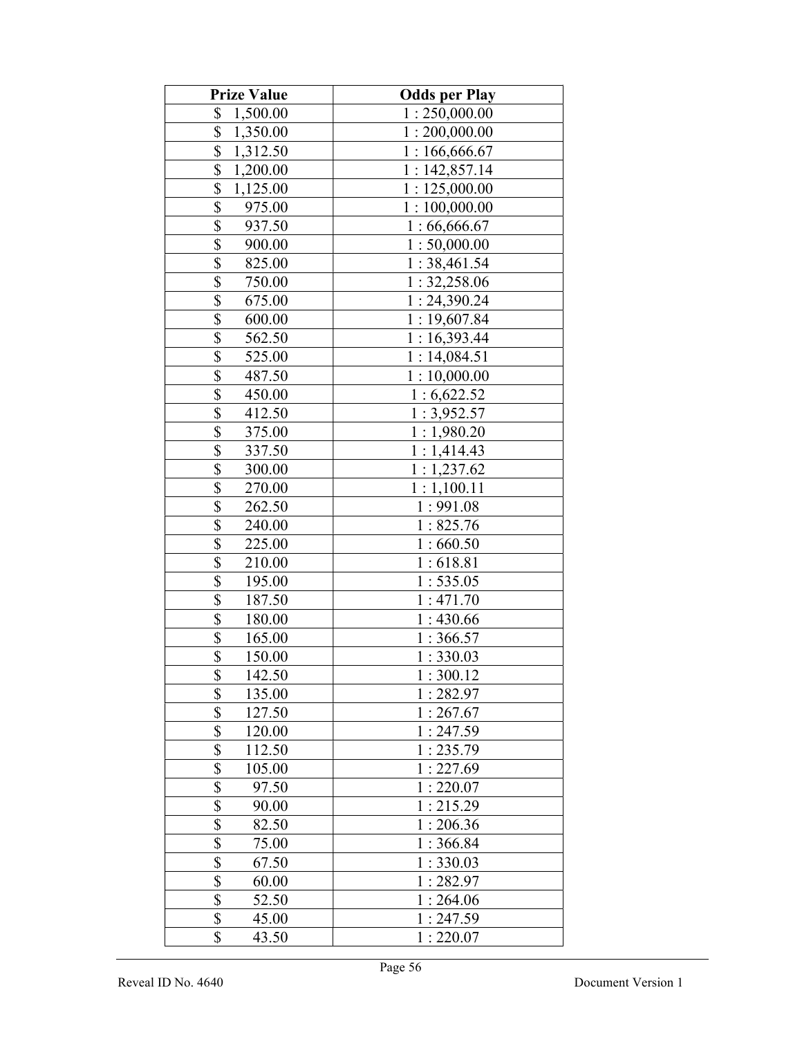| Prize Value | Odds per Play |
| --- | --- |
| $ 1,500.00 | 1 : 250,000.00 |
| $ 1,350.00 | 1 : 200,000.00 |
| $ 1,312.50 | 1 : 166,666.67 |
| $ 1,200.00 | 1 : 142,857.14 |
| $ 1,125.00 | 1 : 125,000.00 |
| $ 975.00 | 1 : 100,000.00 |
| $ 937.50 | 1 : 66,666.67 |
| $ 900.00 | 1 : 50,000.00 |
| $ 825.00 | 1 : 38,461.54 |
| $ 750.00 | 1 : 32,258.06 |
| $ 675.00 | 1 : 24,390.24 |
| $ 600.00 | 1 : 19,607.84 |
| $ 562.50 | 1 : 16,393.44 |
| $ 525.00 | 1 : 14,084.51 |
| $ 487.50 | 1 : 10,000.00 |
| $ 450.00 | 1 : 6,622.52 |
| $ 412.50 | 1 : 3,952.57 |
| $ 375.00 | 1 : 1,980.20 |
| $ 337.50 | 1 : 1,414.43 |
| $ 300.00 | 1 : 1,237.62 |
| $ 270.00 | 1 : 1,100.11 |
| $ 262.50 | 1 : 991.08 |
| $ 240.00 | 1 : 825.76 |
| $ 225.00 | 1 : 660.50 |
| $ 210.00 | 1 : 618.81 |
| $ 195.00 | 1 : 535.05 |
| $ 187.50 | 1 : 471.70 |
| $ 180.00 | 1 : 430.66 |
| $ 165.00 | 1 : 366.57 |
| $ 150.00 | 1 : 330.03 |
| $ 142.50 | 1 : 300.12 |
| $ 135.00 | 1 : 282.97 |
| $ 127.50 | 1 : 267.67 |
| $ 120.00 | 1 : 247.59 |
| $ 112.50 | 1 : 235.79 |
| $ 105.00 | 1 : 227.69 |
| $ 97.50 | 1 : 220.07 |
| $ 90.00 | 1 : 215.29 |
| $ 82.50 | 1 : 206.36 |
| $ 75.00 | 1 : 366.84 |
| $ 67.50 | 1 : 330.03 |
| $ 60.00 | 1 : 282.97 |
| $ 52.50 | 1 : 264.06 |
| $ 45.00 | 1 : 247.59 |
| $ 43.50 | 1 : 220.07 |

Reveal ID No. 4640 Document Version 1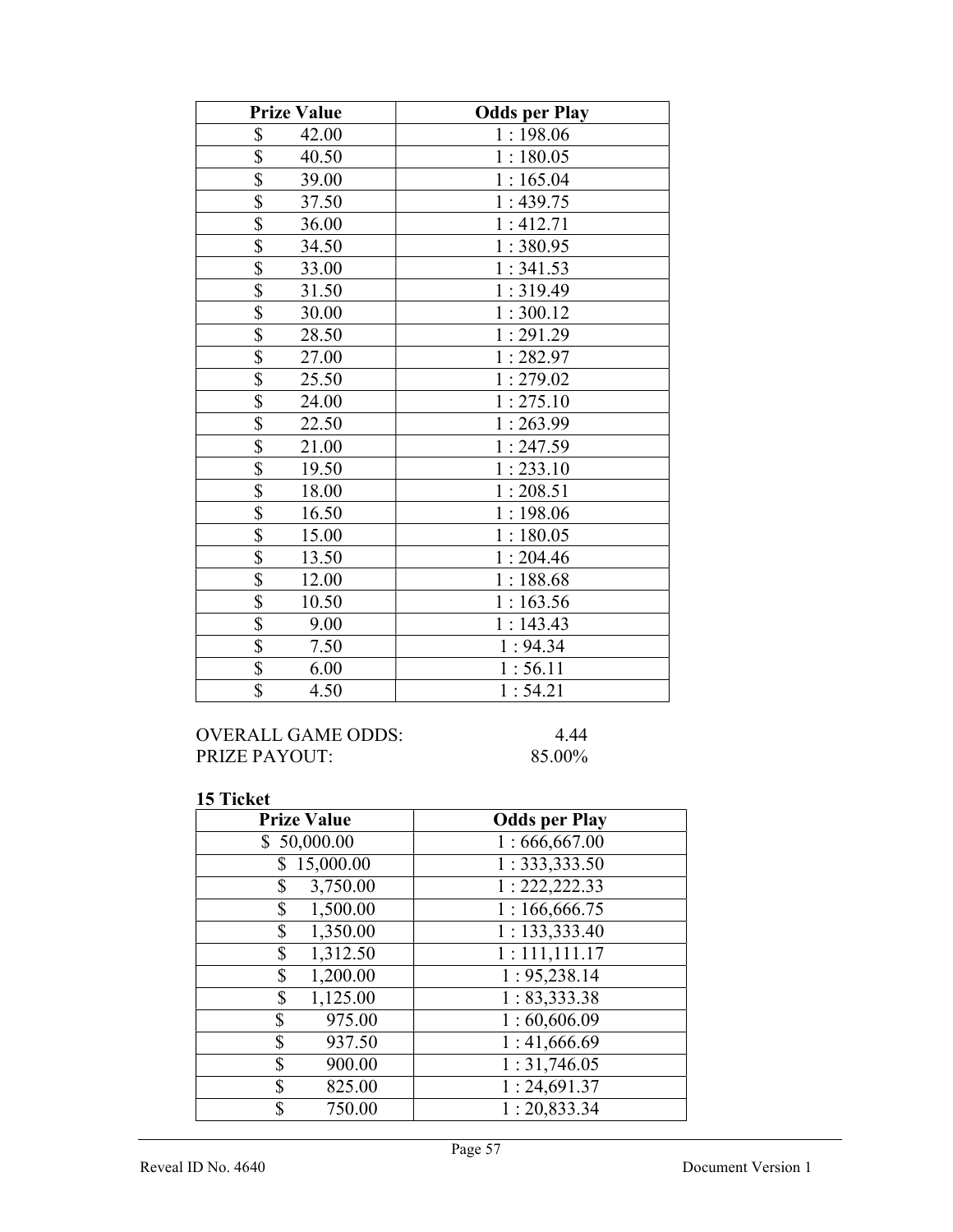| Prize Value | Odds per Play |
| --- | --- |
| $ 42.00 | 1 : 198.06 |
| $ 40.50 | 1 : 180.05 |
| $ 39.00 | 1 : 165.04 |
| $ 37.50 | 1 : 439.75 |
| $ 36.00 | 1 : 412.71 |
| $ 34.50 | 1 : 380.95 |
| $ 33.00 | 1 : 341.53 |
| $ 31.50 | 1 : 319.49 |
| $ 30.00 | 1 : 300.12 |
| $ 28.50 | 1 : 291.29 |
| $ 27.00 | 1 : 282.97 |
| $ 25.50 | 1 : 279.02 |
| $ 24.00 | 1 : 275.10 |
| $ 22.50 | 1 : 263.99 |
| $ 21.00 | 1 : 247.59 |
| $ 19.50 | 1 : 233.10 |
| $ 18.00 | 1 : 208.51 |
| $ 16.50 | 1 : 198.06 |
| $ 15.00 | 1 : 180.05 |
| $ 13.50 | 1 : 204.46 |
| $ 12.00 | 1 : 188.68 |
| $ 10.50 | 1 : 163.56 |
| $ 9.00 | 1 : 143.43 |
| $ 7.50 | 1 : 94.34 |
| $ 6.00 | 1 : 56.11 |
| $ 4.50 | 1 : 54.21 |

OVERALL GAME ODDS: 4.44
PRIZE PAYOUT: 85.00%

**15 Ticket**

| Prize Value | Odds per Play |
| --- | --- |
| $ 50,000.00 | 1 : 666,667.00 |
| $ 15,000.00 | 1 : 333,333.50 |
| $ 3,750.00 | 1 : 222,222.33 |
| $ 1,500.00 | 1 : 166,666.75 |
| $ 1,350.00 | 1 : 133,333.40 |
| $ 1,312.50 | 1 : 111,111.17 |
| $ 1,200.00 | 1 : 95,238.14 |
| $ 1,125.00 | 1 : 83,333.38 |
| $ 975.00 | 1 : 60,606.09 |
| $ 937.50 | 1 : 41,666.69 |
| $ 900.00 | 1 : 31,746.05 |
| $ 825.00 | 1 : 24,691.37 |
| $ 750.00 | 1 : 20,833.34 |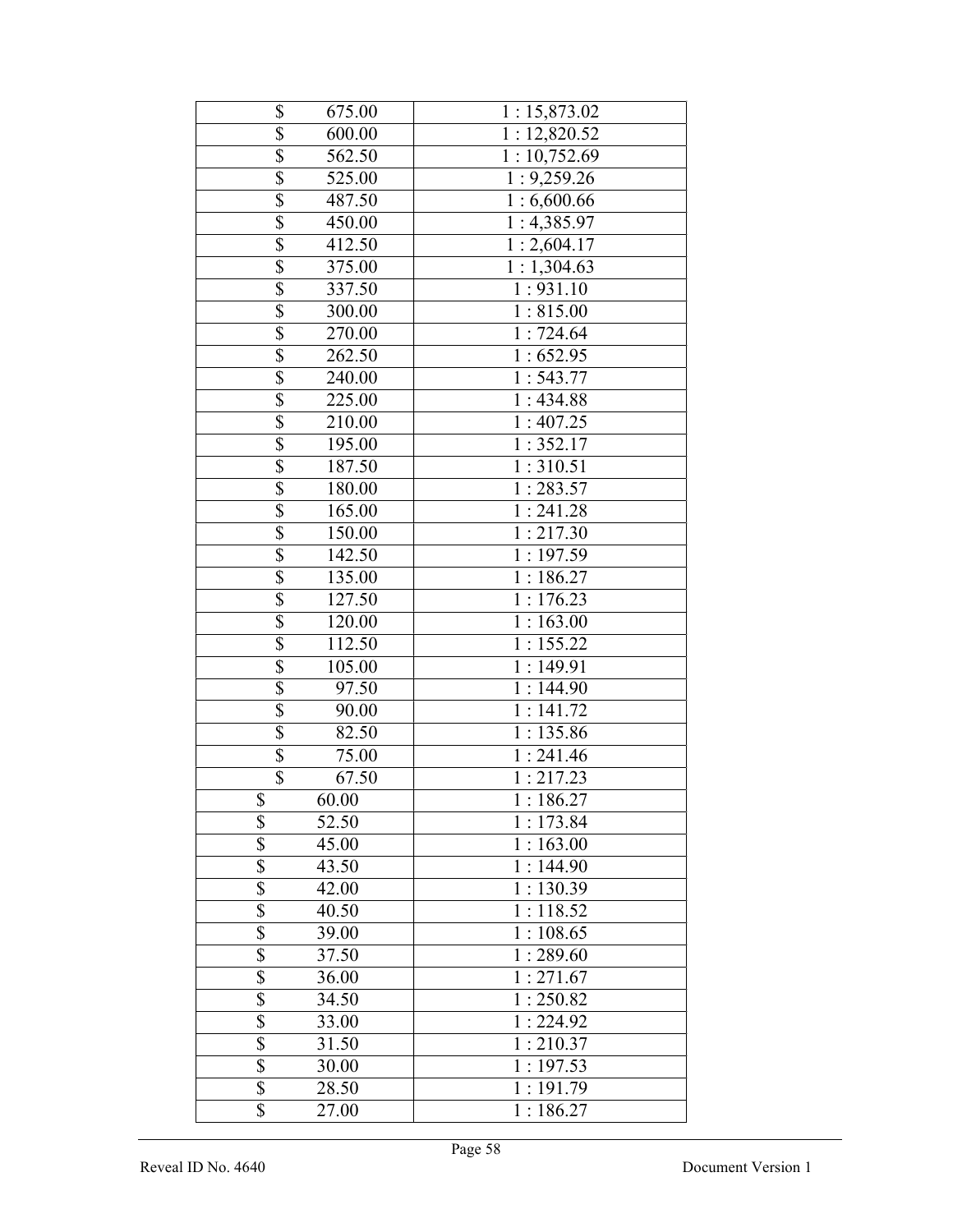| | |
|---|---|
| $ 675.00 | 1 : 15,873.02 |
| $ 600.00 | 1 : 12,820.52 |
| $ 562.50 | 1 : 10,752.69 |
| $ 525.00 | 1 : 9,259.26 |
| $ 487.50 | 1 : 6,600.66 |
| $ 450.00 | 1 : 4,385.97 |
| $ 412.50 | 1 : 2,604.17 |
| $ 375.00 | 1 : 1,304.63 |
| $ 337.50 | 1 : 931.10 |
| $ 300.00 | 1 : 815.00 |
| $ 270.00 | 1 : 724.64 |
| $ 262.50 | 1 : 652.95 |
| $ 240.00 | 1 : 543.77 |
| $ 225.00 | 1 : 434.88 |
| $ 210.00 | 1 : 407.25 |
| $ 195.00 | 1 : 352.17 |
| $ 187.50 | 1 : 310.51 |
| $ 180.00 | 1 : 283.57 |
| $ 165.00 | 1 : 241.28 |
| $ 150.00 | 1 : 217.30 |
| $ 142.50 | 1 : 197.59 |
| $ 135.00 | 1 : 186.27 |
| $ 127.50 | 1 : 176.23 |
| $ 120.00 | 1 : 163.00 |
| $ 112.50 | 1 : 155.22 |
| $ 105.00 | 1 : 149.91 |
| $ 97.50 | 1 : 144.90 |
| $ 90.00 | 1 : 141.72 |
| $ 82.50 | 1 : 135.86 |
| $ 75.00 | 1 : 241.46 |
| $ 67.50 | 1 : 217.23 |
| $ 60.00 | 1 : 186.27 |
| $ 52.50 | 1 : 173.84 |
| $ 45.00 | 1 : 163.00 |
| $ 43.50 | 1 : 144.90 |
| $ 42.00 | 1 : 130.39 |
| $ 40.50 | 1 : 118.52 |
| $ 39.00 | 1 : 108.65 |
| $ 37.50 | 1 : 289.60 |
| $ 36.00 | 1 : 271.67 |
| $ 34.50 | 1 : 250.82 |
| $ 33.00 | 1 : 224.92 |
| $ 31.50 | 1 : 210.37 |
| $ 30.00 | 1 : 197.53 |
| $ 28.50 | 1 : 191.79 |
| $ 27.00 | 1 : 186.27 |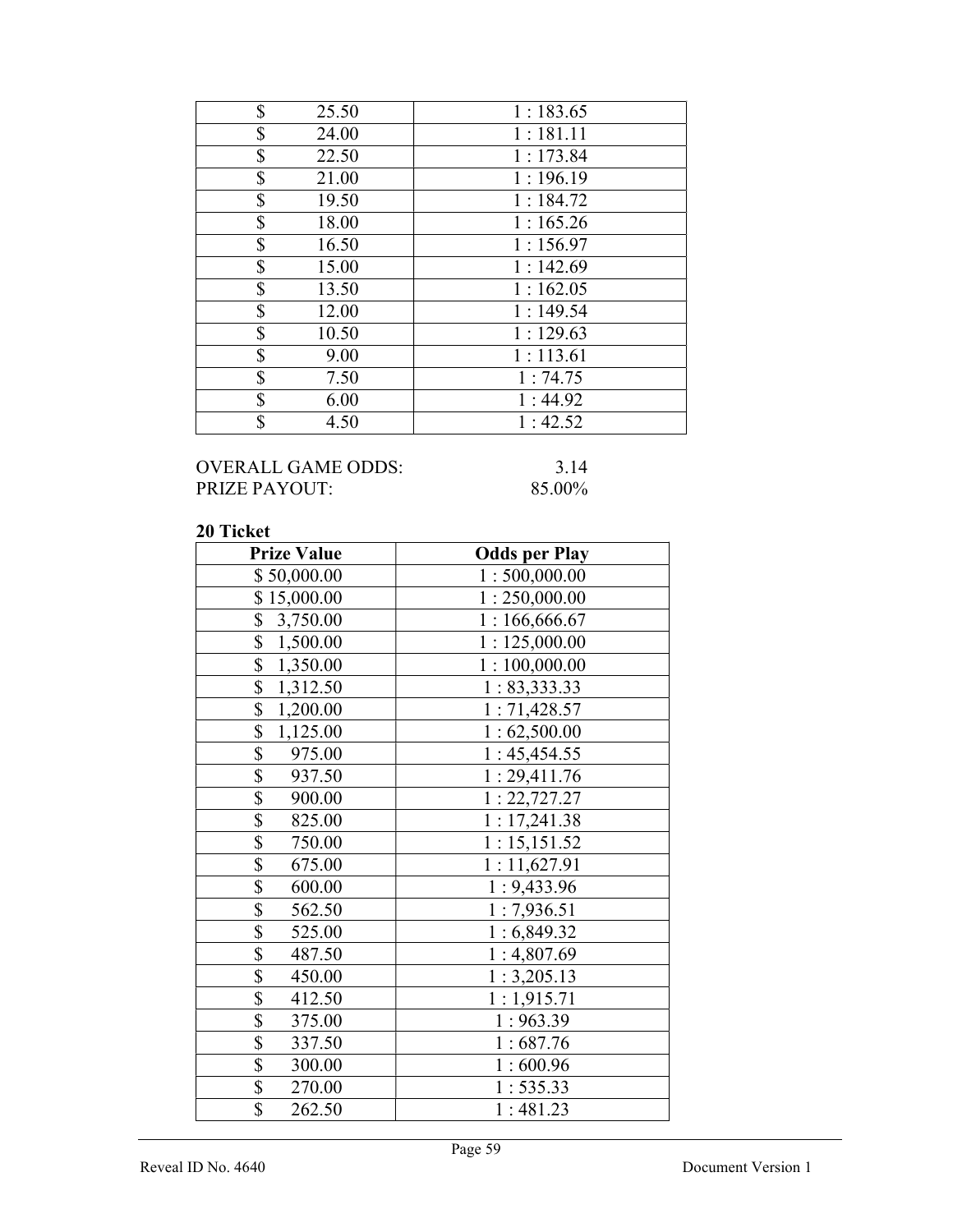| | |
|---|---|
| $ 25.50 | 1 : 183.65 |
| $ 24.00 | 1 : 181.11 |
| $ 22.50 | 1 : 173.84 |
| $ 21.00 | 1 : 196.19 |
| $ 19.50 | 1 : 184.72 |
| $ 18.00 | 1 : 165.26 |
| $ 16.50 | 1 : 156.97 |
| $ 15.00 | 1 : 142.69 |
| $ 13.50 | 1 : 162.05 |
| $ 12.00 | 1 : 149.54 |
| $ 10.50 | 1 : 129.63 |
| $ 9.00 | 1 : 113.61 |
| $ 7.50 | 1 : 74.75 |
| $ 6.00 | 1 : 44.92 |
| $ 4.50 | 1 : 42.52 |

OVERALL GAME ODDS: 3.14
PRIZE PAYOUT: 85.00%

**20 Ticket**

| Prize Value | Odds per Play |
|---|---|
| $ 50,000.00 | 1 : 500,000.00 |
| $ 15,000.00 | 1 : 250,000.00 |
| $ 3,750.00 | 1 : 166,666.67 |
| $ 1,500.00 | 1 : 125,000.00 |
| $ 1,350.00 | 1 : 100,000.00 |
| $ 1,312.50 | 1 : 83,333.33 |
| $ 1,200.00 | 1 : 71,428.57 |
| $ 1,125.00 | 1 : 62,500.00 |
| $ 975.00 | 1 : 45,454.55 |
| $ 937.50 | 1 : 29,411.76 |
| $ 900.00 | 1 : 22,727.27 |
| $ 825.00 | 1 : 17,241.38 |
| $ 750.00 | 1 : 15,151.52 |
| $ 675.00 | 1 : 11,627.91 |
| $ 600.00 | 1 : 9,433.96 |
| $ 562.50 | 1 : 7,936.51 |
| $ 525.00 | 1 : 6,849.32 |
| $ 487.50 | 1 : 4,807.69 |
| $ 450.00 | 1 : 3,205.13 |
| $ 412.50 | 1 : 1,915.71 |
| $ 375.00 | 1 : 963.39 |
| $ 337.50 | 1 : 687.76 |
| $ 300.00 | 1 : 600.96 |
| $ 270.00 | 1 : 535.33 |
| $ 262.50 | 1 : 481.23 |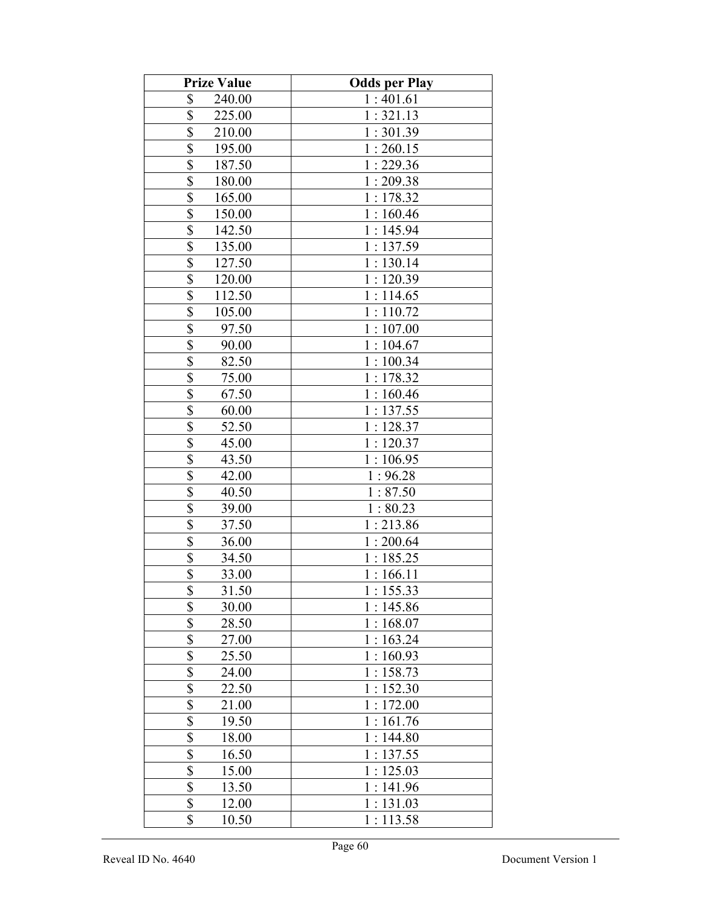| Prize Value | Odds per Play |
|---|---|
| $ 240.00 | 1 : 401.61 |
| $ 225.00 | 1 : 321.13 |
| $ 210.00 | 1 : 301.39 |
| $ 195.00 | 1 : 260.15 |
| $ 187.50 | 1 : 229.36 |
| $ 180.00 | 1 : 209.38 |
| $ 165.00 | 1 : 178.32 |
| $ 150.00 | 1 : 160.46 |
| $ 142.50 | 1 : 145.94 |
| $ 135.00 | 1 : 137.59 |
| $ 127.50 | 1 : 130.14 |
| $ 120.00 | 1 : 120.39 |
| $ 112.50 | 1 : 114.65 |
| $ 105.00 | 1 : 110.72 |
| $ 97.50 | 1 : 107.00 |
| $ 90.00 | 1 : 104.67 |
| $ 82.50 | 1 : 100.34 |
| $ 75.00 | 1 : 178.32 |
| $ 67.50 | 1 : 160.46 |
| $ 60.00 | 1 : 137.55 |
| $ 52.50 | 1 : 128.37 |
| $ 45.00 | 1 : 120.37 |
| $ 43.50 | 1 : 106.95 |
| $ 42.00 | 1 : 96.28 |
| $ 40.50 | 1 : 87.50 |
| $ 39.00 | 1 : 80.23 |
| $ 37.50 | 1 : 213.86 |
| $ 36.00 | 1 : 200.64 |
| $ 34.50 | 1 : 185.25 |
| $ 33.00 | 1 : 166.11 |
| $ 31.50 | 1 : 155.33 |
| $ 30.00 | 1 : 145.86 |
| $ 28.50 | 1 : 168.07 |
| $ 27.00 | 1 : 163.24 |
| $ 25.50 | 1 : 160.93 |
| $ 24.00 | 1 : 158.73 |
| $ 22.50 | 1 : 152.30 |
| $ 21.00 | 1 : 172.00 |
| $ 19.50 | 1 : 161.76 |
| $ 18.00 | 1 : 144.80 |
| $ 16.50 | 1 : 137.55 |
| $ 15.00 | 1 : 125.03 |
| $ 13.50 | 1 : 141.96 |
| $ 12.00 | 1 : 131.03 |
| $ 10.50 | 1 : 113.58 |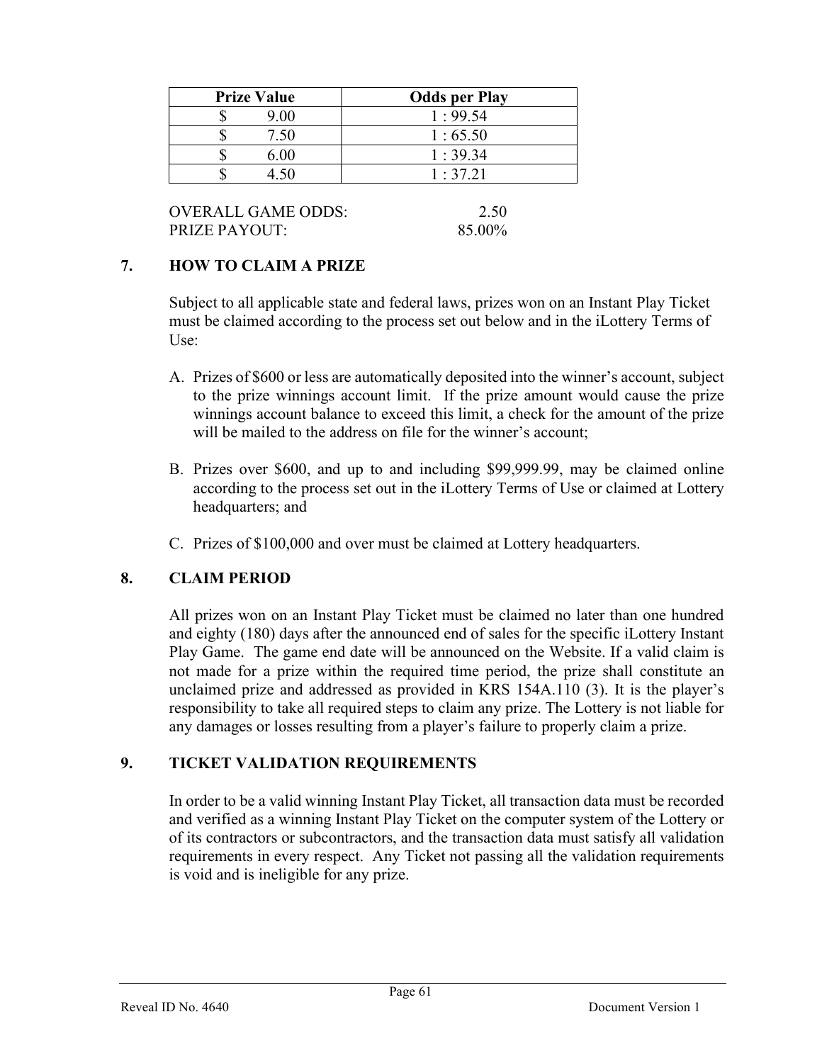| Prize Value | Odds per Play |
|---|---|
| $ 9.00 | 1 : 99.54 |
| $ 7.50 | 1 : 65.50 |
| $ 6.00 | 1 : 39.34 |
| $ 4.50 | 1 : 37.21 |

OVERALL GAME ODDS: 2.50
PRIZE PAYOUT: 85.00%

## 7. HOW TO CLAIM A PRIZE

Subject to all applicable state and federal laws, prizes won on an Instant Play Ticket must be claimed according to the process set out below and in the iLottery Terms of Use:

A. Prizes of $600 or less are automatically deposited into the winner's account, subject to the prize winnings account limit. If the prize amount would cause the prize winnings account balance to exceed this limit, a check for the amount of the prize will be mailed to the address on file for the winner's account;

B. Prizes over $600, and up to and including $99,999.99, may be claimed online according to the process set out in the iLottery Terms of Use or claimed at Lottery headquarters; and

C. Prizes of $100,000 and over must be claimed at Lottery headquarters.

## 8. CLAIM PERIOD

All prizes won on an Instant Play Ticket must be claimed no later than one hundred and eighty (180) days after the announced end of sales for the specific iLottery Instant Play Game. The game end date will be announced on the Website. If a valid claim is not made for a prize within the required time period, the prize shall constitute an unclaimed prize and addressed as provided in KRS 154A.110 (3). It is the player's responsibility to take all required steps to claim any prize. The Lottery is not liable for any damages or losses resulting from a player's failure to properly claim a prize.

## 9. TICKET VALIDATION REQUIREMENTS

In order to be a valid winning Instant Play Ticket, all transaction data must be recorded and verified as a winning Instant Play Ticket on the computer system of the Lottery or of its contractors or subcontractors, and the transaction data must satisfy all validation requirements in every respect. Any Ticket not passing all the validation requirements is void and is ineligible for any prize.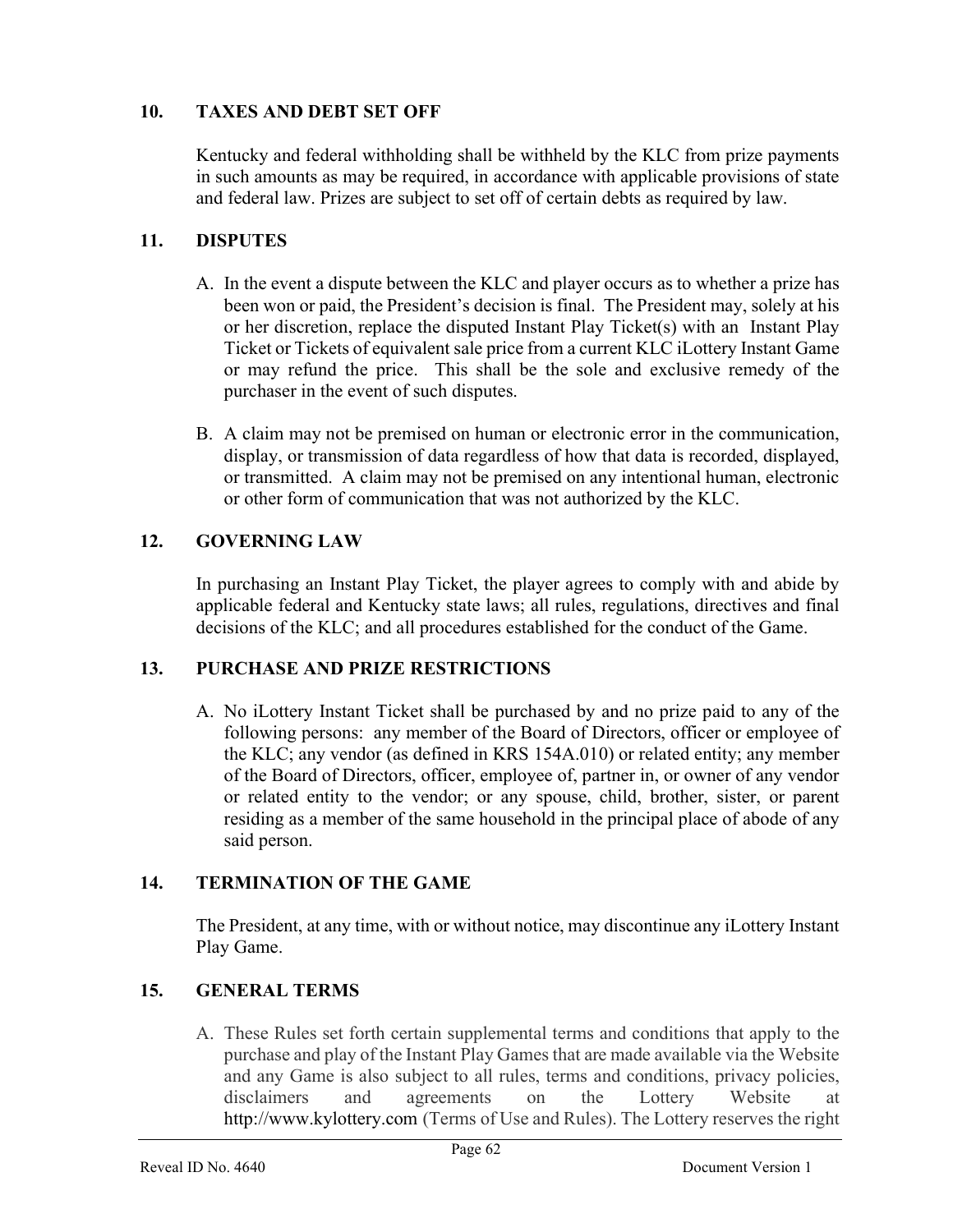## 10. TAXES AND DEBT SET OFF

Kentucky and federal withholding shall be withheld by the KLC from prize payments in such amounts as may be required, in accordance with applicable provisions of state and federal law. Prizes are subject to set off of certain debts as required by law.

## 11. DISPUTES

A. In the event a dispute between the KLC and player occurs as to whether a prize has been won or paid, the President's decision is final. The President may, solely at his or her discretion, replace the disputed Instant Play Ticket(s) with an Instant Play Ticket or Tickets of equivalent sale price from a current KLC iLottery Instant Game or may refund the price. This shall be the sole and exclusive remedy of the purchaser in the event of such disputes.

B. A claim may not be premised on human or electronic error in the communication, display, or transmission of data regardless of how that data is recorded, displayed, or transmitted. A claim may not be premised on any intentional human, electronic or other form of communication that was not authorized by the KLC.

## 12. GOVERNING LAW

In purchasing an Instant Play Ticket, the player agrees to comply with and abide by applicable federal and Kentucky state laws; all rules, regulations, directives and final decisions of the KLC; and all procedures established for the conduct of the Game.

## 13. PURCHASE AND PRIZE RESTRICTIONS

A. No iLottery Instant Ticket shall be purchased by and no prize paid to any of the following persons: any member of the Board of Directors, officer or employee of the KLC; any vendor (as defined in KRS 154A.010) or related entity; any member of the Board of Directors, officer, employee of, partner in, or owner of any vendor or related entity to the vendor; or any spouse, child, brother, sister, or parent residing as a member of the same household in the principal place of abode of any said person.

## 14. TERMINATION OF THE GAME

The President, at any time, with or without notice, may discontinue any iLottery Instant Play Game.

## 15. GENERAL TERMS

A. These Rules set forth certain supplemental terms and conditions that apply to the purchase and play of the Instant Play Games that are made available via the Website and any Game is also subject to all rules, terms and conditions, privacy policies, disclaimers and agreements on the Lottery Website at http://www.kylottery.com (Terms of Use and Rules). The Lottery reserves the right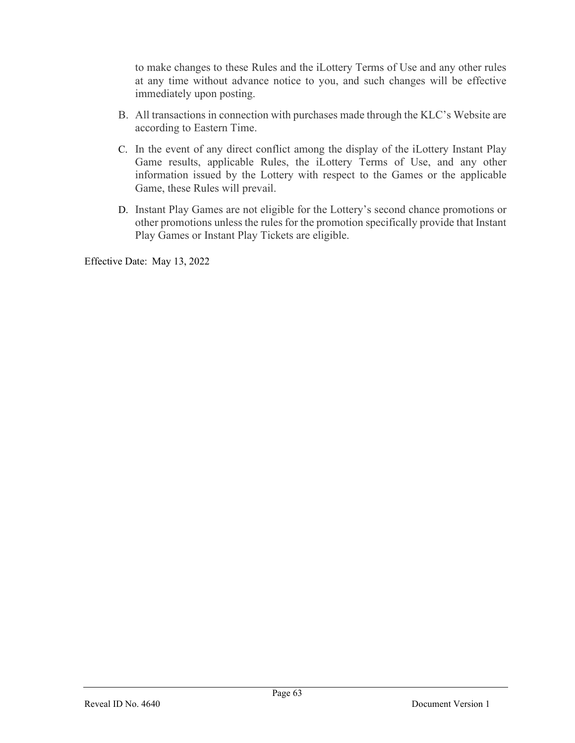to make changes to these Rules and the iLottery Terms of Use and any other rules at any time without advance notice to you, and such changes will be effective immediately upon posting.

B. All transactions in connection with purchases made through the KLC's Website are according to Eastern Time.

C. In the event of any direct conflict among the display of the iLottery Instant Play Game results, applicable Rules, the iLottery Terms of Use, and any other information issued by the Lottery with respect to the Games or the applicable Game, these Rules will prevail.

D. Instant Play Games are not eligible for the Lottery's second chance promotions or other promotions unless the rules for the promotion specifically provide that Instant Play Games or Instant Play Tickets are eligible.

Effective Date: May 13, 2022